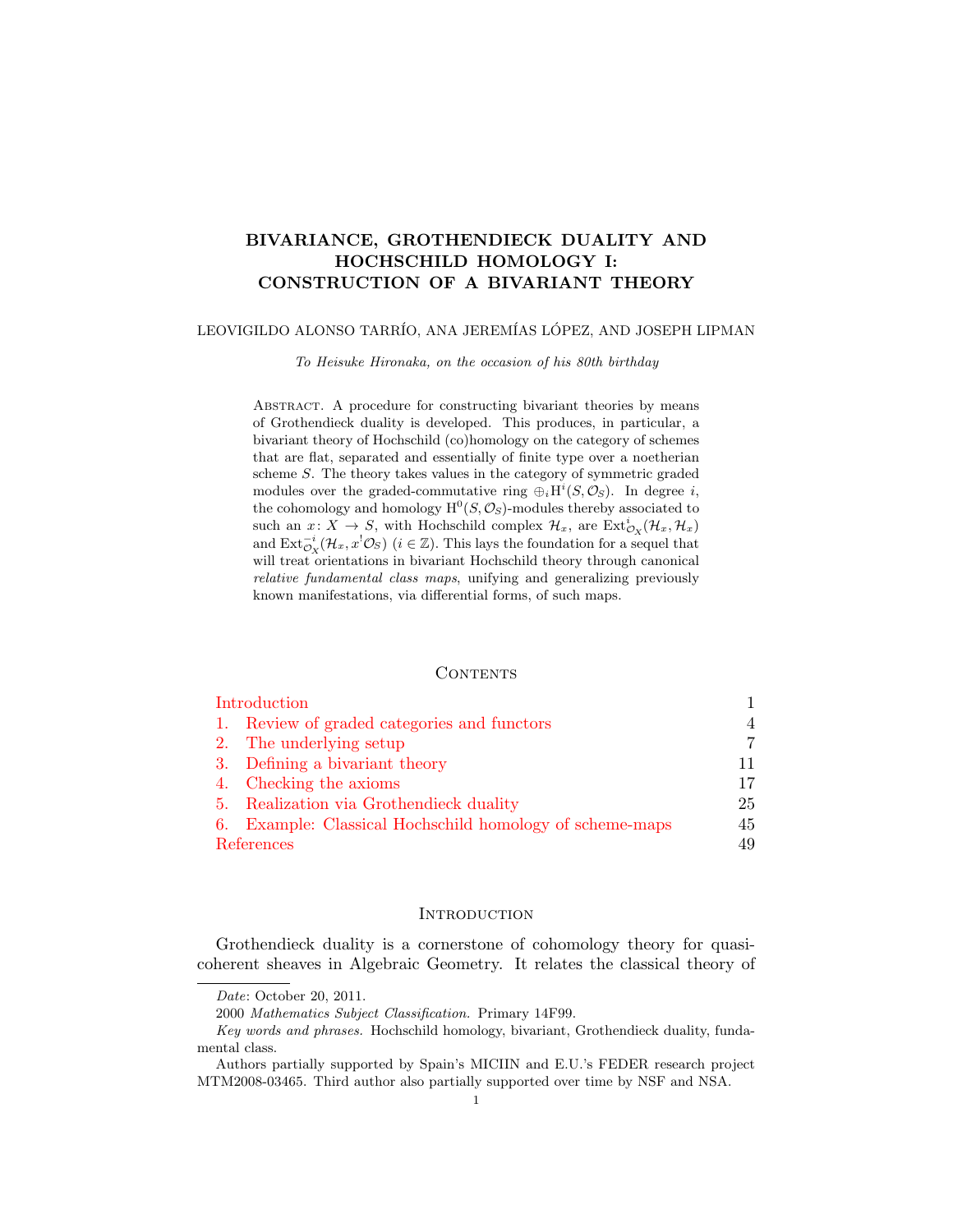# BIVARIANCE, GROTHENDIECK DUALITY AND HOCHSCHILD HOMOLOGY I: CONSTRUCTION OF A BIVARIANT THEORY

LEOVIGILDO ALONSO TARRÍO, ANA JEREMÍAS LÓPEZ, AND JOSEPH LIPMAN

*To Heisuke Hironaka, on the occasion of his 80th birthday*

Abstract. A procedure for constructing bivariant theories by means of Grothendieck duality is developed. This produces, in particular, a bivariant theory of Hochschild (co)homology on the category of schemes that are flat, separated and essentially of finite type over a noetherian scheme $S$. The theory takes values in the category of symmetric graded modules over the graded-commutative ring $\oplus_i \mathrm{H}^i(S, \mathcal{O}_S)$. In degree $i$, the cohomology and homology $\mathrm{H}^0(S, \mathcal{O}_S)$-modules thereby associated to such an $x\colon X \to S$, with Hochschild complex $\mathcal{H}_x$, are $\mathrm{Ext}^i_{\mathcal{O}_X}(\mathcal{H}_x, \mathcal{H}_x)$ and $\mathrm{Ext}^{-i}_{\mathcal{O}_X}(\mathcal{H}_x, x^!\mathcal{O}_S)$ $(i \in \mathbb{Z})$. This lays the foundation for a sequel that will treat orientations in bivariant Hochschild theory through canonical *relative fundamental class maps*, unifying and generalizing previously known manifestations, via differential forms, of such maps.

## Contents

| | |
|---|---|
| Introduction | 1 |
| 1. Review of graded categories and functors | 4 |
| 2. The underlying setup | 7 |
| 3. Defining a bivariant theory | 11 |
| 4. Checking the axioms | 17 |
| 5. Realization via Grothendieck duality | 25 |
| 6. Example: Classical Hochschild homology of scheme-maps | 45 |
| References | 49 |

## Introduction

Grothendieck duality is a cornerstone of cohomology theory for quasi-coherent sheaves in Algebraic Geometry. It relates the classical theory of

---

*Date*: October 20, 2011.

2000 *Mathematics Subject Classification.* Primary 14F99.

*Key words and phrases.* Hochschild homology, bivariant, Grothendieck duality, fundamental class.

Authors partially supported by Spain's MICIIN and E.U.'s FEDER research project MTM2008-03465. Third author also partially supported over time by NSF and NSA.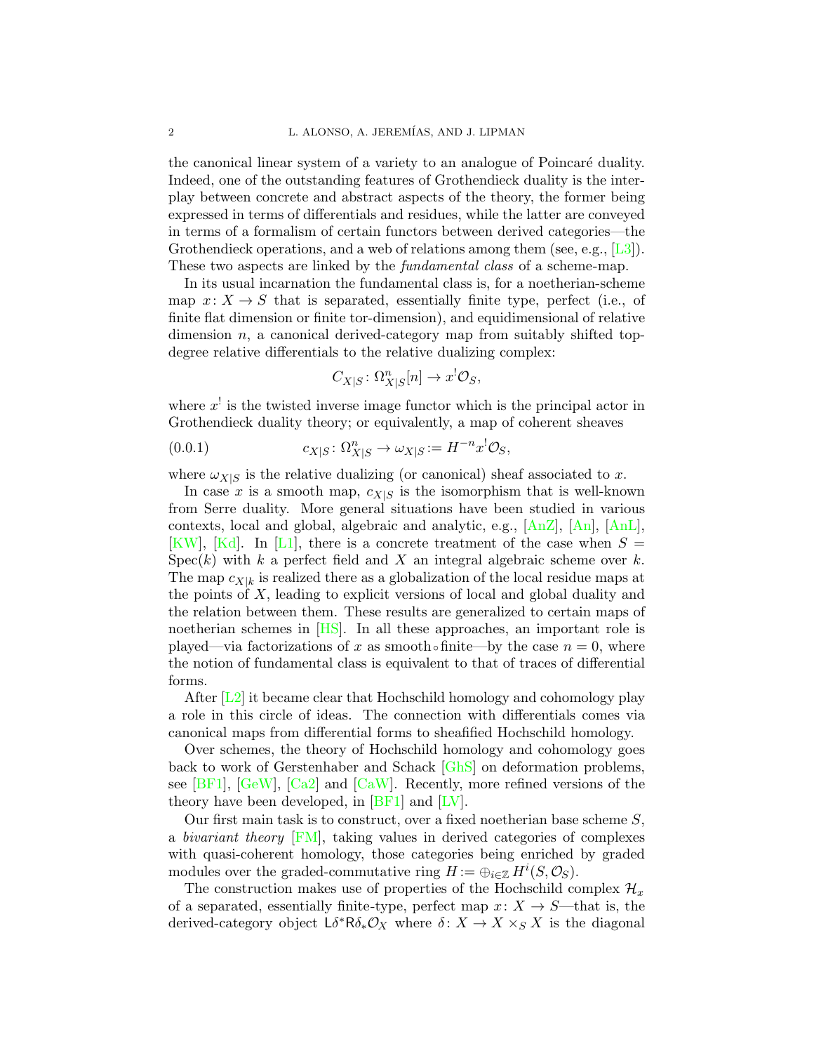the canonical linear system of a variety to an analogue of Poincaré duality. Indeed, one of the outstanding features of Grothendieck duality is the interplay between concrete and abstract aspects of the theory, the former being expressed in terms of differentials and residues, while the latter are conveyed in terms of a formalism of certain functors between derived categories—the Grothendieck operations, and a web of relations among them (see, e.g., [L3]). These two aspects are linked by the *fundamental class* of a scheme-map.

In its usual incarnation the fundamental class is, for a noetherian-scheme map $x\colon X \to S$ that is separated, essentially finite type, perfect (i.e., of finite flat dimension or finite tor-dimension), and equidimensional of relative dimension $n$, a canonical derived-category map from suitably shifted top-degree relative differentials to the relative dualizing complex:

$$C_{X|S}\colon \Omega^n_{X|S}[n] \to x^!\mathcal{O}_S,$$

where $x^!$ is the twisted inverse image functor which is the principal actor in Grothendieck duality theory; or equivalently, a map of coherent sheaves

$$c_{X|S}\colon \Omega^n_{X|S} \to \omega_{X|S} := H^{-n}x^!\mathcal{O}_S, \tag{0.0.1}$$

where $\omega_{X|S}$ is the relative dualizing (or canonical) sheaf associated to $x$.

In case $x$ is a smooth map, $c_{X|S}$ is the isomorphism that is well-known from Serre duality. More general situations have been studied in various contexts, local and global, algebraic and analytic, e.g., [AnZ], [An], [AnL], [KW], [Kd]. In [L1], there is a concrete treatment of the case when $S = \operatorname{Spec}(k)$ with $k$ a perfect field and $X$ an integral algebraic scheme over $k$. The map $c_{X|k}$ is realized there as a globalization of the local residue maps at the points of $X$, leading to explicit versions of local and global duality and the relation between them. These results are generalized to certain maps of noetherian schemes in [HS]. In all these approaches, an important role is played—via factorizations of $x$ as smooth $\circ$ finite—by the case $n = 0$, where the notion of fundamental class is equivalent to that of traces of differential forms.

After [L2] it became clear that Hochschild homology and cohomology play a role in this circle of ideas. The connection with differentials comes via canonical maps from differential forms to sheafified Hochschild homology.

Over schemes, the theory of Hochschild homology and cohomology goes back to work of Gerstenhaber and Schack [GhS] on deformation problems, see [BF1], [GeW], [Ca2] and [CaW]. Recently, more refined versions of the theory have been developed, in [BF1] and [LV].

Our first main task is to construct, over a fixed noetherian base scheme $S$, a *bivariant theory* [FM], taking values in derived categories of complexes with quasi-coherent homology, those categories being enriched by graded modules over the graded-commutative ring $H := \oplus_{i\in\mathbb{Z}} H^i(S, \mathcal{O}_S)$.

The construction makes use of properties of the Hochschild complex $\mathcal{H}_x$ of a separated, essentially finite-type, perfect map $x\colon X \to S$—that is, the derived-category object $\mathsf{L}\delta^*\mathsf{R}\delta_*\mathcal{O}_X$ where $\delta\colon X \to X \times_S X$ is the diagonal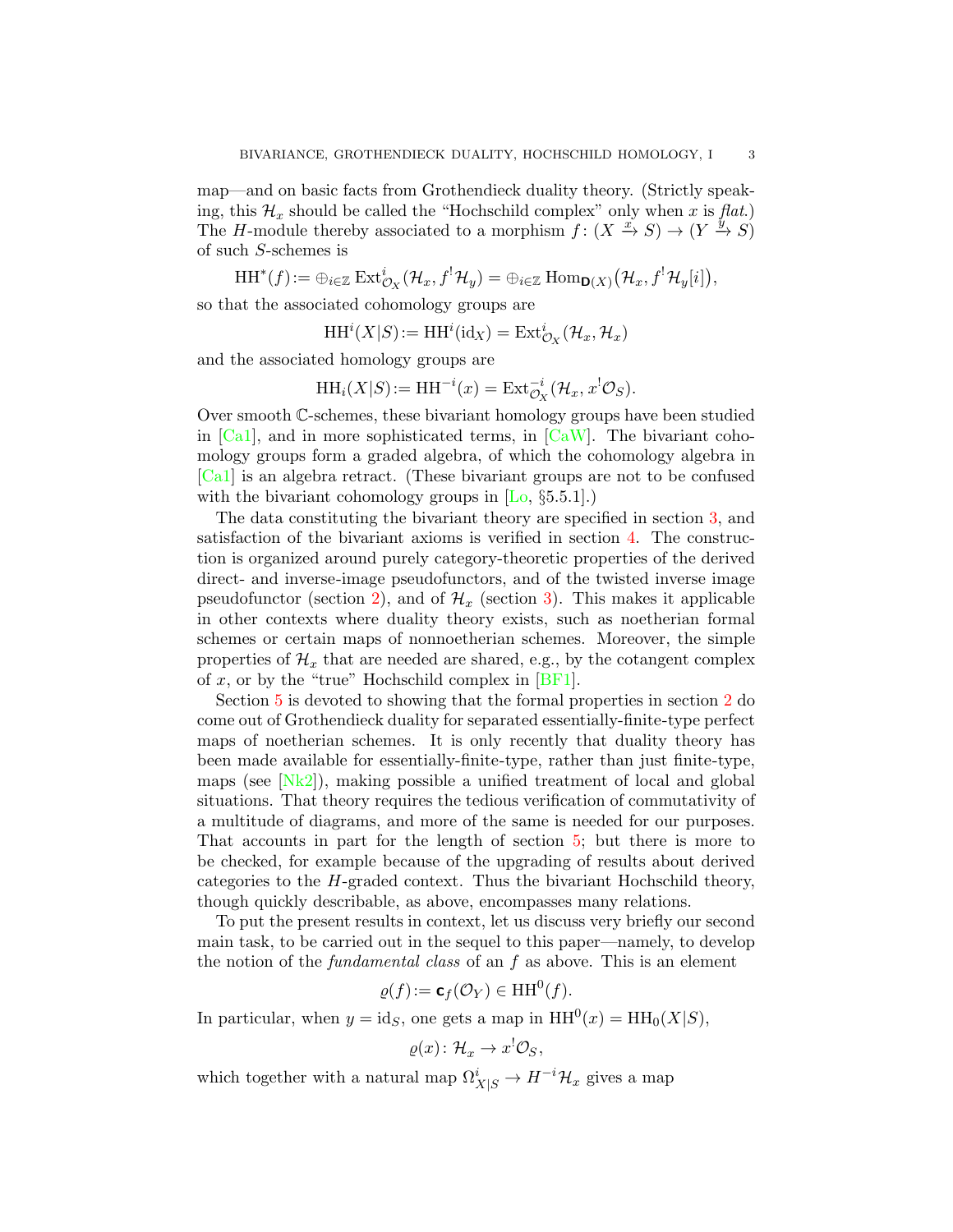map—and on basic facts from Grothendieck duality theory. (Strictly speaking, this $\mathcal{H}_x$ should be called the "Hochschild complex" only when $x$ is *flat*.) The $H$-module thereby associated to a morphism $f\colon (X \xrightarrow{x} S) \to (Y \xrightarrow{y} S)$ of such $S$-schemes is

$$\mathrm{HH}^*(f) := \oplus_{i\in\mathbb{Z}} \operatorname{Ext}^i_{\mathcal{O}_X}(\mathcal{H}_x, f^!\mathcal{H}_y) = \oplus_{i\in\mathbb{Z}} \operatorname{Hom}_{\mathbf{D}(X)}\big(\mathcal{H}_x, f^!\mathcal{H}_y[i]\big),$$

so that the associated cohomology groups are

$$\mathrm{HH}^i(X|S) := \mathrm{HH}^i(\mathrm{id}_X) = \operatorname{Ext}^i_{\mathcal{O}_X}(\mathcal{H}_x, \mathcal{H}_x)$$

and the associated homology groups are

$$\mathrm{HH}_i(X|S) := \mathrm{HH}^{-i}(x) = \operatorname{Ext}^{-i}_{\mathcal{O}_X}(\mathcal{H}_x, x^!\mathcal{O}_S).$$

Over smooth $\mathbb{C}$-schemes, these bivariant homology groups have been studied in [Ca1], and in more sophisticated terms, in [CaW]. The bivariant cohomology groups form a graded algebra, of which the cohomology algebra in [Ca1] is an algebra retract. (These bivariant groups are not to be confused with the bivariant cohomology groups in [Lo, §5.5.1].)

The data constituting the bivariant theory are specified in section 3, and satisfaction of the bivariant axioms is verified in section 4. The construction is organized around purely category-theoretic properties of the derived direct- and inverse-image pseudofunctors, and of the twisted inverse image pseudofunctor (section 2), and of $\mathcal{H}_x$ (section 3). This makes it applicable in other contexts where duality theory exists, such as noetherian formal schemes or certain maps of nonnoetherian schemes. Moreover, the simple properties of $\mathcal{H}_x$ that are needed are shared, e.g., by the cotangent complex of $x$, or by the "true" Hochschild complex in [BF1].

Section 5 is devoted to showing that the formal properties in section 2 do come out of Grothendieck duality for separated essentially-finite-type perfect maps of noetherian schemes. It is only recently that duality theory has been made available for essentially-finite-type, rather than just finite-type, maps (see [Nk2]), making possible a unified treatment of local and global situations. That theory requires the tedious verification of commutativity of a multitude of diagrams, and more of the same is needed for our purposes. That accounts in part for the length of section 5; but there is more to be checked, for example because of the upgrading of results about derived categories to the $H$-graded context. Thus the bivariant Hochschild theory, though quickly describable, as above, encompasses many relations.

To put the present results in context, let us discuss very briefly our second main task, to be carried out in the sequel to this paper—namely, to develop the notion of the *fundamental class* of an $f$ as above. This is an element

$$\varrho(f) := \mathbf{c}_f(\mathcal{O}_Y) \in \mathrm{HH}^0(f).$$

In particular, when $y = \mathrm{id}_S$, one gets a map in $\mathrm{HH}^0(x) = \mathrm{HH}_0(X|S)$,

$$\varrho(x)\colon \mathcal{H}_x \to x^!\mathcal{O}_S,$$

which together with a natural map $\Omega^i_{X|S} \to H^{-i}\mathcal{H}_x$ gives a map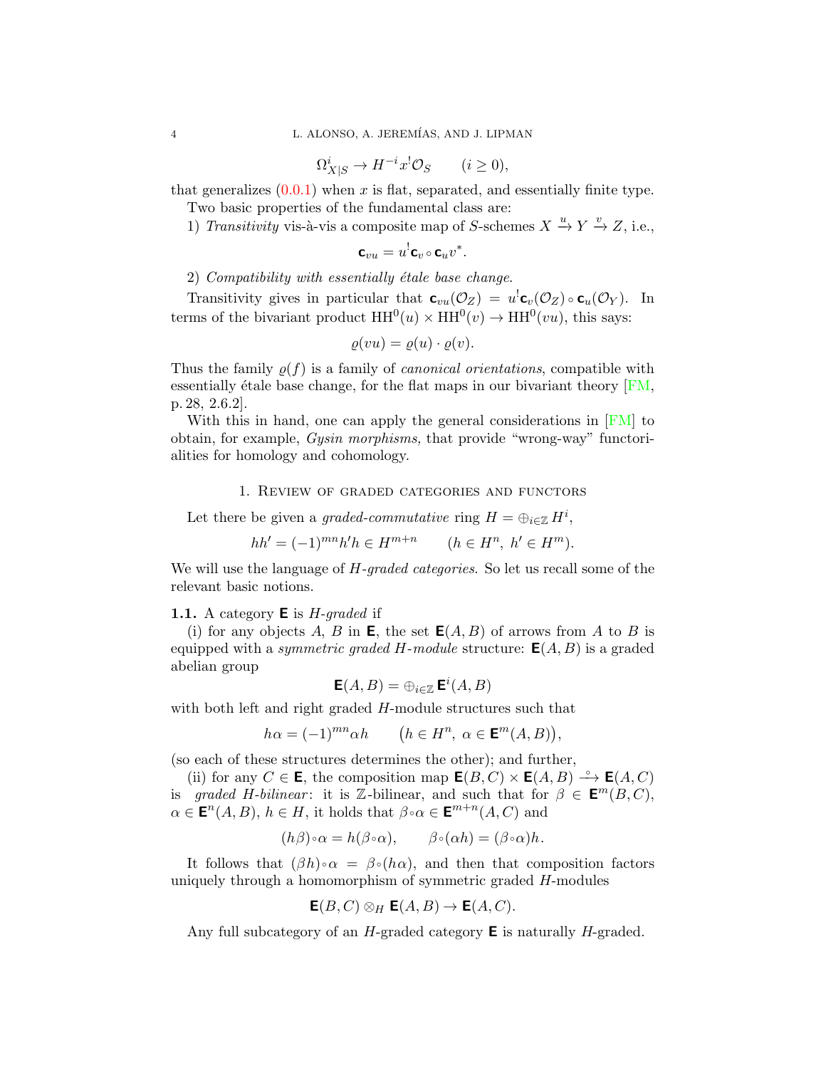$$\Omega^i_{X|S} \to H^{-i}x^!\mathcal{O}_S \qquad (i \ge 0),$$

that generalizes (0.0.1) when $x$ is flat, separated, and essentially finite type.

Two basic properties of the fundamental class are:

1) *Transitivity* vis-à-vis a composite map of $S$-schemes $X \xrightarrow{u} Y \xrightarrow{v} Z$, i.e.,

$$\mathsf{c}_{vu} = u^!\mathsf{c}_v \circ \mathsf{c}_u v^*.$$

2) *Compatibility with essentially étale base change.*

Transitivity gives in particular that $\mathsf{c}_{vu}(\mathcal{O}_Z) = u^!\mathsf{c}_v(\mathcal{O}_Z) \circ \mathsf{c}_u(\mathcal{O}_Y)$. In terms of the bivariant product $\mathrm{HH}^0(u) \times \mathrm{HH}^0(v) \to \mathrm{HH}^0(vu)$, this says:

$$\varrho(vu) = \varrho(u) \cdot \varrho(v).$$

Thus the family $\varrho(f)$ is a family of *canonical orientations*, compatible with essentially étale base change, for the flat maps in our bivariant theory [FM, p. 28, 2.6.2].

With this in hand, one can apply the general considerations in [FM] to obtain, for example, *Gysin morphisms,* that provide "wrong-way" functorialities for homology and cohomology.

## 1. Review of graded categories and functors

Let there be given a *graded-commutative* ring $H = \oplus_{i\in\mathbb{Z}} H^i$,

$$hh' = (-1)^{mn}h'h \in H^{m+n} \qquad (h \in H^n,\ h' \in H^m).$$

We will use the language of *$H$-graded categories.* So let us recall some of the relevant basic notions.

**1.1.** A category $\mathbf{E}$ is *$H$-graded* if

(i) for any objects $A$, $B$ in $\mathbf{E}$, the set $\mathbf{E}(A,B)$ of arrows from $A$ to $B$ is equipped with a *symmetric graded $H$-module* structure: $\mathbf{E}(A,B)$ is a graded abelian group

$$\mathbf{E}(A,B) = \oplus_{i\in\mathbb{Z}} \mathbf{E}^i(A,B)$$

with both left and right graded $H$-module structures such that

$$h\alpha = (-1)^{mn}\alpha h \qquad \big(h \in H^n,\ \alpha \in \mathbf{E}^m(A,B)\big),$$

(so each of these structures determines the other); and further,

(ii) for any $C \in \mathbf{E}$, the composition map $\mathbf{E}(B,C) \times \mathbf{E}(A,B) \xrightarrow{\circ} \mathbf{E}(A,C)$ is *graded $H$-bilinear*: it is $\mathbb{Z}$-bilinear, and such that for $\beta \in \mathbf{E}^m(B,C)$, $\alpha \in \mathbf{E}^n(A,B)$, $h \in H$, it holds that $\beta\circ\alpha \in \mathbf{E}^{m+n}(A,C)$ and

$$(h\beta)\circ\alpha = h(\beta\circ\alpha), \qquad \beta\circ(\alpha h) = (\beta\circ\alpha)h.$$

It follows that $(\beta h)\circ\alpha = \beta\circ(h\alpha)$, and then that composition factors uniquely through a homomorphism of symmetric graded $H$-modules

$$\mathbf{E}(B,C) \otimes_H \mathbf{E}(A,B) \to \mathbf{E}(A,C).$$

Any full subcategory of an $H$-graded category $\mathbf{E}$ is naturally $H$-graded.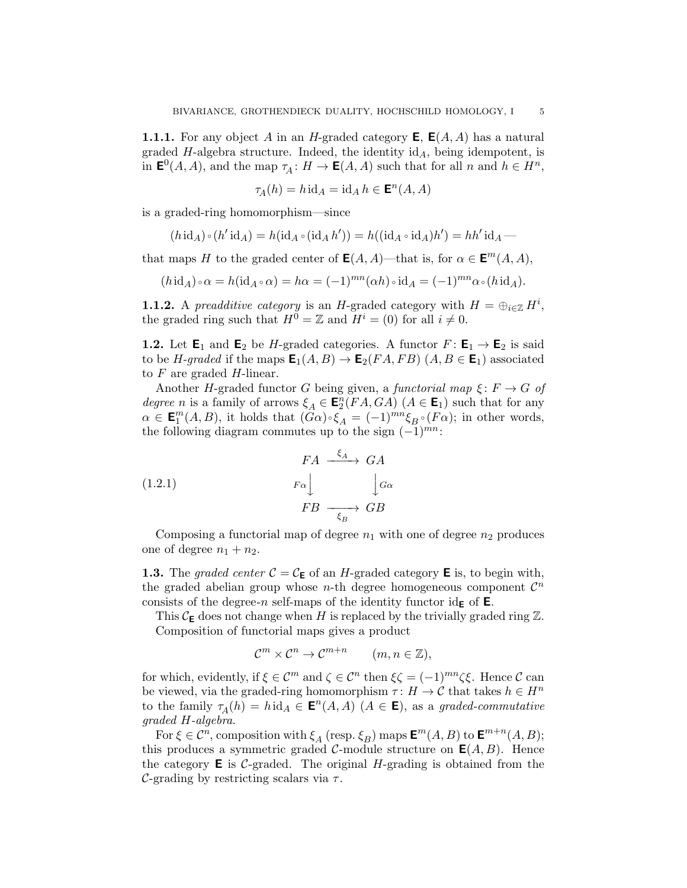**1.1.1.** For any object $A$ in an $H$-graded category $\mathsf{E}$, $\mathsf{E}(A, A)$ has a natural graded $H$-algebra structure. Indeed, the identity $\mathrm{id}_A$, being idempotent, is in $\mathsf{E}^0(A, A)$, and the map $\tau_A\colon H \to \mathsf{E}(A, A)$ such that for all $n$ and $h \in H^n$,

$$\tau_A(h) = h\,\mathrm{id}_A = \mathrm{id}_A\, h \in \mathsf{E}^n(A, A)$$

is a graded-ring homomorphism—since

$$(h\,\mathrm{id}_A)\circ(h'\,\mathrm{id}_A) = h(\mathrm{id}_A \circ (\mathrm{id}_A\, h')) = h((\mathrm{id}_A \circ \mathrm{id}_A)h') = hh'\,\mathrm{id}_A \text{ —}$$

that maps $H$ to the graded center of $\mathsf{E}(A, A)$—that is, for $\alpha \in \mathsf{E}^m(A, A)$,

$$(h\,\mathrm{id}_A)\circ\alpha = h(\mathrm{id}_A \circ \alpha) = h\alpha = (-1)^{mn}(\alpha h)\circ \mathrm{id}_A = (-1)^{mn}\alpha\circ(h\,\mathrm{id}_A).$$

**1.1.2.** A *preadditive category* is an $H$-graded category with $H = \oplus_{i\in\mathbb{Z}} H^i$, the graded ring such that $H^0 = \mathbb{Z}$ and $H^i = (0)$ for all $i \neq 0$.

**1.2.** Let $\mathsf{E}_1$ and $\mathsf{E}_2$ be $H$-graded categories. A functor $F\colon \mathsf{E}_1 \to \mathsf{E}_2$ is said to be *$H$-graded* if the maps $\mathsf{E}_1(A, B) \to \mathsf{E}_2(FA, FB)$ $(A, B \in \mathsf{E}_1)$ associated to $F$ are graded $H$-linear.

Another $H$-graded functor $G$ being given, a *functorial map* $\xi\colon F \to G$ *of degree* $n$ is a family of arrows $\xi_A \in \mathsf{E}_2^n(FA, GA)$ $(A \in \mathsf{E}_1)$ such that for any $\alpha \in \mathsf{E}_1^m(A, B)$, it holds that $(G\alpha)\circ\xi_A = (-1)^{mn}\xi_B\circ(F\alpha)$; in other words, the following diagram commutes up to the sign $(-1)^{mn}$:

$$\begin{array}{ccc} FA & \xrightarrow{\ \xi_A\ } & GA \\ {\scriptstyle F\alpha}\big\downarrow & & \big\downarrow{\scriptstyle G\alpha} \\ FB & \xrightarrow[\ \xi_B\ ]{} & GB \end{array} \tag{1.2.1}$$

Composing a functorial map of degree $n_1$ with one of degree $n_2$ produces one of degree $n_1 + n_2$.

**1.3.** The *graded center* $\mathcal{C} = \mathcal{C}_{\mathsf{E}}$ of an $H$-graded category $\mathsf{E}$ is, to begin with, the graded abelian group whose $n$-th degree homogeneous component $\mathcal{C}^n$ consists of the degree-$n$ self-maps of the identity functor $\mathrm{id}_{\mathsf{E}}$ of $\mathsf{E}$.

This $\mathcal{C}_{\mathsf{E}}$ does not change when $H$ is replaced by the trivially graded ring $\mathbb{Z}$.

Composition of functorial maps gives a product

$$\mathcal{C}^m \times \mathcal{C}^n \to \mathcal{C}^{m+n} \qquad (m, n \in \mathbb{Z}),$$

for which, evidently, if $\xi \in \mathcal{C}^m$ and $\zeta \in \mathcal{C}^n$ then $\xi\zeta = (-1)^{mn}\zeta\xi$. Hence $\mathcal{C}$ can be viewed, via the graded-ring homomorphism $\tau\colon H \to \mathcal{C}$ that takes $h \in H^n$ to the family $\tau_A(h) = h\,\mathrm{id}_A \in \mathsf{E}^n(A, A)$ $(A \in \mathsf{E})$, as a *graded-commutative graded $H$-algebra*.

For $\xi \in \mathcal{C}^n$, composition with $\xi_A$ (resp. $\xi_B$) maps $\mathsf{E}^m(A, B)$ to $\mathsf{E}^{m+n}(A, B)$; this produces a symmetric graded $\mathcal{C}$-module structure on $\mathsf{E}(A, B)$. Hence the category $\mathsf{E}$ is $\mathcal{C}$-graded. The original $H$-grading is obtained from the $\mathcal{C}$-grading by restricting scalars via $\tau$.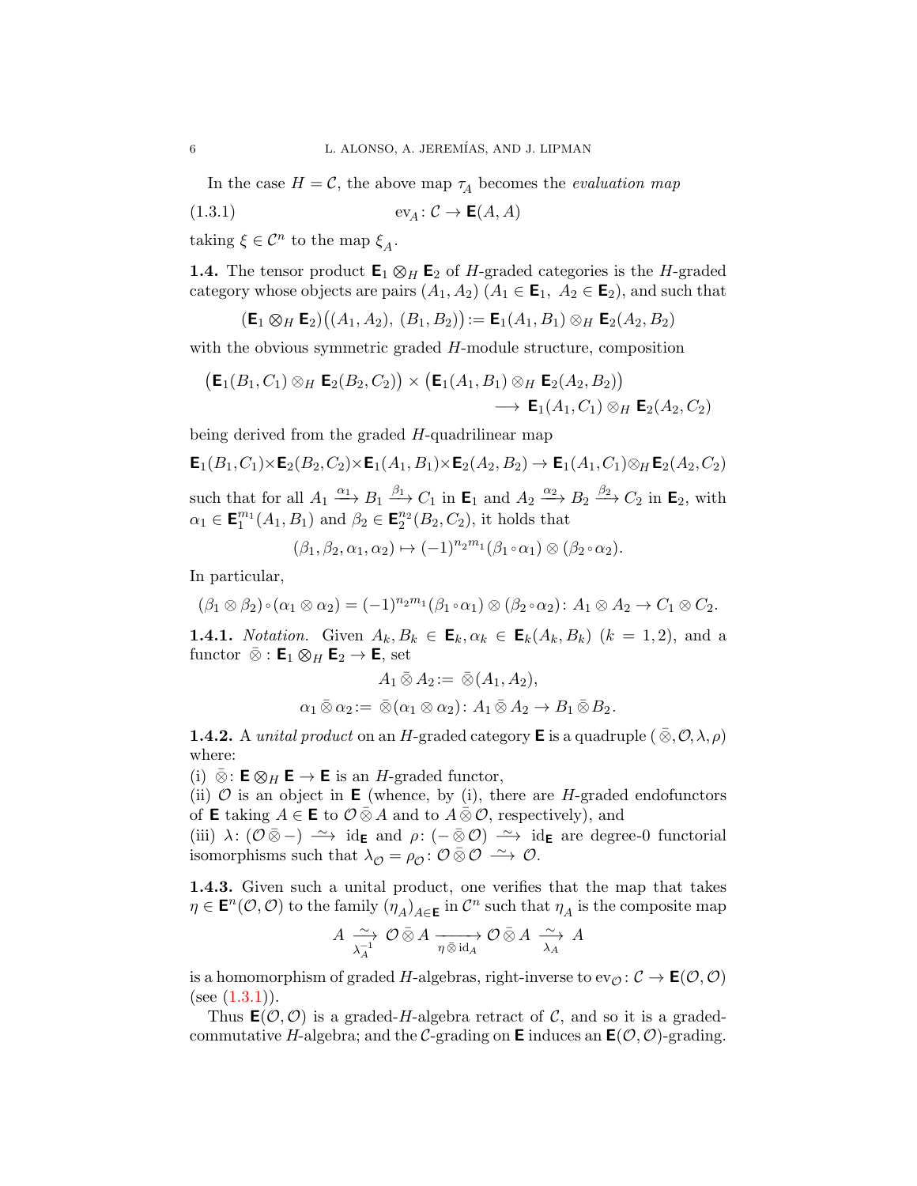In the case $H = \mathcal{C}$, the above map $\tau_A$ becomes the *evaluation map*

$$\mathrm{ev}_A \colon \mathcal{C} \to \mathbf{E}(A, A) \tag{1.3.1}$$

taking $\xi \in \mathcal{C}^n$ to the map $\xi_A$.

**1.4.** The tensor product $\mathbf{E}_1 \otimes_H \mathbf{E}_2$ of $H$-graded categories is the $H$-graded category whose objects are pairs $(A_1, A_2)$ $(A_1 \in \mathbf{E}_1,\ A_2 \in \mathbf{E}_2)$, and such that

$$(\mathbf{E}_1 \otimes_H \mathbf{E}_2)\big((A_1, A_2),\ (B_1, B_2)\big) := \mathbf{E}_1(A_1, B_1) \otimes_H \mathbf{E}_2(A_2, B_2)$$

with the obvious symmetric graded $H$-module structure, composition

$$\big(\mathbf{E}_1(B_1, C_1) \otimes_H \mathbf{E}_2(B_2, C_2)\big) \times \big(\mathbf{E}_1(A_1, B_1) \otimes_H \mathbf{E}_2(A_2, B_2)\big) \\ \longrightarrow \mathbf{E}_1(A_1, C_1) \otimes_H \mathbf{E}_2(A_2, C_2)$$

being derived from the graded $H$-quadrilinear map

$$\mathbf{E}_1(B_1, C_1) \times \mathbf{E}_2(B_2, C_2) \times \mathbf{E}_1(A_1, B_1) \times \mathbf{E}_2(A_2, B_2) \to \mathbf{E}_1(A_1, C_1) \otimes_H \mathbf{E}_2(A_2, C_2)$$

such that for all $A_1 \xrightarrow{\alpha_1} B_1 \xrightarrow{\beta_1} C_1$ in $\mathbf{E}_1$ and $A_2 \xrightarrow{\alpha_2} B_2 \xrightarrow{\beta_2} C_2$ in $\mathbf{E}_2$, with $\alpha_1 \in \mathbf{E}_1^{m_1}(A_1, B_1)$ and $\beta_2 \in \mathbf{E}_2^{n_2}(B_2, C_2)$, it holds that

$$(\beta_1, \beta_2, \alpha_1, \alpha_2) \mapsto (-1)^{n_2 m_1} (\beta_1 \circ \alpha_1) \otimes (\beta_2 \circ \alpha_2).$$

In particular,

$$(\beta_1 \otimes \beta_2) \circ (\alpha_1 \otimes \alpha_2) = (-1)^{n_2 m_1} (\beta_1 \circ \alpha_1) \otimes (\beta_2 \circ \alpha_2) \colon A_1 \otimes A_2 \to C_1 \otimes C_2.$$

**1.4.1.** *Notation.* Given $A_k, B_k \in \mathbf{E}_k, \alpha_k \in \mathbf{E}_k(A_k, B_k)$ $(k = 1, 2)$, and a functor $\bar{\otimes} \colon \mathbf{E}_1 \otimes_H \mathbf{E}_2 \to \mathbf{E}$, set

$$A_1 \,\bar{\otimes}\, A_2 := \bar{\otimes}(A_1, A_2),$$
$$\alpha_1 \,\bar{\otimes}\, \alpha_2 := \bar{\otimes}(\alpha_1 \otimes \alpha_2) \colon A_1 \,\bar{\otimes}\, A_2 \to B_1 \,\bar{\otimes}\, B_2.$$

**1.4.2.** A *unital product* on an $H$-graded category $\mathbf{E}$ is a quadruple $(\bar{\otimes}, \mathcal{O}, \lambda, \rho)$ where:

(i) $\bar{\otimes} \colon \mathbf{E} \otimes_H \mathbf{E} \to \mathbf{E}$ is an $H$-graded functor,

(ii) $\mathcal{O}$ is an object in $\mathbf{E}$ (whence, by (i), there are $H$-graded endofunctors of $\mathbf{E}$ taking $A \in \mathbf{E}$ to $\mathcal{O} \,\bar{\otimes}\, A$ and to $A \,\bar{\otimes}\, \mathcal{O}$, respectively), and

(iii) $\lambda \colon (\mathcal{O} \,\bar{\otimes} -) \xrightarrow{\sim} \mathrm{id}_{\mathbf{E}}$ and $\rho \colon (- \,\bar{\otimes}\, \mathcal{O}) \xrightarrow{\sim} \mathrm{id}_{\mathbf{E}}$ are degree-0 functorial isomorphisms such that $\lambda_{\mathcal{O}} = \rho_{\mathcal{O}} \colon \mathcal{O} \,\bar{\otimes}\, \mathcal{O} \xrightarrow{\sim} \mathcal{O}$.

**1.4.3.** Given such a unital product, one verifies that the map that takes $\eta \in \mathbf{E}^n(\mathcal{O}, \mathcal{O})$ to the family $(\eta_A)_{A \in \mathbf{E}}$ in $\mathcal{C}^n$ such that $\eta_A$ is the composite map

$$A \xrightarrow[\lambda_A^{-1}]{\sim} \mathcal{O} \,\bar{\otimes}\, A \xrightarrow[\eta \,\bar{\otimes}\, \mathrm{id}_A]{} \mathcal{O} \,\bar{\otimes}\, A \xrightarrow[\lambda_A]{\sim} A$$

is a homomorphism of graded $H$-algebras, right-inverse to $\mathrm{ev}_{\mathcal{O}} \colon \mathcal{C} \to \mathbf{E}(\mathcal{O}, \mathcal{O})$ (see (1.3.1)).

Thus $\mathbf{E}(\mathcal{O}, \mathcal{O})$ is a graded-$H$-algebra retract of $\mathcal{C}$, and so it is a graded-commutative $H$-algebra; and the $\mathcal{C}$-grading on $\mathbf{E}$ induces an $\mathbf{E}(\mathcal{O}, \mathcal{O})$-grading.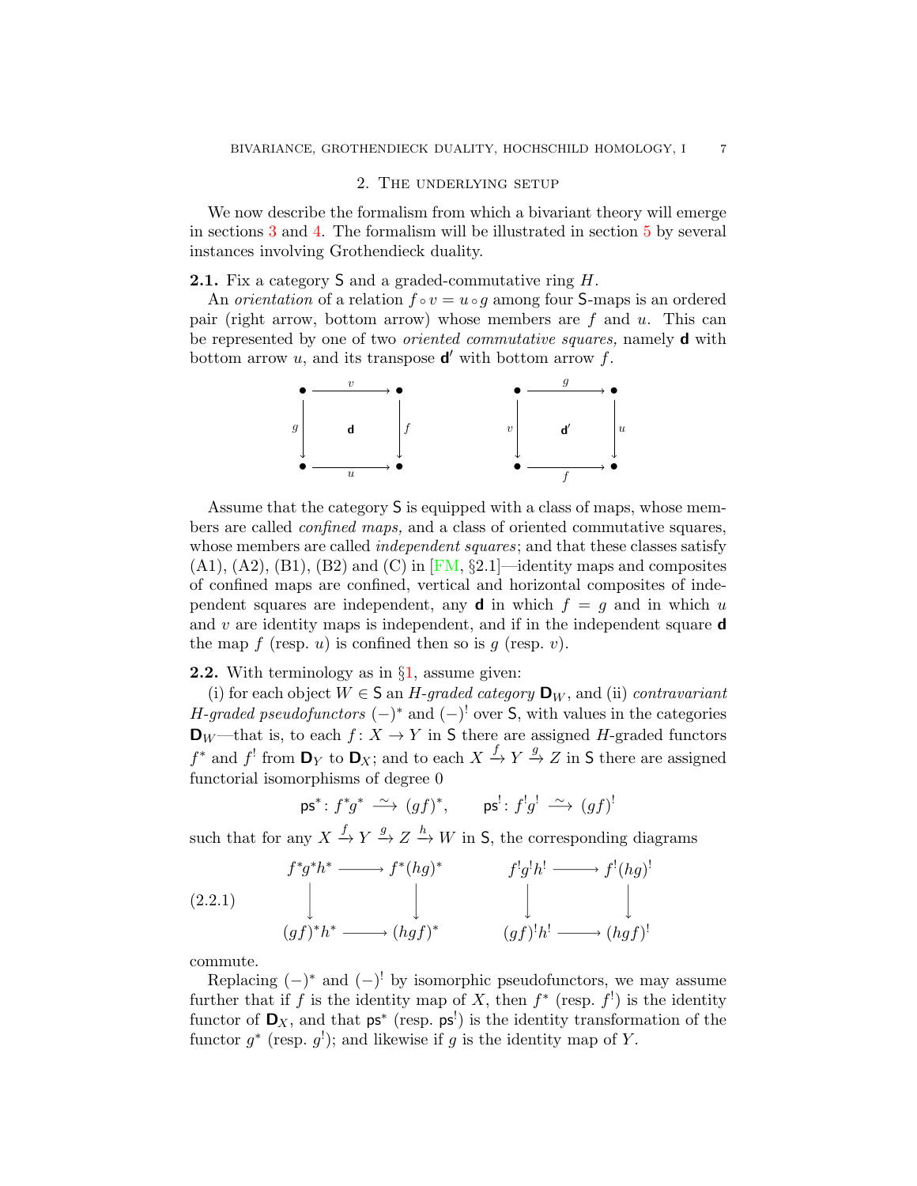## 2. The underlying setup

We now describe the formalism from which a bivariant theory will emerge in sections 3 and 4. The formalism will be illustrated in section 5 by several instances involving Grothendieck duality.

**2.1.** Fix a category $\mathsf{S}$ and a graded-commutative ring $H$.

An *orientation* of a relation $f \circ v = u \circ g$ among four $\mathsf{S}$-maps is an ordered pair (right arrow, bottom arrow) whose members are $f$ and $u$. This can be represented by one of two *oriented commutative squares,* namely $\mathbf{d}$ with bottom arrow $u$, and its transpose $\mathbf{d}'$ with bottom arrow $f$.

$$
\begin{array}{ccc}
\bullet & \xrightarrow{\quad v \quad} & \bullet \\
{\scriptstyle g}\big\downarrow & \mathbf{d} & \big\downarrow{\scriptstyle f} \\
\bullet & \xrightarrow[\quad u \quad]{} & \bullet
\end{array}
\qquad\qquad
\begin{array}{ccc}
\bullet & \xrightarrow{\quad g \quad} & \bullet \\
{\scriptstyle v}\big\downarrow & \mathbf{d}' & \big\downarrow{\scriptstyle u} \\
\bullet & \xrightarrow[\quad f \quad]{} & \bullet
\end{array}
$$

Assume that the category $\mathsf{S}$ is equipped with a class of maps, whose members are called *confined maps,* and a class of oriented commutative squares, whose members are called *independent squares*; and that these classes satisfy (A1), (A2), (B1), (B2) and (C) in [FM, §2.1]—identity maps and composites of confined maps are confined, vertical and horizontal composites of independent squares are independent, any $\mathbf{d}$ in which $f = g$ and in which $u$ and $v$ are identity maps is independent, and if in the independent square $\mathbf{d}$ the map $f$ (resp. $u$) is confined then so is $g$ (resp. $v$).

**2.2.** With terminology as in §1, assume given:

(i) for each object $W \in \mathsf{S}$ an *$H$-graded category* $\mathbf{D}_W$, and (ii) *contravariant $H$-graded pseudofunctors* $(-)^*$ and $(-)^!$ over $\mathsf{S}$, with values in the categories $\mathbf{D}_W$—that is, to each $f\colon X \to Y$ in $\mathsf{S}$ there are assigned $H$-graded functors $f^*$ and $f^!$ from $\mathbf{D}_Y$ to $\mathbf{D}_X$; and to each $X \xrightarrow{f} Y \xrightarrow{g} Z$ in $\mathsf{S}$ there are assigned functorial isomorphisms of degree 0

$$\mathsf{ps}^*\colon f^*g^* \xrightarrow{\ \sim\ } (gf)^*, \qquad \mathsf{ps}^!\colon f^!g^! \xrightarrow{\ \sim\ } (gf)^!$$

such that for any $X \xrightarrow{f} Y \xrightarrow{g} Z \xrightarrow{h} W$ in $\mathsf{S}$, the corresponding diagrams

$$
\text{(2.2.1)}\qquad
\begin{array}{ccc}
f^*g^*h^* & \longrightarrow & f^*(hg)^* \\
\big\downarrow & & \big\downarrow \\
(gf)^*h^* & \longrightarrow & (hgf)^*
\end{array}
\qquad\qquad
\begin{array}{ccc}
f^!g^!h^! & \longrightarrow & f^!(hg)^! \\
\big\downarrow & & \big\downarrow \\
(gf)^!h^! & \longrightarrow & (hgf)^!
\end{array}
$$

commute.

Replacing $(-)^*$ and $(-)^!$ by isomorphic pseudofunctors, we may assume further that if $f$ is the identity map of $X$, then $f^*$ (resp. $f^!$) is the identity functor of $\mathbf{D}_X$, and that $\mathsf{ps}^*$ (resp. $\mathsf{ps}^!$) is the identity transformation of the functor $g^*$ (resp. $g^!$); and likewise if $g$ is the identity map of $Y$.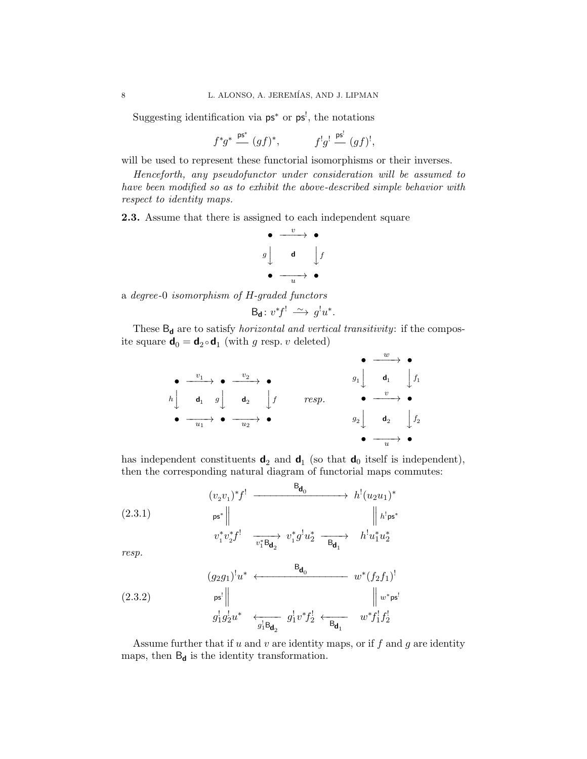Suggesting identification via $\mathsf{ps}^*$ or $\mathsf{ps}^!$, the notations

$$f^*g^* \overset{\mathsf{ps}^*}{=\!=} (gf)^*, \qquad\qquad f^!g^! \overset{\mathsf{ps}^!}{=\!=} (gf)^!,$$

will be used to represent these functorial isomorphisms or their inverses.

*Henceforth, any pseudofunctor under consideration will be assumed to have been modified so as to exhibit the above-described simple behavior with respect to identity maps.*

**2.3.** Assume that there is assigned to each independent square

$$\begin{array}{ccc}
\bullet & \xrightarrow{\;v\;} & \bullet \\
{\scriptstyle g}\big\downarrow & \mathsf{d} & \big\downarrow{\scriptstyle f} \\
\bullet & \xrightarrow[\;u\;]{} & \bullet
\end{array}$$

a *degree*-0 *isomorphism of H-graded functors*

$$\mathsf{B}_{\mathsf{d}}\colon v^*f^! \xrightarrow{\;\sim\;} g^!u^*.$$

These $\mathsf{B}_{\mathsf{d}}$ are to satisfy *horizontal and vertical transitivity*: if the composite square $\mathsf{d}_0 = \mathsf{d}_2 \circ \mathsf{d}_1$ (with $g$ resp. $v$ deleted)

$$\begin{array}{ccccc}
\bullet & \xrightarrow{\;v_1\;} & \bullet & \xrightarrow{\;v_2\;} & \bullet \\
{\scriptstyle h}\big\downarrow & \mathsf{d}_1 & {\scriptstyle g}\big\downarrow & \mathsf{d}_2 & \big\downarrow{\scriptstyle f} \\
\bullet & \xrightarrow[\;u_1\;]{} & \bullet & \xrightarrow[\;u_2\;]{} & \bullet
\end{array}
\qquad resp. \qquad
\begin{array}{ccc}
\bullet & \xrightarrow{\;w\;} & \bullet \\
{\scriptstyle g_1}\big\downarrow & \mathsf{d}_1 & \big\downarrow{\scriptstyle f_1} \\
\bullet & \xrightarrow{\;v\;} & \bullet \\
{\scriptstyle g_2}\big\downarrow & \mathsf{d}_2 & \big\downarrow{\scriptstyle f_2} \\
\bullet & \xrightarrow[\;u\;]{} & \bullet
\end{array}$$

has independent constituents $\mathsf{d}_2$ and $\mathsf{d}_1$ (so that $\mathsf{d}_0$ itself is independent), then the corresponding natural diagram of functorial maps commutes:

$$\begin{array}{ccccc}
(v_2v_1)^*f^! & & \xrightarrow{\qquad\quad \mathsf{B}_{\mathsf{d}_0} \qquad\quad} & & h^!(u_2u_1)^* \\
{\scriptstyle \mathsf{ps}^*}\Big\| & & & & \Big\|{\scriptstyle h^!\mathsf{ps}^*} \\
v_1^*v_2^*f^! & \xrightarrow[\;v_1^*\mathsf{B}_{\mathsf{d}_2}\;]{} & v_1^*g^!u_2^* & \xrightarrow[\;\mathsf{B}_{\mathsf{d}_1}\;]{} & h^!u_1^*u_2^*
\end{array}
\tag{2.3.1}$$

*resp.*

$$\begin{array}{ccccc}
(g_2g_1)^!u^* & & \xleftarrow{\qquad\quad \mathsf{B}_{\mathsf{d}_0} \qquad\quad} & & w^*(f_2f_1)^! \\
{\scriptstyle \mathsf{ps}^!}\Big\| & & & & \Big\|{\scriptstyle w^*\mathsf{ps}^!} \\
g_1^!g_2^!u^* & \xleftarrow[\;g_1^!\mathsf{B}_{\mathsf{d}_2}\;]{} & g_1^!v^*f_2^! & \xleftarrow[\;\mathsf{B}_{\mathsf{d}_1}\;]{} & w^*f_1^!f_2^!
\end{array}
\tag{2.3.2}$$

Assume further that if $u$ and $v$ are identity maps, or if $f$ and $g$ are identity maps, then $\mathsf{B}_{\mathsf{d}}$ is the identity transformation.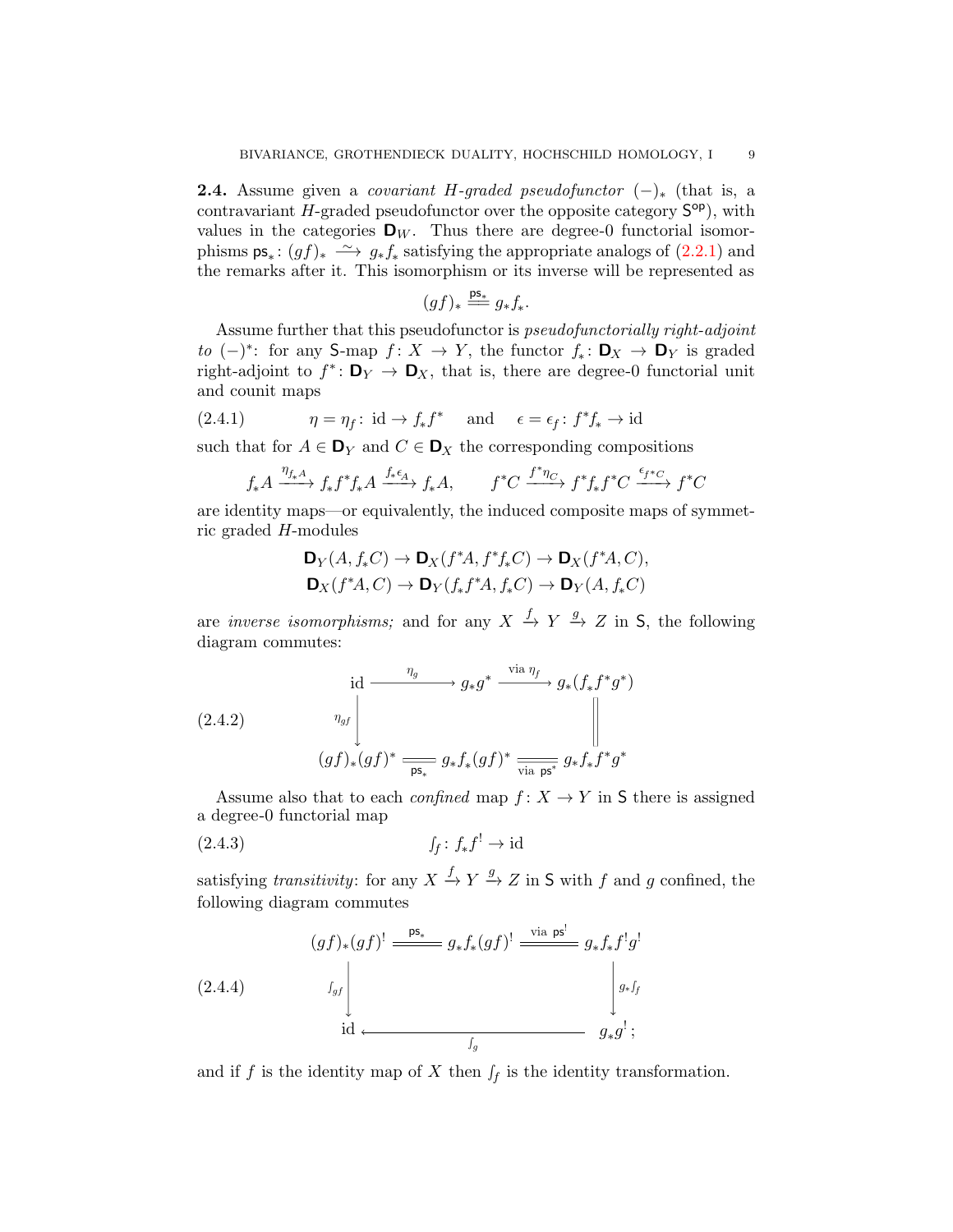**2.4.** Assume given a *covariant $H$-graded pseudofunctor* $(-)_*$ (that is, a contravariant $H$-graded pseudofunctor over the opposite category $\mathsf{S}^{\mathsf{op}}$), with values in the categories $\mathbf{D}_W$. Thus there are degree-0 functorial isomorphisms $\mathsf{ps}_*\colon (gf)_* \xrightarrow{\sim} g_*f_*$ satisfying the appropriate analogs of (2.2.1) and the remarks after it. This isomorphism or its inverse will be represented as

$$(gf)_* \overset{\mathsf{ps}_*}{=\!=} g_*f_*.$$

Assume further that this pseudofunctor is *pseudofunctorially right-adjoint to* $(-)^*$: for any $\mathsf{S}$-map $f\colon X \to Y$, the functor $f_*\colon \mathbf{D}_X \to \mathbf{D}_Y$ is graded right-adjoint to $f^*\colon \mathbf{D}_Y \to \mathbf{D}_X$, that is, there are degree-0 functorial unit and counit maps

$$\eta = \eta_f\colon \mathrm{id} \to f_*f^* \quad \text{ and } \quad \epsilon = \epsilon_f\colon f^*f_* \to \mathrm{id} \tag{2.4.1}$$

such that for $A \in \mathbf{D}_Y$ and $C \in \mathbf{D}_X$ the corresponding compositions

$$f_*A \xrightarrow{\eta_{f_*A}} f_*f^*f_*A \xrightarrow{f_*\epsilon_A} f_*A, \qquad f^*C \xrightarrow{f^*\eta_C} f^*f_*f^*C \xrightarrow{\epsilon_{f^*C}} f^*C$$

are identity maps—or equivalently, the induced composite maps of symmetric graded $H$-modules

$$\mathbf{D}_Y(A, f_*C) \to \mathbf{D}_X(f^*A, f^*f_*C) \to \mathbf{D}_X(f^*A, C),$$
$$\mathbf{D}_X(f^*A, C) \to \mathbf{D}_Y(f_*f^*A, f_*C) \to \mathbf{D}_Y(A, f_*C)$$

are *inverse isomorphisms;* and for any $X \xrightarrow{f} Y \xrightarrow{g} Z$ in $\mathsf{S}$, the following diagram commutes:

$$\begin{array}{ccccc} \mathrm{id} & \xrightarrow{\ \eta_g\ } & g_*g^* & \xrightarrow{\text{via } \eta_f} & g_*(f_*f^*g^*) \\ {\scriptstyle \eta_{gf}}\big\downarrow & & & & \big\| \\ (gf)_*(gf)^* & \underset{\mathsf{ps}_*}{=\!=} & g_*f_*(gf)^* & \underset{\text{via } \mathsf{ps}^*}{=\!=} & g_*f_*f^*g^* \end{array} \tag{2.4.2}$$

Assume also that to each *confined* map $f\colon X \to Y$ in $\mathsf{S}$ there is assigned a degree-0 functorial map

$$\textstyle\int_f\colon f_*f^! \to \mathrm{id} \tag{2.4.3}$$

satisfying *transitivity*: for any $X \xrightarrow{f} Y \xrightarrow{g} Z$ in $\mathsf{S}$ with $f$ and $g$ confined, the following diagram commutes

$$\begin{array}{ccccc} (gf)_*(gf)^! & \overset{\mathsf{ps}_*}{=\!=} & g_*f_*(gf)^! & \overset{\text{via } \mathsf{ps}^!}{=\!=} & g_*f_*f^!g^! \\ {\scriptstyle \int_{gf}}\big\downarrow & & & & \big\downarrow{\scriptstyle g_*\int_f} \\ \mathrm{id} & & \xleftarrow[\int_g]{\qquad\qquad} & & g_*g^!\,; \end{array} \tag{2.4.4}$$

and if $f$ is the identity map of $X$ then $\int_f$ is the identity transformation.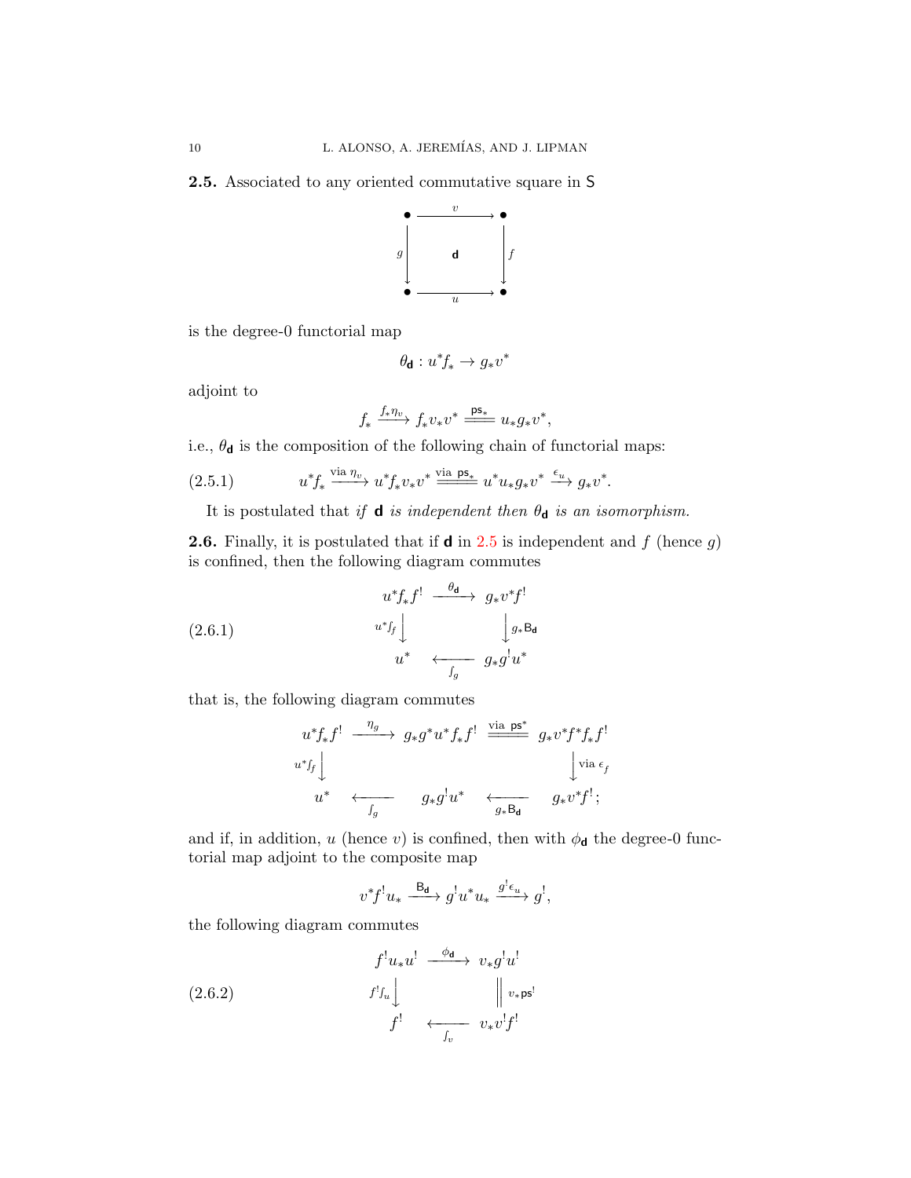**2.5.** Associated to any oriented commutative square in $\mathsf{S}$

$$
\begin{array}{ccc}
\bullet & \xrightarrow{\quad v \quad} & \bullet \\
{\scriptstyle g}\big\downarrow & \mathsf{d} & \big\downarrow{\scriptstyle f} \\
\bullet & \xrightarrow[\quad u \quad]{} & \bullet
\end{array}
$$

is the degree-0 functorial map

$$\theta_{\mathsf{d}} : u^*f_* \to g_*v^*$$

adjoint to

$$f_* \xrightarrow{f_*\eta_v} f_*v_*v^* \overset{\mathsf{ps}_*}{=\!=\!=} u_*g_*v^*,$$

i.e., $\theta_{\mathsf{d}}$ is the composition of the following chain of functorial maps:

$$u^*f_* \xrightarrow{\text{via } \eta_v} u^*f_*v_*v^* \overset{\text{via } \mathsf{ps}_*}{=\!=\!=\!=} u^*u_*g_*v^* \xrightarrow{\epsilon_u} g_*v^*. \tag{2.5.1}$$

It is postulated that *if* $\mathsf{d}$ *is independent then* $\theta_{\mathsf{d}}$ *is an isomorphism.*

**2.6.** Finally, it is postulated that if $\mathsf{d}$ in 2.5 is independent and $f$ (hence $g$) is confined, then the following diagram commutes

$$
\begin{array}{ccc}
u^*f_*f^! & \xrightarrow{\ \theta_{\mathsf{d}}\ } & g_*v^*f^! \\
{\scriptstyle u^*\int_f}\big\downarrow & & \big\downarrow{\scriptstyle g_*\mathsf{B}_{\mathsf{d}}} \\
u^* & \xleftarrow[\ \int_g\ ]{} & g_*g^!u^*
\end{array}
\tag{2.6.1}
$$

that is, the following diagram commutes

$$
\begin{array}{ccccc}
u^*f_*f^! & \xrightarrow{\ \eta_g\ } & g_*g^*u^*f_*f^! & \overset{\text{via } \mathsf{ps}^*}{=\!=\!=\!=} & g_*v^*f^*f_*f^! \\
{\scriptstyle u^*\int_f}\big\downarrow & & & & \big\downarrow{\scriptstyle \text{via } \epsilon_f} \\
u^* & \xleftarrow[\ \int_g\ ]{} & g_*g^!u^* & \xleftarrow[\ g_*\mathsf{B}_{\mathsf{d}}\ ]{} & g_*v^*f^!\,;
\end{array}
$$

and if, in addition, $u$ (hence $v$) is confined, then with $\phi_{\mathsf{d}}$ the degree-0 functorial map adjoint to the composite map

$$v^*f^!u_* \xrightarrow{\mathsf{B}_{\mathsf{d}}} g^!u^*u_* \xrightarrow{g^!\epsilon_u} g^!,$$

the following diagram commutes

$$
\begin{array}{ccc}
f^!u_*u^! & \xrightarrow{\ \phi_{\mathsf{d}}\ } & v_*g^!u^! \\
{\scriptstyle f^!\int_u}\big\downarrow & & \big\|{\scriptstyle v_*\mathsf{ps}^!} \\
f^! & \xleftarrow[\ \int_v\ ]{} & v_*v^!f^!
\end{array}
\tag{2.6.2}
$$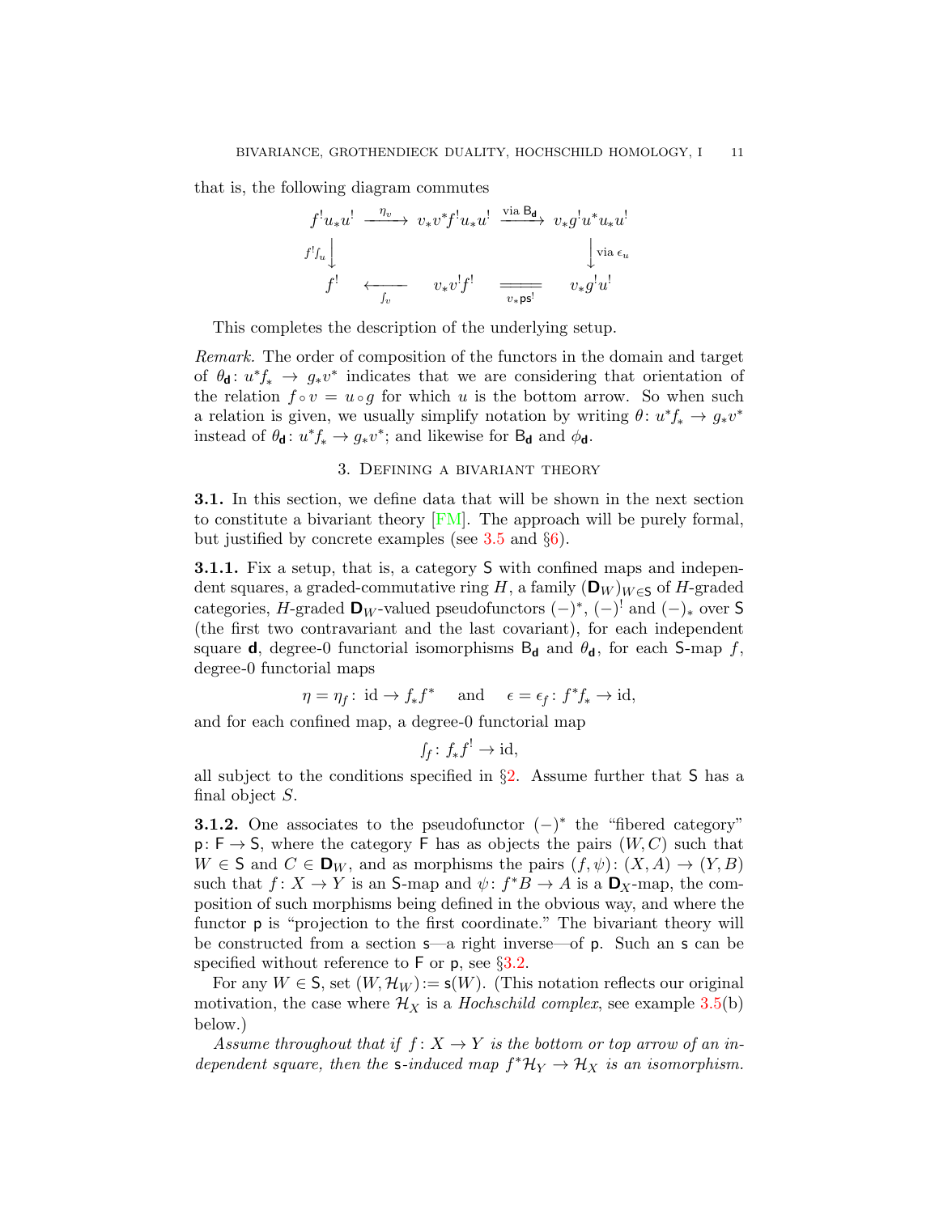that is, the following diagram commutes

$$\begin{array}{ccccc}
f^!u_*u^! & \xrightarrow{\ \eta_v\ } & v_*v^*f^!u_*u^! & \xrightarrow{\text{via } \mathsf{B}_{\mathbf{d}}} & v_*g^!u^*u_*u^! \\
{\scriptstyle f^!\int_u}\big\downarrow & & & & \big\downarrow{\scriptstyle \text{via } \epsilon_u} \\
f^! & \xleftarrow[\int_v]{} & v_*v^!f^! & \overline{\overline{\quad_{v_*\mathsf{ps}^!}\quad}} & v_*g^!u^!
\end{array}$$

This completes the description of the underlying setup.

*Remark.* The order of composition of the functors in the domain and target of $\theta_{\mathbf{d}}\colon u^*f_* \to g_*v^*$ indicates that we are considering that orientation of the relation $f\circ v = u\circ g$ for which $u$ is the bottom arrow. So when such a relation is given, we usually simplify notation by writing $\theta\colon u^*f_* \to g_*v^*$ instead of $\theta_{\mathbf{d}}\colon u^*f_* \to g_*v^*$; and likewise for $\mathsf{B}_{\mathbf{d}}$ and $\phi_{\mathbf{d}}$.

## 3. Defining a bivariant theory

**3.1.** In this section, we define data that will be shown in the next section to constitute a bivariant theory [FM]. The approach will be purely formal, but justified by concrete examples (see 3.5 and §6).

**3.1.1.** Fix a setup, that is, a category $\mathsf{S}$ with confined maps and independent squares, a graded-commutative ring $H$, a family $(\mathbf{D}_W)_{W\in\mathsf{S}}$ of $H$-graded categories, $H$-graded $\mathbf{D}_W$-valued pseudofunctors $(-)^*$, $(-)^!$ and $(-)_*$ over $\mathsf{S}$ (the first two contravariant and the last covariant), for each independent square $\mathbf{d}$, degree-0 functorial isomorphisms $\mathsf{B}_{\mathbf{d}}$ and $\theta_{\mathbf{d}}$, for each $\mathsf{S}$-map $f$, degree-0 functorial maps

$$\eta = \eta_f\colon \mathrm{id} \to f_*f^* \quad \text{and} \quad \epsilon = \epsilon_f\colon f^*f_* \to \mathrm{id},$$

and for each confined map, a degree-0 functorial map

$$\textstyle\int_f\colon f_*f^! \to \mathrm{id},$$

all subject to the conditions specified in §2. Assume further that $\mathsf{S}$ has a final object $S$.

**3.1.2.** One associates to the pseudofunctor $(-)^*$ the "fibered category" $\mathsf{p}\colon \mathsf{F} \to \mathsf{S}$, where the category $\mathsf{F}$ has as objects the pairs $(W, C)$ such that $W \in \mathsf{S}$ and $C \in \mathbf{D}_W$, and as morphisms the pairs $(f,\psi)\colon (X, A) \to (Y, B)$ such that $f\colon X \to Y$ is an $\mathsf{S}$-map and $\psi\colon f^*B \to A$ is a $\mathbf{D}_X$-map, the composition of such morphisms being defined in the obvious way, and where the functor $\mathsf{p}$ is "projection to the first coordinate." The bivariant theory will be constructed from a section $\mathsf{s}$—a right inverse—of $\mathsf{p}$. Such an $\mathsf{s}$ can be specified without reference to $\mathsf{F}$ or $\mathsf{p}$, see §3.2.

For any $W \in \mathsf{S}$, set $(W, \mathcal{H}_W) := \mathsf{s}(W)$. (This notation reflects our original motivation, the case where $\mathcal{H}_X$ is a *Hochschild complex*, see example 3.5(b) below.)

*Assume throughout that if $f\colon X \to Y$ is the bottom or top arrow of an independent square, then the $\mathsf{s}$-induced map $f^*\mathcal{H}_Y \to \mathcal{H}_X$ is an isomorphism.*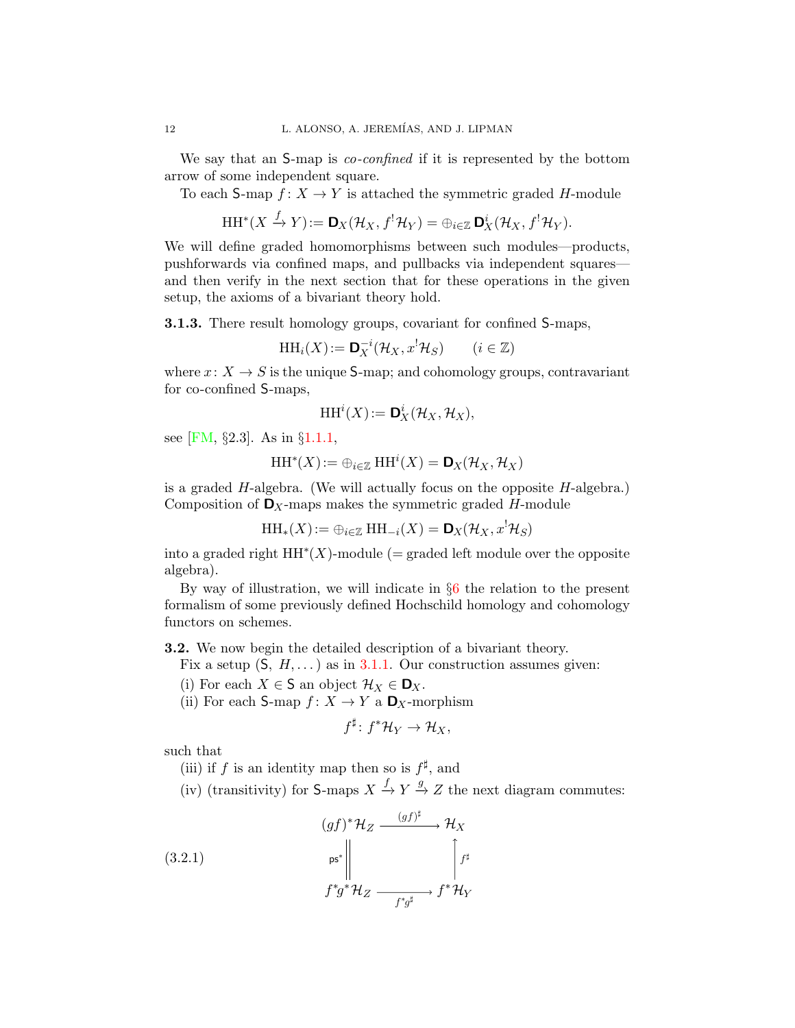We say that an $\mathsf{S}$-map is *co-confined* if it is represented by the bottom arrow of some independent square.

To each $\mathsf{S}$-map $f\colon X \to Y$ is attached the symmetric graded $H$-module

$$\mathrm{HH}^*(X \xrightarrow{f} Y) := \mathbf{D}_X(\mathcal{H}_X, f^!\mathcal{H}_Y) = \oplus_{i\in\mathbb{Z}}\, \mathbf{D}_X^i(\mathcal{H}_X, f^!\mathcal{H}_Y).$$

We will define graded homomorphisms between such modules—products, pushforwards via confined maps, and pullbacks via independent squares—and then verify in the next section that for these operations in the given setup, the axioms of a bivariant theory hold.

**3.1.3.** There result homology groups, covariant for confined $\mathsf{S}$-maps,

$$\mathrm{HH}_i(X) := \mathbf{D}_X^{-i}(\mathcal{H}_X, x^!\mathcal{H}_S) \qquad (i \in \mathbb{Z})$$

where $x\colon X \to S$ is the unique $\mathsf{S}$-map; and cohomology groups, contravariant for co-confined $\mathsf{S}$-maps,

$$\mathrm{HH}^i(X) := \mathbf{D}_X^i(\mathcal{H}_X, \mathcal{H}_X),$$

see [FM, §2.3]. As in §1.1.1,

$$\mathrm{HH}^*(X) := \oplus_{i\in\mathbb{Z}}\, \mathrm{HH}^i(X) = \mathbf{D}_X(\mathcal{H}_X, \mathcal{H}_X)$$

is a graded $H$-algebra. (We will actually focus on the opposite $H$-algebra.) Composition of $\mathbf{D}_X$-maps makes the symmetric graded $H$-module

$$\mathrm{HH}_*(X) := \oplus_{i\in\mathbb{Z}}\, \mathrm{HH}_{-i}(X) = \mathbf{D}_X(\mathcal{H}_X, x^!\mathcal{H}_S)$$

into a graded right $\mathrm{HH}^*(X)$-module (= graded left module over the opposite algebra).

By way of illustration, we will indicate in §6 the relation to the present formalism of some previously defined Hochschild homology and cohomology functors on schemes.

**3.2.** We now begin the detailed description of a bivariant theory.

Fix a setup $(\mathsf{S},\ H, \dots)$ as in 3.1.1. Our construction assumes given:

(i) For each $X \in \mathsf{S}$ an object $\mathcal{H}_X \in \mathbf{D}_X$.

(ii) For each $\mathsf{S}$-map $f\colon X \to Y$ a $\mathbf{D}_X$-morphism

$$f^\sharp\colon f^*\mathcal{H}_Y \to \mathcal{H}_X,$$

such that

(iii) if $f$ is an identity map then so is $f^\sharp$, and

(iv) (transitivity) for $\mathsf{S}$-maps $X \xrightarrow{f} Y \xrightarrow{g} Z$ the next diagram commutes:

$$\begin{array}{ccc}
(gf)^*\mathcal{H}_Z & \xrightarrow{(gf)^\sharp} & \mathcal{H}_X \\
{\scriptstyle \mathsf{ps}^*}\Big\| & & \Big\uparrow{\scriptstyle f^\sharp} \\
f^*g^*\mathcal{H}_Z & \xrightarrow[f^*g^\sharp]{} & f^*\mathcal{H}_Y
\end{array} \tag{3.2.1}$$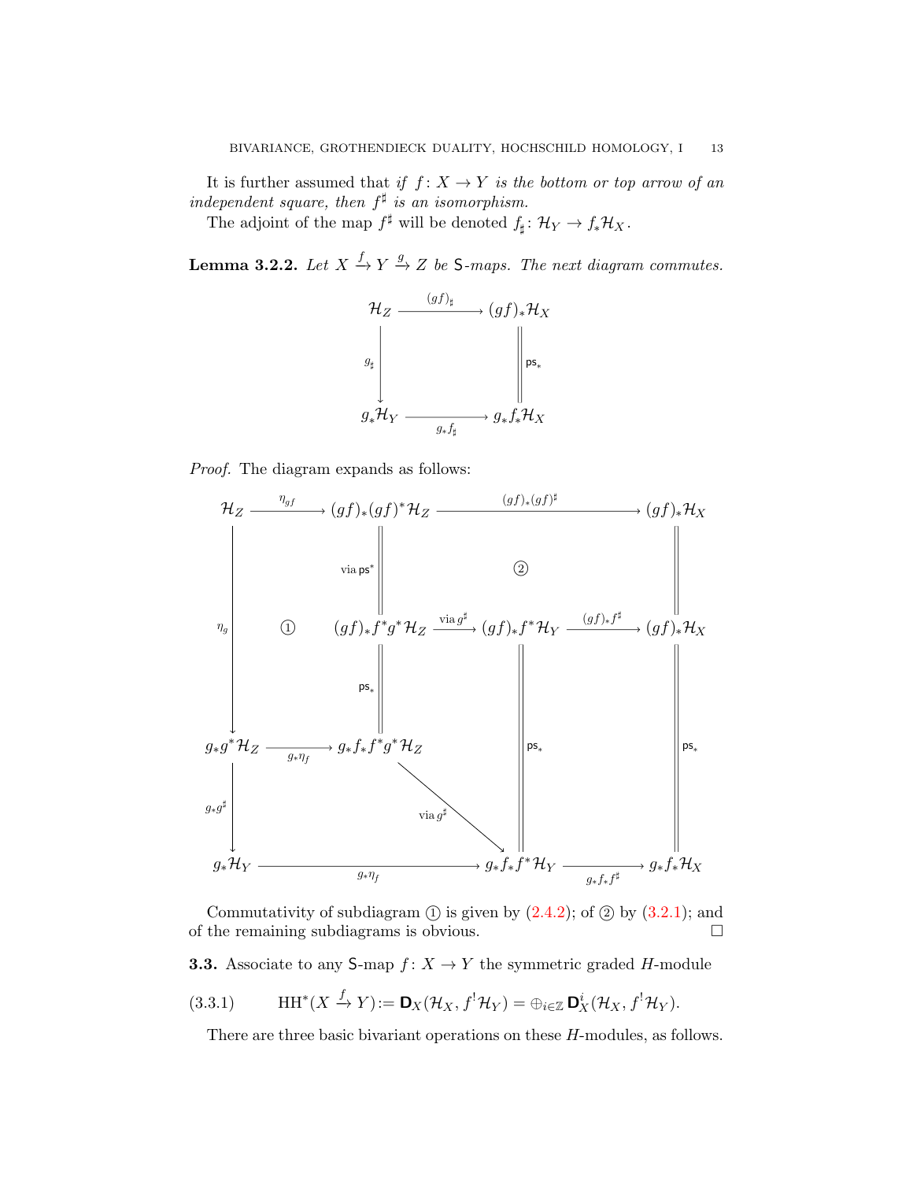It is further assumed that *if $f\colon X\to Y$ is the bottom or top arrow of an independent square, then $f^\sharp$ is an isomorphism.*

The adjoint of the map $f^\sharp$ will be denoted $f_\sharp\colon \mathcal H_Y\to f_*\mathcal H_X$.

**Lemma 3.2.2.** *Let $X\xrightarrow{f} Y\xrightarrow{g} Z$ be* $\mathsf S$*-maps. The next diagram commutes.*

$$
\begin{array}{ccc}
\mathcal H_Z & \xrightarrow{(gf)_\sharp} & (gf)_*\mathcal H_X \\
{\scriptstyle g_\sharp}\big\downarrow & & \big\| {\scriptstyle \mathsf{ps}_*} \\
g_*\mathcal H_Y & \xrightarrow[g_*f_\sharp]{} & g_*f_*\mathcal H_X
\end{array}
$$

*Proof.* The diagram expands as follows:

$$
\begin{array}{ccccccc}
\mathcal H_Z & \xrightarrow{\eta_{gf}} & (gf)_*(gf)^*\mathcal H_Z & & \xrightarrow{(gf)_*(gf)^\sharp} & & (gf)_*\mathcal H_X \\
 & & \big\| {\scriptstyle \text{via } \mathsf{ps}^*} & & ② & & \big\| \\
{\scriptstyle \eta_g}\big\downarrow & ① & (gf)_*f^*g^*\mathcal H_Z & \xrightarrow{\text{via } g^\sharp} & (gf)_*f^*\mathcal H_Y & \xrightarrow{(gf)_*f^\sharp} & (gf)_*\mathcal H_X \\
 & & \big\| {\scriptstyle \mathsf{ps}_*} & & \big\| {\scriptstyle \mathsf{ps}_*} & & \big\| {\scriptstyle \mathsf{ps}_*} \\
g_*g^*\mathcal H_Z & \xrightarrow[g_*\eta_f]{} & g_*f_*f^*g^*\mathcal H_Z & \searrow^{\text{via } g^\sharp} & & & \\
{\scriptstyle g_*g^\sharp}\big\downarrow & & & & & & \\
g_*\mathcal H_Y & & \xrightarrow[g_*\eta_f]{} & & g_*f_*f^*\mathcal H_Y & \xrightarrow[g_*f_*f^\sharp]{} & g_*f_*\mathcal H_X
\end{array}
$$

Commutativity of subdiagram ① is given by (2.4.2); of ② by (3.2.1); and of the remaining subdiagrams is obvious. $\square$

**3.3.** Associate to any $\mathsf S$-map $f\colon X\to Y$ the symmetric graded $H$-module

$$
\mathrm{HH}^*(X\xrightarrow{f}Y) := \mathbf D_X(\mathcal H_X, f^!\mathcal H_Y) = \oplus_{i\in\mathbb Z}\,\mathbf D_X^i(\mathcal H_X, f^!\mathcal H_Y). \tag{3.3.1}
$$

There are three basic bivariant operations on these $H$-modules, as follows.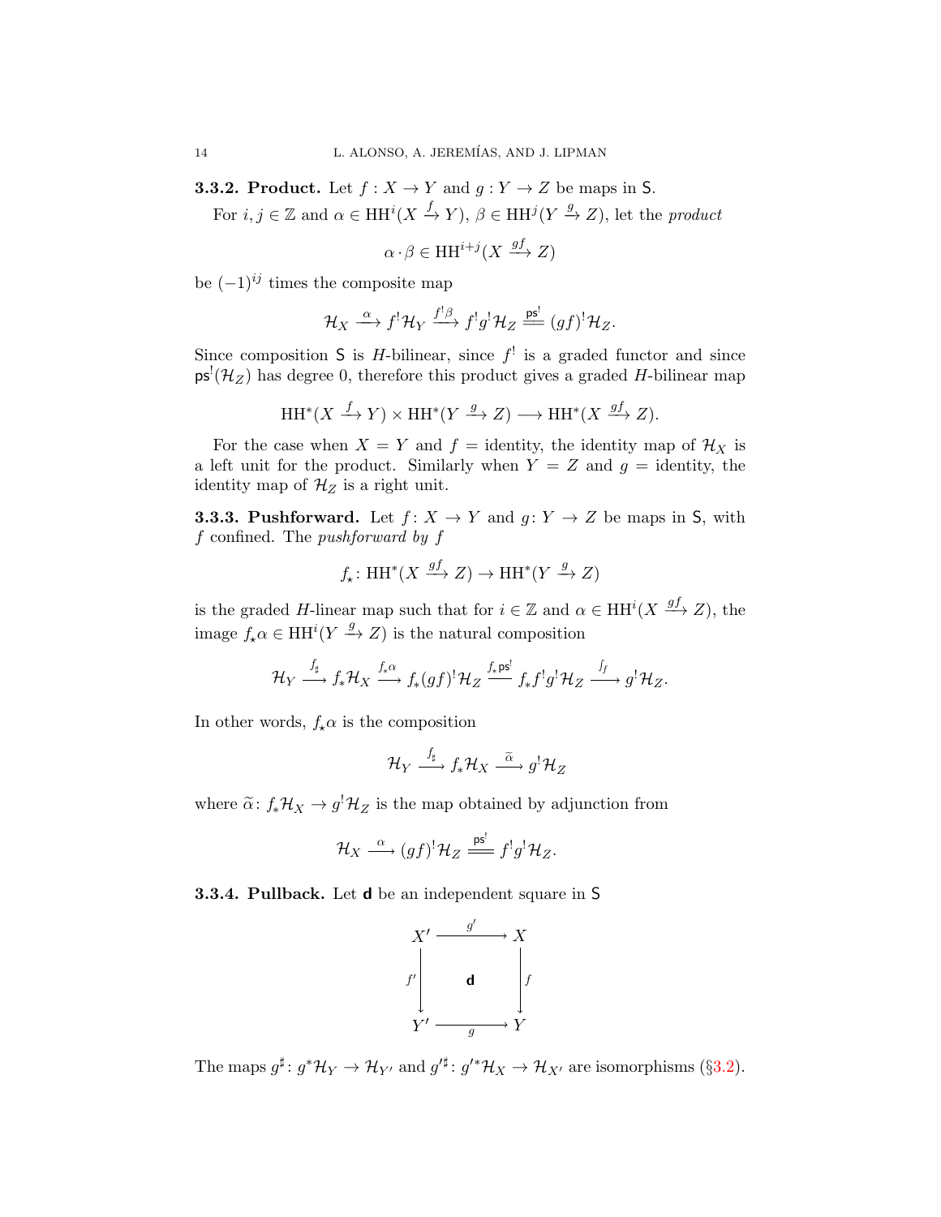**3.3.2. Product.** Let $f : X \to Y$ and $g : Y \to Z$ be maps in $\mathsf{S}$.

For $i, j \in \mathbb{Z}$ and $\alpha \in \mathrm{HH}^i(X \xrightarrow{f} Y)$, $\beta \in \mathrm{HH}^j(Y \xrightarrow{g} Z)$, let the *product*

$$\alpha \cdot \beta \in \mathrm{HH}^{i+j}(X \xrightarrow{gf} Z)$$

be $(-1)^{ij}$ times the composite map

$$\mathcal{H}_X \xrightarrow{\alpha} f^!\mathcal{H}_Y \xrightarrow{f^!\beta} f^!g^!\mathcal{H}_Z \overset{\mathsf{ps}^!}{=\!=} (gf)^!\mathcal{H}_Z.$$

Since composition $\mathsf{S}$ is $H$-bilinear, since $f^!$ is a graded functor and since $\mathsf{ps}^!(\mathcal{H}_Z)$ has degree 0, therefore this product gives a graded $H$-bilinear map

$$\mathrm{HH}^*(X \xrightarrow{f} Y) \times \mathrm{HH}^*(Y \xrightarrow{g} Z) \longrightarrow \mathrm{HH}^*(X \xrightarrow{gf} Z).$$

For the case when $X = Y$ and $f =$ identity, the identity map of $\mathcal{H}_X$ is a left unit for the product. Similarly when $Y = Z$ and $g =$ identity, the identity map of $\mathcal{H}_Z$ is a right unit.

**3.3.3. Pushforward.** Let $f\colon X \to Y$ and $g\colon Y \to Z$ be maps in $\mathsf{S}$, with $f$ confined. The *pushforward by* $f$

$$f_\star\colon \mathrm{HH}^*(X \xrightarrow{gf} Z) \to \mathrm{HH}^*(Y \xrightarrow{g} Z)$$

is the graded $H$-linear map such that for $i \in \mathbb{Z}$ and $\alpha \in \mathrm{HH}^i(X \xrightarrow{gf} Z)$, the image $f_\star\alpha \in \mathrm{HH}^i(Y \xrightarrow{g} Z)$ is the natural composition

$$\mathcal{H}_Y \xrightarrow{f_\sharp} f_*\mathcal{H}_X \xrightarrow{f_*\alpha} f_*(gf)^!\mathcal{H}_Z \overset{f_*\mathsf{ps}^!}{=\!=\!=} f_*f^!g^!\mathcal{H}_Z \xrightarrow{\int_f} g^!\mathcal{H}_Z.$$

In other words, $f_\star\alpha$ is the composition

$$\mathcal{H}_Y \xrightarrow{f_\sharp} f_*\mathcal{H}_X \xrightarrow{\widetilde{\alpha}} g^!\mathcal{H}_Z$$

where $\widetilde{\alpha}\colon f_*\mathcal{H}_X \to g^!\mathcal{H}_Z$ is the map obtained by adjunction from

$$\mathcal{H}_X \xrightarrow{\alpha} (gf)^!\mathcal{H}_Z \overset{\mathsf{ps}^!}{=\!=} f^!g^!\mathcal{H}_Z.$$

**3.3.4. Pullback.** Let $\mathsf{d}$ be an independent square in $\mathsf{S}$

$$\begin{array}{ccc} X' & \xrightarrow{\ g'\ } & X \\ {\scriptstyle f'}\big\downarrow & \mathsf{d} & \big\downarrow{\scriptstyle f} \\ Y' & \xrightarrow[\ g\ ]{} & Y \end{array}$$

The maps $g^\sharp\colon g^*\mathcal{H}_Y \to \mathcal{H}_{Y'}$ and $g'^\sharp\colon g'^*\mathcal{H}_X \to \mathcal{H}_{X'}$ are isomorphisms (§3.2).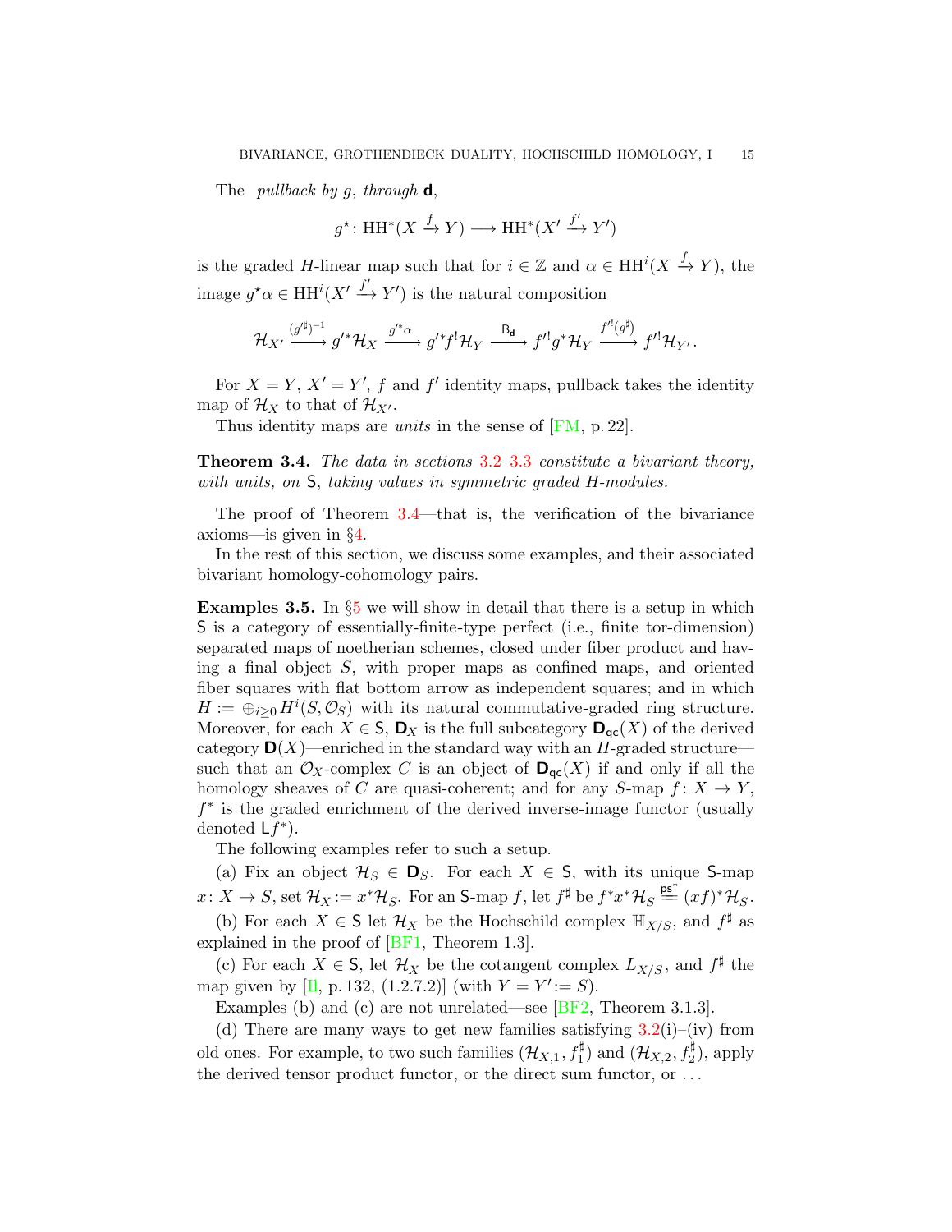The *pullback by $g$, through* $\mathbf{d}$,

$$g^\star\colon \mathrm{HH}^*(X \xrightarrow{f} Y) \longrightarrow \mathrm{HH}^*(X' \xrightarrow{f'} Y')$$

is the graded $H$-linear map such that for $i \in \mathbb{Z}$ and $\alpha \in \mathrm{HH}^i(X \xrightarrow{f} Y)$, the image $g^\star\alpha \in \mathrm{HH}^i(X' \xrightarrow{f'} Y')$ is the natural composition

$$\mathcal{H}_{X'} \xrightarrow{(g'^\sharp)^{-1}} g'^*\mathcal{H}_X \xrightarrow{g'^*\alpha} g'^*f^!\mathcal{H}_Y \xrightarrow{\mathsf{B_d}} f'^!g^*\mathcal{H}_Y \xrightarrow{f'^!(g^\sharp)} f'^!\mathcal{H}_{Y'}.$$

For $X = Y$, $X' = Y'$, $f$ and $f'$ identity maps, pullback takes the identity map of $\mathcal{H}_X$ to that of $\mathcal{H}_{X'}$.

Thus identity maps are *units* in the sense of [FM, p. 22].

**Theorem 3.4.** *The data in sections 3.2–3.3 constitute a bivariant theory, with units, on* $\mathsf{S}$*, taking values in symmetric graded $H$-modules.*

The proof of Theorem 3.4—that is, the verification of the bivariance axioms—is given in §4.

In the rest of this section, we discuss some examples, and their associated bivariant homology-cohomology pairs.

**Examples 3.5.** In §5 we will show in detail that there is a setup in which $\mathsf{S}$ is a category of essentially-finite-type perfect (i.e., finite tor-dimension) separated maps of noetherian schemes, closed under fiber product and having a final object $S$, with proper maps as confined maps, and oriented fiber squares with flat bottom arrow as independent squares; and in which $H := \oplus_{i\ge 0} H^i(S, \mathcal{O}_S)$ with its natural commutative-graded ring structure. Moreover, for each $X \in \mathsf{S}$, $\mathbf{D}_X$ is the full subcategory $\mathbf{D}_{\mathsf{qc}}(X)$ of the derived category $\mathbf{D}(X)$—enriched in the standard way with an $H$-graded structure—such that an $\mathcal{O}_X$-complex $C$ is an object of $\mathbf{D}_{\mathsf{qc}}(X)$ if and only if all the homology sheaves of $C$ are quasi-coherent; and for any $S$-map $f\colon X \to Y$, $f^*$ is the graded enrichment of the derived inverse-image functor (usually denoted $\mathsf{L}f^*$).

The following examples refer to such a setup.

(a) Fix an object $\mathcal{H}_S \in \mathbf{D}_S$. For each $X \in \mathsf{S}$, with its unique $\mathsf{S}$-map $x\colon X \to S$, set $\mathcal{H}_X := x^*\mathcal{H}_S$. For an $\mathsf{S}$-map $f$, let $f^\sharp$ be $f^*x^*\mathcal{H}_S \overset{\mathsf{ps}^*}{=\!=} (xf)^*\mathcal{H}_S$.

(b) For each $X \in \mathsf{S}$ let $\mathcal{H}_X$ be the Hochschild complex $\mathbb{H}_{X/S}$, and $f^\sharp$ as explained in the proof of [BF1, Theorem 1.3].

(c) For each $X \in \mathsf{S}$, let $\mathcal{H}_X$ be the cotangent complex $L_{X/S}$, and $f^\sharp$ the map given by [Il, p. 132, (1.2.7.2)] (with $Y = Y' := S$).

Examples (b) and (c) are not unrelated—see [BF2, Theorem 3.1.3].

(d) There are many ways to get new families satisfying 3.2(i)–(iv) from old ones. For example, to two such families $(\mathcal{H}_{X,1}, f_1^\sharp)$ and $(\mathcal{H}_{X,2}, f_2^\sharp)$, apply the derived tensor product functor, or the direct sum functor, or ...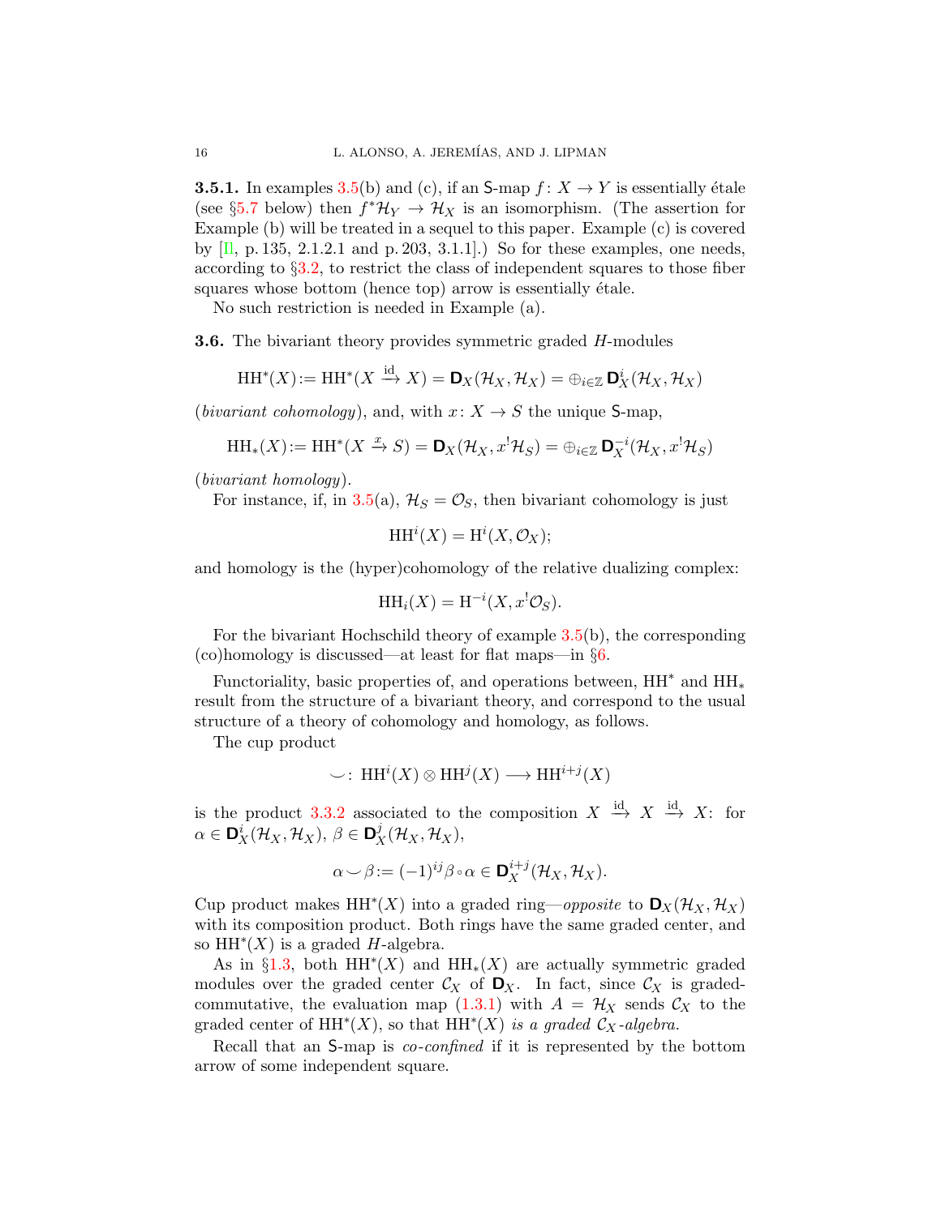**3.5.1.** In examples 3.5(b) and (c), if an $\mathsf{S}$-map $f\colon X \to Y$ is essentially étale (see §5.7 below) then $f^*\mathcal{H}_Y \to \mathcal{H}_X$ is an isomorphism. (The assertion for Example (b) will be treated in a sequel to this paper. Example (c) is covered by [Il, p. 135, 2.1.2.1 and p. 203, 3.1.1].) So for these examples, one needs, according to §3.2, to restrict the class of independent squares to those fiber squares whose bottom (hence top) arrow is essentially étale.

No such restriction is needed in Example (a).

**3.6.** The bivariant theory provides symmetric graded $H$-modules

$$\mathrm{HH}^*(X) := \mathrm{HH}^*(X \xrightarrow{\mathrm{id}} X) = \mathbf{D}_X(\mathcal{H}_X, \mathcal{H}_X) = \oplus_{i\in\mathbb{Z}} \mathbf{D}^i_X(\mathcal{H}_X, \mathcal{H}_X)$$

(*bivariant cohomology*), and, with $x\colon X \to S$ the unique $\mathsf{S}$-map,

$$\mathrm{HH}_*(X) := \mathrm{HH}^*(X \xrightarrow{x} S) = \mathbf{D}_X(\mathcal{H}_X, x^!\mathcal{H}_S) = \oplus_{i\in\mathbb{Z}} \mathbf{D}^{-i}_X(\mathcal{H}_X, x^!\mathcal{H}_S)$$

(*bivariant homology*).

For instance, if, in 3.5(a), $\mathcal{H}_S = \mathcal{O}_S$, then bivariant cohomology is just

$$\mathrm{HH}^i(X) = \mathrm{H}^i(X, \mathcal{O}_X);$$

and homology is the (hyper)cohomology of the relative dualizing complex:

$$\mathrm{HH}_i(X) = \mathrm{H}^{-i}(X, x^!\mathcal{O}_S).$$

For the bivariant Hochschild theory of example 3.5(b), the corresponding (co)homology is discussed—at least for flat maps—in §6.

Functoriality, basic properties of, and operations between, $\mathrm{HH}^*$ and $\mathrm{HH}_*$ result from the structure of a bivariant theory, and correspond to the usual structure of a theory of cohomology and homology, as follows.

The cup product

$$\smile\colon\ \mathrm{HH}^i(X) \otimes \mathrm{HH}^j(X) \longrightarrow \mathrm{HH}^{i+j}(X)$$

is the product 3.3.2 associated to the composition $X \xrightarrow{\mathrm{id}} X \xrightarrow{\mathrm{id}} X$: for $\alpha \in \mathbf{D}^i_X(\mathcal{H}_X, \mathcal{H}_X)$, $\beta \in \mathbf{D}^j_X(\mathcal{H}_X, \mathcal{H}_X)$,

$$\alpha \smile \beta := (-1)^{ij} \beta \circ \alpha \in \mathbf{D}^{i+j}_X(\mathcal{H}_X, \mathcal{H}_X).$$

Cup product makes $\mathrm{HH}^*(X)$ into a graded ring—*opposite* to $\mathbf{D}_X(\mathcal{H}_X, \mathcal{H}_X)$ with its composition product. Both rings have the same graded center, and so $\mathrm{HH}^*(X)$ is a graded $H$-algebra.

As in §1.3, both $\mathrm{HH}^*(X)$ and $\mathrm{HH}_*(X)$ are actually symmetric graded modules over the graded center $\mathcal{C}_X$ of $\mathbf{D}_X$. In fact, since $\mathcal{C}_X$ is graded-commutative, the evaluation map (1.3.1) with $A = \mathcal{H}_X$ sends $\mathcal{C}_X$ to the graded center of $\mathrm{HH}^*(X)$, so that $\mathrm{HH}^*(X)$ *is a graded* $\mathcal{C}_X$*-algebra.*

Recall that an $\mathsf{S}$-map is *co-confined* if it is represented by the bottom arrow of some independent square.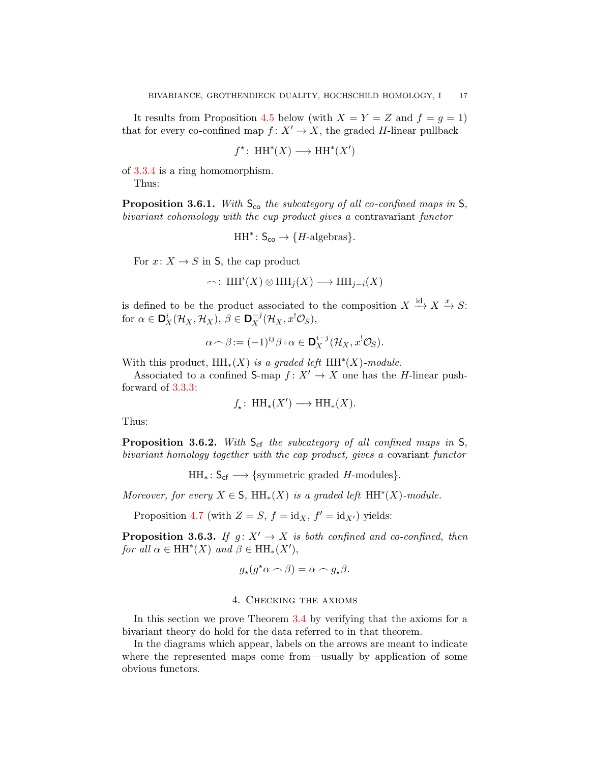It results from Proposition 4.5 below (with $X = Y = Z$ and $f = g = 1$) that for every co-confined map $f\colon X' \to X$, the graded $H$-linear pullback

$$f^\star\colon \mathrm{HH}^*(X) \longrightarrow \mathrm{HH}^*(X')$$

of 3.3.4 is a ring homomorphism.

Thus:

**Proposition 3.6.1.** *With $\mathsf{S}_{\mathsf{co}}$ the subcategory of all co-confined maps in $\mathsf{S}$, bivariant cohomology with the cup product gives a* contravariant *functor*

$$\mathrm{HH}^*\colon \mathsf{S}_{\mathsf{co}} \to \{H\text{-algebras}\}.$$

For $x\colon X \to S$ in $\mathsf{S}$, the cap product

$$\frown\colon \mathrm{HH}^i(X) \otimes \mathrm{HH}_j(X) \longrightarrow \mathrm{HH}_{j-i}(X)$$

is defined to be the product associated to the composition $X \xrightarrow{\mathrm{id}} X \xrightarrow{x} S$: for $\alpha \in \mathbf{D}^i_X(\mathcal{H}_X, \mathcal{H}_X)$, $\beta \in \mathbf{D}^{-j}_X(\mathcal{H}_X, x^!\mathcal{O}_S)$,

$$\alpha \frown \beta := (-1)^{ij}\beta \circ \alpha \in \mathbf{D}^{i-j}_X(\mathcal{H}_X, x^!\mathcal{O}_S).$$

With this product, $\mathrm{HH}_*(X)$ *is a graded left* $\mathrm{HH}^*(X)$*-module.*

Associated to a confined $\mathsf{S}$-map $f\colon X' \to X$ one has the $H$-linear pushforward of 3.3.3:

$$f_\star\colon \mathrm{HH}_*(X') \longrightarrow \mathrm{HH}_*(X).$$

Thus:

**Proposition 3.6.2.** *With $\mathsf{S}_{\mathsf{cf}}$ the subcategory of all confined maps in $\mathsf{S}$, bivariant homology together with the cap product, gives a* covariant *functor*

$$\mathrm{HH}_*\colon \mathsf{S}_{\mathsf{cf}} \longrightarrow \{\text{symmetric graded } H\text{-modules}\}.$$

*Moreover, for every $X \in \mathsf{S}$, $\mathrm{HH}_*(X)$ is a graded left $\mathrm{HH}^*(X)$-module.*

Proposition 4.7 (with $Z = S$, $f = \mathrm{id}_X$, $f' = \mathrm{id}_{X'}$) yields:

**Proposition 3.6.3.** *If $g\colon X' \to X$ is both confined and co-confined, then for all $\alpha \in \mathrm{HH}^*(X)$ and $\beta \in \mathrm{HH}_*(X')$,*

$$g_\star(g^\star\alpha \frown \beta) = \alpha \frown g_\star\beta.$$

## 4. Checking the axioms

In this section we prove Theorem 3.4 by verifying that the axioms for a bivariant theory do hold for the data referred to in that theorem.

In the diagrams which appear, labels on the arrows are meant to indicate where the represented maps come from—usually by application of some obvious functors.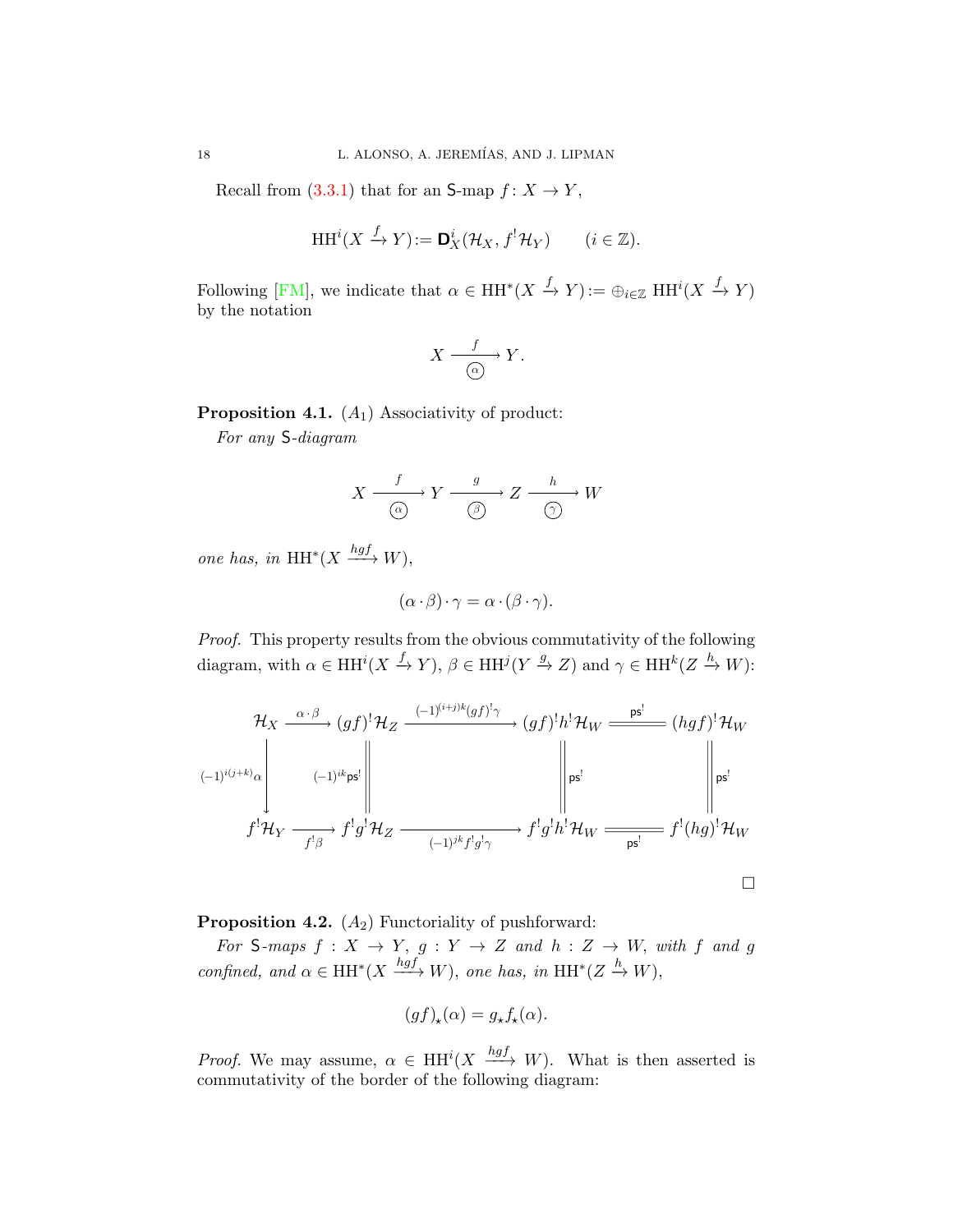Recall from (3.3.1) that for an $\mathsf{S}$-map $f\colon X\to Y$,

$$\mathrm{HH}^i(X\xrightarrow{f}Y) := \mathbf{D}_X^i(\mathcal{H}_X, f^!\mathcal{H}_Y) \qquad (i\in\mathbb{Z}).$$

Following [FM], we indicate that $\alpha\in \mathrm{HH}^*(X\xrightarrow{f}Y) := \oplus_{i\in\mathbb{Z}}\mathrm{HH}^i(X\xrightarrow{f}Y)$ by the notation

$$X \underset{\textcircled{\alpha}}{\xrightarrow{\quad f\quad}} Y.$$

**Proposition 4.1.** $(A_1)$ Associativity of product:

*For any* $\mathsf{S}$*-diagram*

$$X \underset{\textcircled{\alpha}}{\xrightarrow{\quad f\quad}} Y \underset{\textcircled{\beta}}{\xrightarrow{\quad g\quad}} Z \underset{\textcircled{\gamma}}{\xrightarrow{\quad h\quad}} W$$

*one has, in* $\mathrm{HH}^*(X\xrightarrow{hgf}W)$,

$$(\alpha\cdot\beta)\cdot\gamma = \alpha\cdot(\beta\cdot\gamma).$$

*Proof.* This property results from the obvious commutativity of the following diagram, with $\alpha\in\mathrm{HH}^i(X\xrightarrow{f}Y)$, $\beta\in\mathrm{HH}^j(Y\xrightarrow{g}Z)$ and $\gamma\in\mathrm{HH}^k(Z\xrightarrow{h}W)$:

$$\begin{array}{ccccccc}
\mathcal{H}_X & \xrightarrow{\ \alpha\cdot\beta\ } & (gf)^!\mathcal{H}_Z & \xrightarrow{\ (-1)^{(i+j)k}(gf)^!\gamma\ } & (gf)^!h^!\mathcal{H}_W & \overset{\mathsf{ps}^!}{=\!=\!=} & (hgf)^!\mathcal{H}_W\\
{\scriptstyle (-1)^{i(j+k)}\alpha}\big\downarrow & & \big\| {\scriptstyle (-1)^{ik}\mathsf{ps}^!} & & \big\|{\scriptstyle \mathsf{ps}^!} & & \big\|{\scriptstyle \mathsf{ps}^!}\\
f^!\mathcal{H}_Y & \xrightarrow[\ f^!\beta\ ]{} & f^!g^!\mathcal{H}_Z & \xrightarrow[\ (-1)^{jk}f^!g^!\gamma\ ]{} & f^!g^!h^!\mathcal{H}_W & \underset{\mathsf{ps}^!}{=\!=\!=} & f^!(hg)^!\mathcal{H}_W
\end{array}$$

$\square$

**Proposition 4.2.** $(A_2)$ Functoriality of pushforward:

*For* $\mathsf{S}$*-maps* $f: X\to Y$, $g: Y\to Z$ *and* $h: Z\to W$, *with* $f$ *and* $g$ *confined, and* $\alpha\in\mathrm{HH}^*(X\xrightarrow{hgf}W)$, *one has, in* $\mathrm{HH}^*(Z\xrightarrow{h}W)$,

$$(gf)_\star(\alpha) = g_\star f_\star(\alpha).$$

*Proof.* We may assume, $\alpha\in\mathrm{HH}^i(X\xrightarrow{hgf}W)$. What is then asserted is commutativity of the border of the following diagram: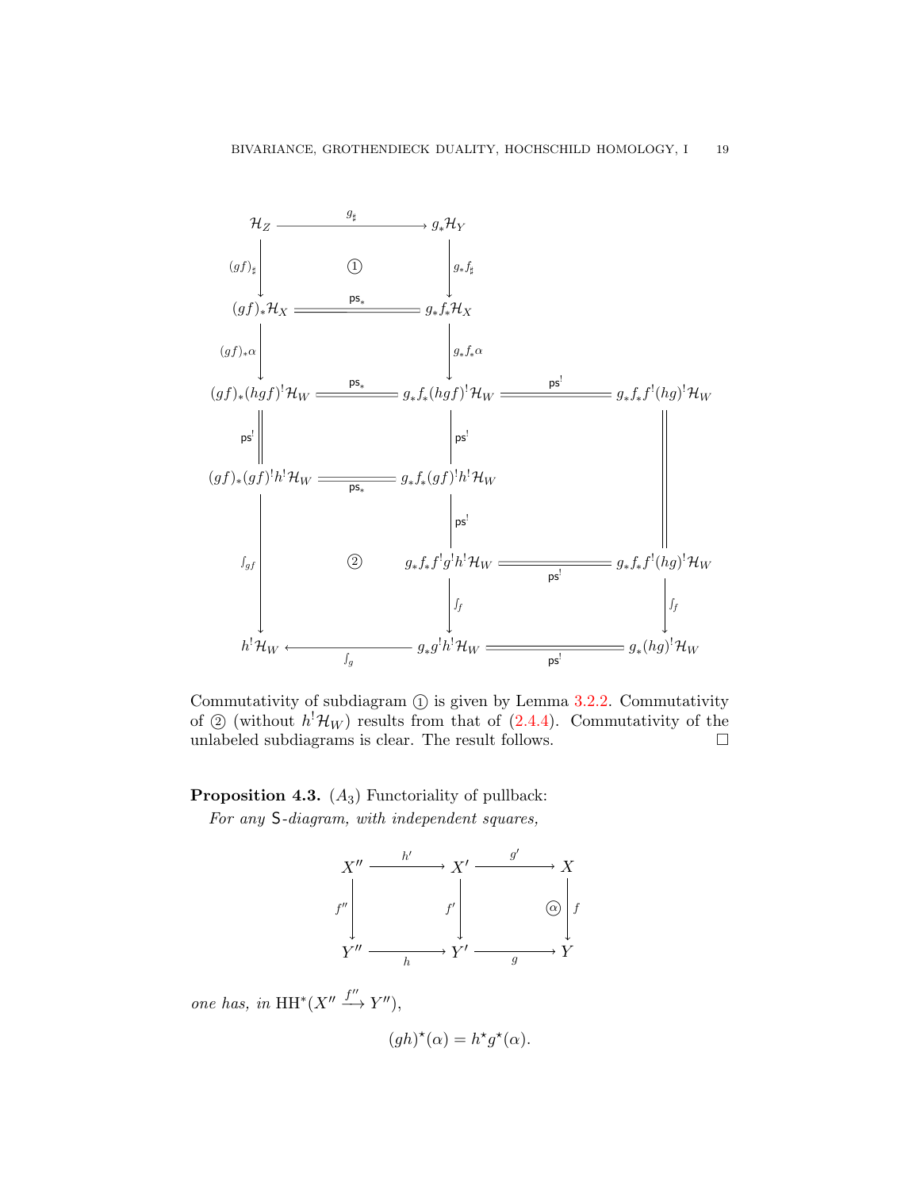$$
\begin{array}{ccccc}
\mathcal{H}_Z & \xrightarrow{\quad g_\sharp \quad} & g_*\mathcal{H}_Y & & \\
{\scriptstyle (gf)_\sharp}\downarrow & \text{①} & \downarrow{\scriptstyle g_*f_\sharp} & & \\
(gf)_*\mathcal{H}_X & \overset{\mathsf{ps}_*}{=\!=\!=} & g_*f_*\mathcal{H}_X & & \\
{\scriptstyle (gf)_*\alpha}\downarrow & & \downarrow{\scriptstyle g_*f_*\alpha} & & \\
(gf)_*(hgf)^!\mathcal{H}_W & \overset{\mathsf{ps}_*}{=\!=\!=} & g_*f_*(hgf)^!\mathcal{H}_W & \overset{\mathsf{ps}^!}{=\!=\!=} & g_*f_*f^!(hg)^!\mathcal{H}_W \\
{\scriptstyle \mathsf{ps}^!}\| & & \downarrow{\scriptstyle \mathsf{ps}^!} & & \| \\
(gf)_*(gf)^!h^!\mathcal{H}_W & \underset{\mathsf{ps}_*}{=\!=\!=} & g_*f_*(gf)^!h^!\mathcal{H}_W & & \| \\
 & & \downarrow{\scriptstyle \mathsf{ps}^!} & & \| \\
{\scriptstyle \int_{gf}}\downarrow & \text{②} & g_*f_*f^!g^!h^!\mathcal{H}_W & \underset{\mathsf{ps}^!}{=\!=\!=} & g_*f_*f^!(hg)^!\mathcal{H}_W \\
 & & \downarrow{\scriptstyle \int_f} & & \downarrow{\scriptstyle \int_f} \\
h^!\mathcal{H}_W & \xleftarrow[\quad \int_g \quad]{} & g_*g^!h^!\mathcal{H}_W & \underset{\mathsf{ps}^!}{=\!=\!=} & g_*(hg)^!\mathcal{H}_W
\end{array}
$$

Commutativity of subdiagram ① is given by Lemma 3.2.2. Commutativity of ② (without $h^!\mathcal{H}_W$) results from that of (2.4.4). Commutativity of the unlabeled subdiagrams is clear. The result follows. $\square$

**Proposition 4.3.** $(A_3)$ Functoriality of pullback:

*For any* $\mathsf{S}$*-diagram, with independent squares,*

$$
\begin{array}{ccccc}
X'' & \xrightarrow{\;h'\;} & X' & \xrightarrow{\;g'\;} & X \\
{\scriptstyle f''}\downarrow & & \downarrow{\scriptstyle f'} & \text{ⓐ} & \downarrow{\scriptstyle f} \\
Y'' & \xrightarrow[\;h\;]{} & Y' & \xrightarrow[\;g\;]{} & Y
\end{array}
$$

*one has, in* $\mathrm{HH}^*(X'' \xrightarrow{f''} Y'')$,

$$
(gh)^\star(\alpha) = h^\star g^\star(\alpha).
$$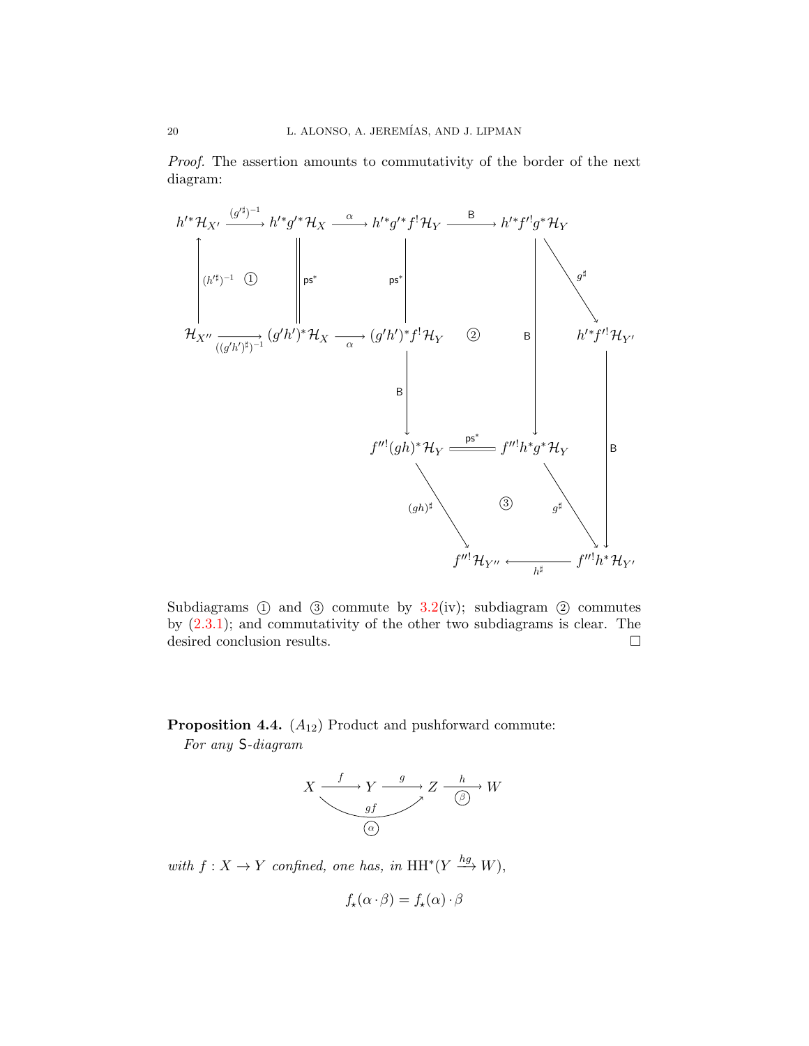*Proof.* The assertion amounts to commutativity of the border of the next diagram:

$$
\begin{array}{ccccccc}
h'^*\mathcal{H}_{X'} & \xrightarrow{(g'^\sharp)^{-1}} & h'^*g'^*\mathcal{H}_X & \xrightarrow{\alpha} & h'^*g'^*f^!\mathcal{H}_Y & \xrightarrow{\mathsf{B}} & h'^*f'^!g^*\mathcal{H}_Y \\
\big\uparrow (h'^\sharp)^{-1} \ ① & & \big\| \mathsf{ps}^* & & \big| \mathsf{ps}^* & & \big\downarrow \mathsf{B} \quad \searrow g^\sharp \\
\mathcal{H}_{X''} & \xrightarrow[((g'h')^\sharp)^{-1}]{} & (g'h')^*\mathcal{H}_X & \xrightarrow[\alpha]{} & (g'h')^*f^!\mathcal{H}_Y & ② & \qquad h'^*f'^!\mathcal{H}_{Y'} \\
 & & & & \big\downarrow \mathsf{B} & & \\
 & & & & f''^!(gh)^*\mathcal{H}_Y & \overset{\mathsf{ps}^*}{=\!=} & f''^!h^*g^*\mathcal{H}_Y \qquad \big\downarrow \mathsf{B} \\
 & & & & \searrow (gh)^\sharp & ③ & \swarrow g^\sharp \\
 & & & & f''^!\mathcal{H}_{Y''} & \xleftarrow[h^\sharp]{} & f''^!h^*\mathcal{H}_{Y'}
\end{array}
$$

Subdiagrams ① and ③ commute by 3.2(iv); subdiagram ② commutes by (2.3.1); and commutativity of the other two subdiagrams is clear. The desired conclusion results. $\square$

**Proposition 4.4.** $(A_{12})$ Product and pushforward commute:

*For any* $\mathsf{S}$*-diagram*

$$
X \xrightarrow{\ f\ } Y \xrightarrow{\ g\ } Z \underset{\textcircled{\scriptsize\beta}}{\xrightarrow{\ h\ }} W, \qquad X \underset{\textcircled{\scriptsize\alpha}}{\xrightarrow{\ gf\ }} Z
$$

*with* $f\colon X \to Y$ *confined, one has, in* $\mathrm{HH}^*(Y \xrightarrow{hg} W)$,

$$
f_\star(\alpha\cdot\beta) = f_\star(\alpha)\cdot\beta
$$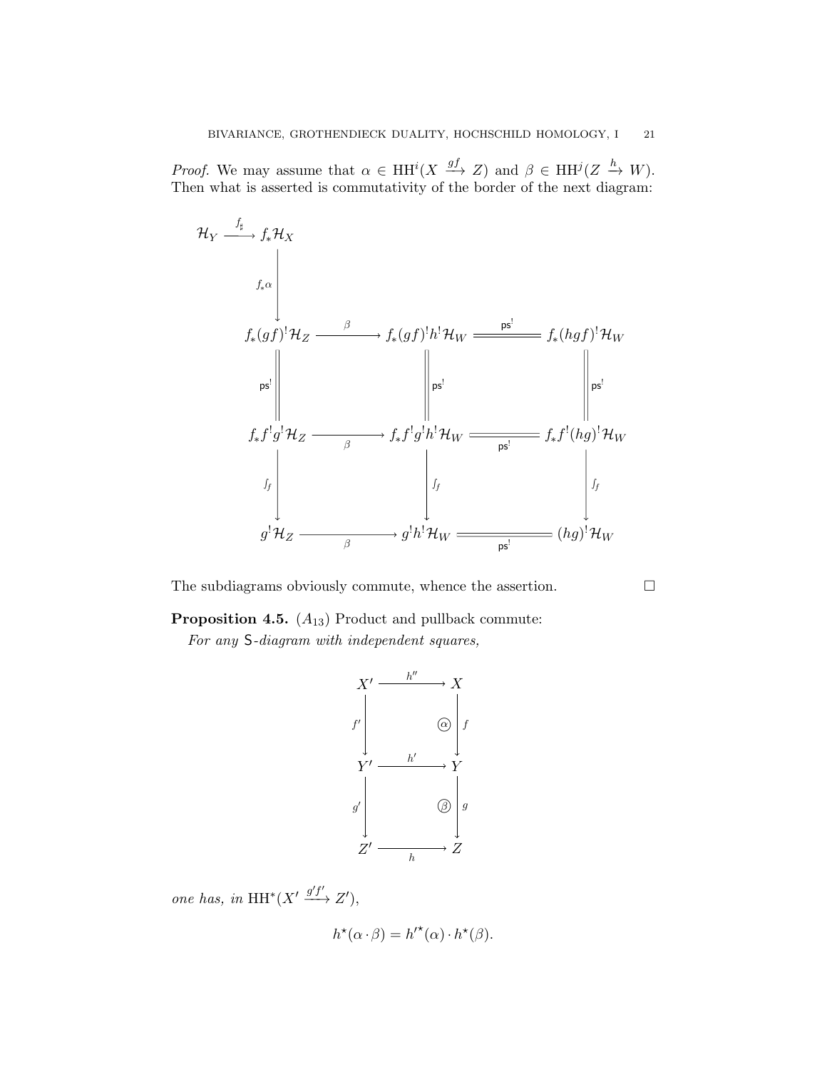*Proof.* We may assume that $\alpha \in \mathrm{HH}^i(X \xrightarrow{gf} Z)$ and $\beta \in \mathrm{HH}^j(Z \xrightarrow{h} W)$. Then what is asserted is commutativity of the border of the next diagram:

$$
\begin{array}{ccccc}
\mathcal{H}_Y \xrightarrow{\ f_\sharp\ } f_*\mathcal{H}_X & & & & \\
\Big\downarrow{\scriptstyle f_*\alpha} & & & & \\
f_*(gf)^!\mathcal{H}_Z & \xrightarrow{\ \beta\ } & f_*(gf)^!h^!\mathcal{H}_W & \overset{\mathsf{ps}^!}{=\!=\!=} & f_*(hgf)^!\mathcal{H}_W \\
\Big\|{\scriptstyle \mathsf{ps}^!} & & \Big\|{\scriptstyle \mathsf{ps}^!} & & \Big\|{\scriptstyle \mathsf{ps}^!} \\
f_*f^!g^!\mathcal{H}_Z & \xrightarrow[\ \beta\ ]{} & f_*f^!g^!h^!\mathcal{H}_W & \underset{\mathsf{ps}^!}{=\!=\!=} & f_*f^!(hg)^!\mathcal{H}_W \\
\Big\downarrow{\scriptstyle \int_f} & & \Big\downarrow{\scriptstyle \int_f} & & \Big\downarrow{\scriptstyle \int_f} \\
g^!\mathcal{H}_Z & \xrightarrow[\ \beta\ ]{} & g^!h^!\mathcal{H}_W & \underset{\mathsf{ps}^!}{=\!=\!=} & (hg)^!\mathcal{H}_W
\end{array}
$$

The subdiagrams obviously commute, whence the assertion. $\square$

**Proposition 4.5.** $(A_{13})$ Product and pullback commute:

*For any* $\mathsf{S}$*-diagram with independent squares,*

$$
\begin{array}{ccc}
X' & \xrightarrow{\ h''\ } & X \\
{\scriptstyle f'}\Big\downarrow & \quad \textcircled{\scriptsize $\alpha$} & \Big\downarrow{\scriptstyle f} \\
Y' & \xrightarrow{\ h'\ } & Y \\
{\scriptstyle g'}\Big\downarrow & \quad \textcircled{\scriptsize $\beta$} & \Big\downarrow{\scriptstyle g} \\
Z' & \xrightarrow[\ h\ ]{} & Z
\end{array}
$$

*one has, in* $\mathrm{HH}^*(X' \xrightarrow{g'f'} Z')$,

$$h^\star(\alpha \cdot \beta) = h'^\star(\alpha) \cdot h^\star(\beta).$$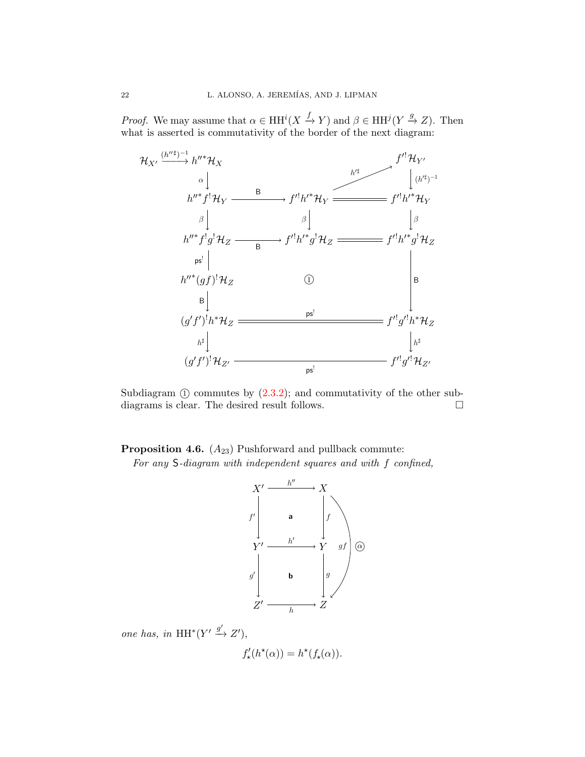*Proof.* We may assume that $\alpha \in \mathrm{HH}^i(X \xrightarrow{f} Y)$ and $\beta \in \mathrm{HH}^j(Y \xrightarrow{g} Z)$. Then what is asserted is commutativity of the border of the next diagram:

$$
\begin{array}{ccccc}
\mathcal{H}_{X'} \xrightarrow{(h''^\sharp)^{-1}} h''^*\mathcal{H}_X & & & & f'^!\mathcal{H}_{Y'} \\
\downarrow \alpha & & & \nearrow h'^\sharp & \downarrow (h'^\sharp)^{-1} \\
h''^* f^! \mathcal{H}_Y & \xrightarrow{\mathsf{B}} & f'^! h'^* \mathcal{H}_Y & = & f'^! h'^* \mathcal{H}_Y \\
\downarrow \beta & & \downarrow \beta & & \downarrow \beta \\
h''^* f^! g^! \mathcal{H}_Z & \xrightarrow{\mathsf{B}} & f'^! h'^* g^! \mathcal{H}_Z & = & f'^! h'^* g^! \mathcal{H}_Z \\
\downarrow \mathsf{ps}^! & & & & \\
h''^* (gf)^! \mathcal{H}_Z & & ① & & \downarrow \mathsf{B} \\
\downarrow \mathsf{B} & & & & \\
(g'f')^! h^* \mathcal{H}_Z & & \overset{\mathsf{ps}^!}{=\!=\!=} & & f'^! g'^! h^* \mathcal{H}_Z \\
\downarrow h^\sharp & & & & \downarrow h^\sharp \\
(g'f')^! \mathcal{H}_{Z'} & & \xrightarrow[\mathsf{ps}^!]{} & & f'^! g'^! \mathcal{H}_{Z'}
\end{array}
$$

Subdiagram ① commutes by (2.3.2); and commutativity of the other subdiagrams is clear. The desired result follows. $\square$

**Proposition 4.6.** ($A_{23}$) Pushforward and pullback commute:
*For any* $\mathsf{S}$*-diagram with independent squares and with* $f$ *confined,*

$$
\begin{array}{ccc}
X' & \xrightarrow{h''} & X \\
\downarrow f' & \mathsf{a} & \downarrow f \\
Y' & \xrightarrow{h'} & Y \\
\downarrow g' & \mathsf{b} & \downarrow g \\
Z' & \xrightarrow[h]{} & Z
\end{array}
\qquad gf \;\; (\alpha)
$$

*one has, in* $\mathrm{HH}^*(Y' \xrightarrow{g'} Z')$,

$$
f'_\star(h^\star(\alpha)) = h^\star(f_\star(\alpha)).
$$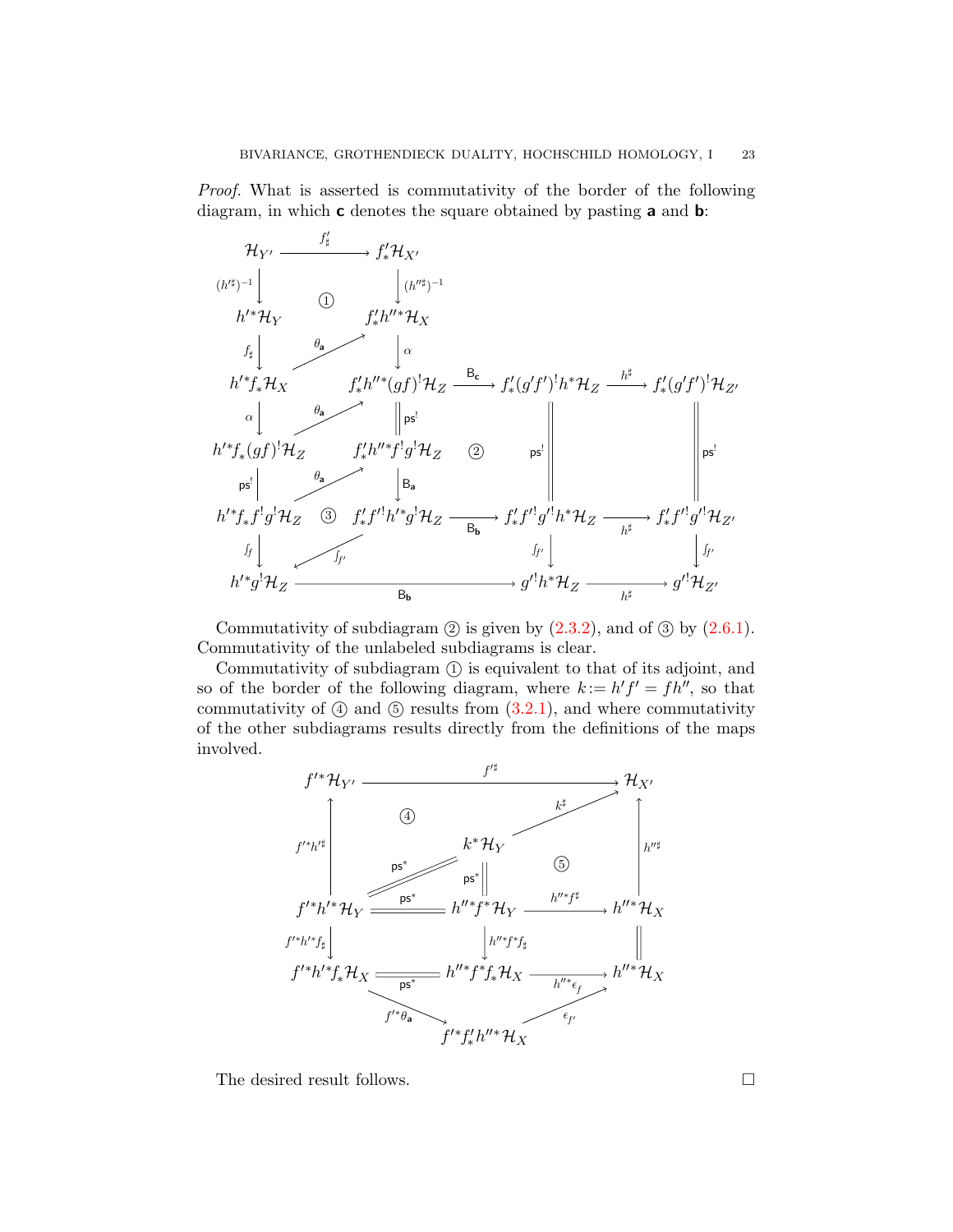*Proof.* What is asserted is commutativity of the border of the following diagram, in which **c** denotes the square obtained by pasting **a** and **b**:

$$
\begin{array}{ccccccc}
\mathcal{H}_{Y'} & \xrightarrow{f'_\sharp} & f'_*\mathcal{H}_{X'} & & & & \\
\downarrow{\scriptstyle (h'^\sharp)^{-1}} & ① & \downarrow{\scriptstyle (h''^\sharp)^{-1}} & & & & \\
h'^*\mathcal{H}_Y & \overset{\theta_{\mathbf{a}}}{\nearrow} & f'_*h''^*\mathcal{H}_X & & & & \\
\downarrow{\scriptstyle f_\sharp} & & \downarrow{\scriptstyle \alpha} & & & & \\
h'^*f_*\mathcal{H}_X & \overset{\theta_{\mathbf{a}}}{\nearrow} & f'_*h''^*(gf)^!\mathcal{H}_Z & \xrightarrow{\mathsf{B}_{\mathbf{c}}} & f'_*(g'f')^!h^*\mathcal{H}_Z & \xrightarrow{h^\sharp} & f'_*(g'f')^!\mathcal{H}_{Z'} \\
\downarrow{\scriptstyle \alpha} & & \big\Vert{\scriptstyle \mathsf{ps}^!} & & & & \\
h'^*f_*(gf)^!\mathcal{H}_Z & \overset{\theta_{\mathbf{a}}}{\nearrow} & f'_*h''^*f^!g^!\mathcal{H}_Z & ② & \big\Vert{\scriptstyle \mathsf{ps}^!} & & \big\Vert{\scriptstyle \mathsf{ps}^!} \\
\big\Vert{\scriptstyle \mathsf{ps}^!} & & \downarrow{\scriptstyle \mathsf{B}_{\mathbf{a}}} & & & & \\
h'^*f_*f^!g^!\mathcal{H}_Z & ③ & f'_*f'^!h'^*g^!\mathcal{H}_Z & \xrightarrow{\mathsf{B}_{\mathbf{b}}} & f'_*f'^!g'^!h^*\mathcal{H}_Z & \xrightarrow{h^\sharp} & f'_*f'^!g'^!\mathcal{H}_{Z'} \\
\downarrow{\scriptstyle \int_f} & \overset{\int_{f'}}{\swarrow} & & & \downarrow{\scriptstyle \int_{f'}} & & \downarrow{\scriptstyle \int_{f'}} \\
h'^*g^!\mathcal{H}_Z & & \xrightarrow{\qquad\mathsf{B}_{\mathbf{b}}\qquad} & & g'^!h^*\mathcal{H}_Z & \xrightarrow{h^\sharp} & g'^!\mathcal{H}_{Z'}
\end{array}
$$

Commutativity of subdiagram ② is given by (2.3.2), and of ③ by (2.6.1). Commutativity of the unlabeled subdiagrams is clear.

Commutativity of subdiagram ① is equivalent to that of its adjoint, and so of the border of the following diagram, where $k := h'f' = fh''$, so that commutativity of ④ and ⑤ results from (3.2.1), and where commutativity of the other subdiagrams results directly from the definitions of the maps involved.

$$
\begin{array}{ccccc}
f'^*\mathcal{H}_{Y'} & & \xrightarrow{\qquad f'^\sharp \qquad} & & \mathcal{H}_{X'} \\
\uparrow{\scriptstyle f'^*h'^\sharp} & ④ & k^*\mathcal{H}_Y & \overset{k^\sharp}{\nearrow} & \uparrow{\scriptstyle h''^\sharp} \\
 & \overset{\mathsf{ps}^*}{//} & \big\Vert{\scriptstyle \mathsf{ps}^*} & ⑤ & \\
f'^*h'^*\mathcal{H}_Y & \overset{\mathsf{ps}^*}{=\!=} & h''^*f^*\mathcal{H}_Y & \xrightarrow{h''^*f^\sharp} & h''^*\mathcal{H}_X \\
\downarrow{\scriptstyle f'^*h'^*f_\sharp} & & \downarrow{\scriptstyle h''^*f^*f_\sharp} & & \big\Vert \\
f'^*h'^*f_*\mathcal{H}_X & \underset{\mathsf{ps}^*}{=\!=} & h''^*f^*f_*\mathcal{H}_X & \xrightarrow[h''^*\epsilon_f]{} & h''^*\mathcal{H}_X \\
 & \underset{f'^*\theta_{\mathbf{a}}}{\searrow} & f'^*f'_*h''^*\mathcal{H}_X & \underset{\epsilon_{f'}}{\nearrow} &
\end{array}
$$

The desired result follows. $\square$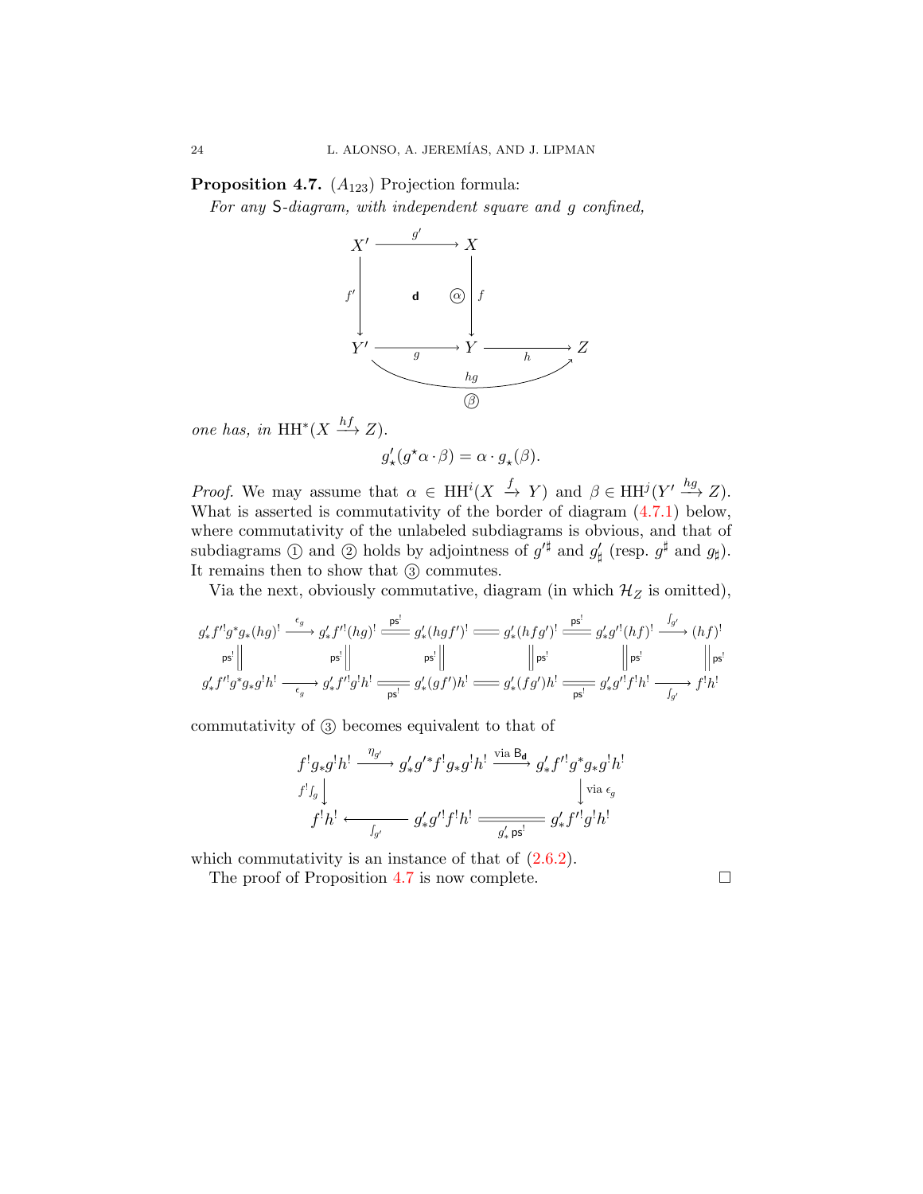**Proposition 4.7.** ($A_{123}$) Projection formula:

*For any* $\mathsf{S}$*-diagram, with independent square and* $g$ *confined,*

$$
\begin{array}{ccccc}
X' & \xrightarrow{\quad g' \quad} & X & & \\
{\scriptstyle f'}\big\downarrow & \mathbf{d} \quad ⓐ & \big\downarrow{\scriptstyle f} & & \\
Y' & \xrightarrow[\quad g \quad]{} & Y & \xrightarrow[\quad h \quad]{} & Z
\end{array}
\qquad Y' \xrightarrow[\;ⓑ\;]{hg} Z
$$

*one has, in* $\mathrm{HH}^*(X \xrightarrow{hf} Z)$*.*

$$g'_\star(g^\star\alpha\cdot\beta) = \alpha\cdot g_\star(\beta).$$

*Proof.* We may assume that $\alpha \in \mathrm{HH}^i(X \xrightarrow{f} Y)$ and $\beta \in \mathrm{HH}^j(Y' \xrightarrow{hg} Z)$. What is asserted is commutativity of the border of diagram (4.7.1) below, where commutativity of the unlabeled subdiagrams is obvious, and that of subdiagrams ① and ② holds by adjointness of $g'^\sharp$ and $g'_\sharp$ (resp. $g^\sharp$ and $g_\sharp$). It remains then to show that ③ commutes.

Via the next, obviously commutative, diagram (in which $\mathcal{H}_Z$ is omitted),

$$
\begin{array}{ccccccccccc}
g'_*f'^!g^*g_*(hg)^! & \xrightarrow{\epsilon_g} & g'_*f'^!(hg)^! & \overset{\mathsf{ps}^!}{=\!=} & g'_*(hgf')^! & =\!= & g'_*(hfg')^! & \overset{\mathsf{ps}^!}{=\!=} & g'_*g'^!(hf)^! & \xrightarrow{\int_{g'}} & (hf)^! \\
{\scriptstyle \mathsf{ps}^!}\| & & {\scriptstyle \mathsf{ps}^!}\| & & {\scriptstyle \mathsf{ps}^!}\| & & \|{\scriptstyle \mathsf{ps}^!} & & \|{\scriptstyle \mathsf{ps}^!} & & \|{\scriptstyle \mathsf{ps}^!} \\
g'_*f'^!g^*g_*g^!h^! & \xrightarrow[\epsilon_g]{} & g'_*f'^!g^!h^! & \underset{\mathsf{ps}^!}{=\!=} & g'_*(gf')^!h^! & =\!= & g'_*(fg')^!h^! & \underset{\mathsf{ps}^!}{=\!=} & g'_*g'^!f^!h^! & \xrightarrow[\int_{g'}]{} & f^!h^!
\end{array}
$$

commutativity of ③ becomes equivalent to that of

$$
\begin{array}{ccccc}
f^!g_*g^!h^! & \xrightarrow{\eta_{g'}} & g'_*g'^*f^!g_*g^!h^! & \xrightarrow{\text{via } \mathsf{B}_{\mathbf{d}}} & g'_*f'^!g^*g_*g^!h^! \\
{\scriptstyle f^!\int_g}\big\downarrow & & & & \big\downarrow{\scriptstyle \text{via } \epsilon_g} \\
f^!h^! & \xleftarrow[\int_{g'}]{} & g'_*g'^!f^!h^! & \underset{g'_*\,\mathsf{ps}^!}{=\!=\!=} & g'_*f'^!g^!h^!
\end{array}
$$

which commutativity is an instance of that of (2.6.2).

The proof of Proposition 4.7 is now complete. $\square$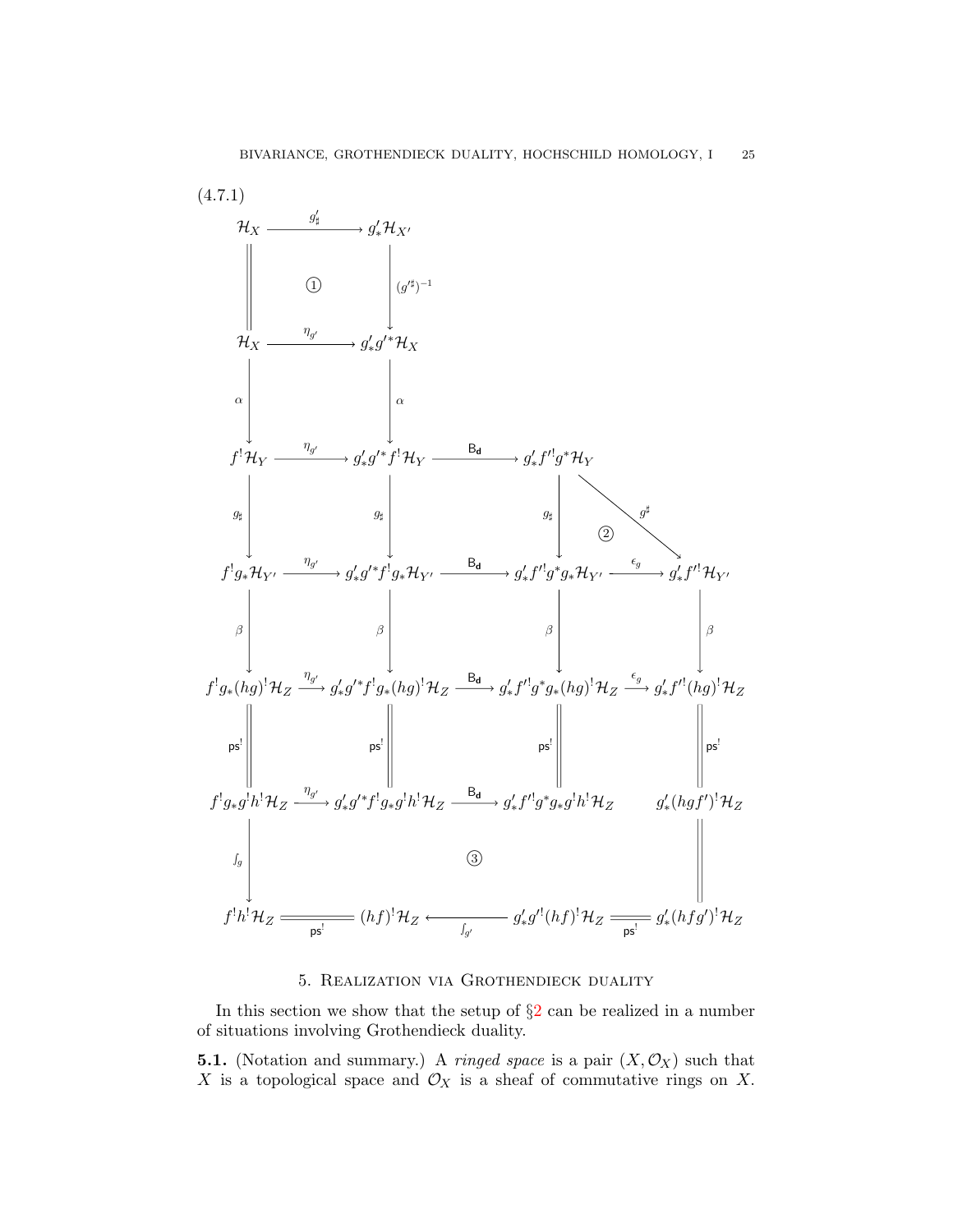(4.7.1)

$$
\begin{array}{ccccccc}
\mathcal{H}_X & \xrightarrow{\;g'_\sharp\;} & g'_*\mathcal{H}_{X'} & & & & \\
\Big\| & ① & \Big\downarrow{\scriptstyle (g'^\sharp_\sharp)^{-1}} & & & & \\
\mathcal{H}_X & \xrightarrow{\;\eta_{g'}\;} & g'_*g'^*\mathcal{H}_X & & & & \\
\Big\downarrow{\scriptstyle\alpha} & & \Big\downarrow{\scriptstyle\alpha} & & & & \\
f^!\mathcal{H}_Y & \xrightarrow{\;\eta_{g'}\;} & g'_*g'^*f^!\mathcal{H}_Y & \xrightarrow{\;\mathsf{B_d}\;} & g'_*f'^!g^*\mathcal{H}_Y & \xrightarrow{\;g^\sharp\;} & g'_*f'^!\mathcal{H}_{Y'} \\
\Big\downarrow{\scriptstyle g_\sharp} & & \Big\downarrow{\scriptstyle g_\sharp} & & \Big\downarrow{\scriptstyle g_\sharp} & ② & \Big\| \\
f^!g_*\mathcal{H}_{Y'} & \xrightarrow{\;\eta_{g'}\;} & g'_*g'^*f^!g_*\mathcal{H}_{Y'} & \xrightarrow{\;\mathsf{B_d}\;} & g'_*f'^!g^*g_*\mathcal{H}_{Y'} & \xrightarrow{\;\epsilon_g\;} & g'_*f'^!\mathcal{H}_{Y'} \\
\Big\downarrow{\scriptstyle\beta} & & \Big\downarrow{\scriptstyle\beta} & & \Big\downarrow{\scriptstyle\beta} & & \Big\downarrow{\scriptstyle\beta} \\
f^!g_*(hg)^!\mathcal{H}_Z & \xrightarrow{\;\eta_{g'}\;} & g'_*g'^*f^!g_*(hg)^!\mathcal{H}_Z & \xrightarrow{\;\mathsf{B_d}\;} & g'_*f'^!g^*g_*(hg)^!\mathcal{H}_Z & \xrightarrow{\;\epsilon_g\;} & g'_*f'^!(hg)^!\mathcal{H}_Z \\
\Big\|{\scriptstyle\mathsf{ps}^!} & & \Big\|{\scriptstyle\mathsf{ps}^!} & & \Big\|{\scriptstyle\mathsf{ps}^!} & & \Big\|{\scriptstyle\mathsf{ps}^!} \\
f^!g_*g^!h^!\mathcal{H}_Z & \xrightarrow{\;\eta_{g'}\;} & g'_*g'^*f^!g_*g^!h^!\mathcal{H}_Z & \xrightarrow{\;\mathsf{B_d}\;} & g'_*f'^!g^*g_*g^!h^!\mathcal{H}_Z & & g'_*(hgf')^!\mathcal{H}_Z \\
\Big\downarrow{\scriptstyle\int_g} & & & ③ & & & \Big\| \\
f^!h^!\mathcal{H}_Z & \underset{\mathsf{ps}^!}{=\!=\!=} & (hf)^!\mathcal{H}_Z & \xleftarrow{\;\int_{g'}\;} & g'_*g'^!(hf)^!\mathcal{H}_Z & \underset{\mathsf{ps}^!}{=\!=\!=} & g'_*(hfg')^!\mathcal{H}_Z
\end{array}
$$

(In the diagram, $g^\sharp$ is the diagonal arrow from $g'_*f'^!g^*\mathcal{H}_Y$ to $g'_*f'^!\mathcal{H}_{Y'}$, forming triangle ② with $g_\sharp$ and $\epsilon_g$.)

## 5. Realization via Grothendieck duality

In this section we show that the setup of §2 can be realized in a number of situations involving Grothendieck duality.

**5.1.** (Notation and summary.) A *ringed space* is a pair $(X, \mathcal{O}_X)$ such that $X$ is a topological space and $\mathcal{O}_X$ is a sheaf of commutative rings on $X$.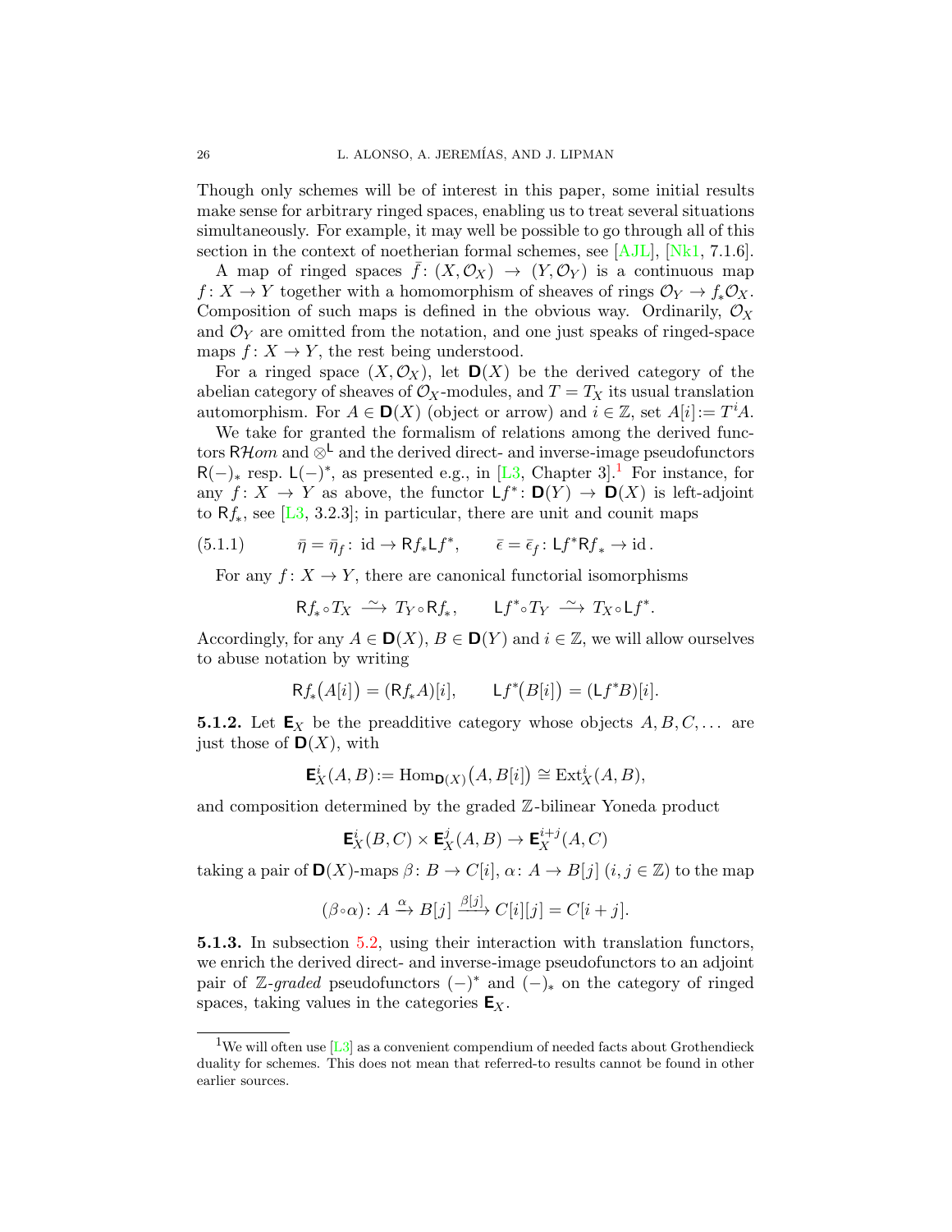Though only schemes will be of interest in this paper, some initial results make sense for arbitrary ringed spaces, enabling us to treat several situations simultaneously. For example, it may well be possible to go through all of this section in the context of noetherian formal schemes, see [AJL], [Nk1, 7.1.6].

A map of ringed spaces $\bar{f}\colon (X,\mathcal{O}_X) \to (Y,\mathcal{O}_Y)$ is a continuous map $f\colon X\to Y$ together with a homomorphism of sheaves of rings $\mathcal{O}_Y \to f_*\mathcal{O}_X$. Composition of such maps is defined in the obvious way. Ordinarily, $\mathcal{O}_X$ and $\mathcal{O}_Y$ are omitted from the notation, and one just speaks of ringed-space maps $f\colon X\to Y$, the rest being understood.

For a ringed space $(X,\mathcal{O}_X)$, let $\mathbf{D}(X)$ be the derived category of the abelian category of sheaves of $\mathcal{O}_X$-modules, and $T = T_X$ its usual translation automorphism. For $A\in\mathbf{D}(X)$ (object or arrow) and $i\in\mathbb{Z}$, set $A[i] := T^iA$.

We take for granted the formalism of relations among the derived functors $\mathsf{R}\mathcal{H}om$ and $\otimes^{\mathsf{L}}$ and the derived direct- and inverse-image pseudofunctors $\mathsf{R}(-)_*$ resp. $\mathsf{L}(-)^*$, as presented e.g., in [L3, Chapter 3].[1] For instance, for any $f\colon X\to Y$ as above, the functor $\mathsf{L}f^*\colon \mathbf{D}(Y)\to\mathbf{D}(X)$ is left-adjoint to $\mathsf{R}f_*$, see [L3, 3.2.3]; in particular, there are unit and counit maps

$$\bar{\eta} = \bar{\eta}_f\colon \mathrm{id}\to \mathsf{R}f_*\mathsf{L}f^*, \qquad \bar{\epsilon} = \bar{\epsilon}_f\colon \mathsf{L}f^*\mathsf{R}f_* \to \mathrm{id}\,. \tag{5.1.1}$$

For any $f\colon X\to Y$, there are canonical functorial isomorphisms

$$\mathsf{R}f_*\circ T_X \xrightarrow{\ \sim\ } T_Y\circ \mathsf{R}f_*, \qquad \mathsf{L}f^*\circ T_Y \xrightarrow{\ \sim\ } T_X\circ\mathsf{L}f^*.$$

Accordingly, for any $A\in\mathbf{D}(X)$, $B\in\mathbf{D}(Y)$ and $i\in\mathbb{Z}$, we will allow ourselves to abuse notation by writing

$$\mathsf{R}f_*\big(A[i]\big) = (\mathsf{R}f_*A)[i], \qquad \mathsf{L}f^*\big(B[i]\big) = (\mathsf{L}f^*B)[i].$$

**5.1.2.** Let $\mathbf{E}_X$ be the preadditive category whose objects $A, B, C, \dots$ are just those of $\mathbf{D}(X)$, with

$$\mathbf{E}^i_X(A,B) := \mathrm{Hom}_{\mathbf{D}(X)}\big(A, B[i]\big) \cong \mathrm{Ext}^i_X(A,B),$$

and composition determined by the graded $\mathbb{Z}$-bilinear Yoneda product

$$\mathbf{E}^i_X(B,C)\times\mathbf{E}^j_X(A,B)\to\mathbf{E}^{i+j}_X(A,C)$$

taking a pair of $\mathbf{D}(X)$-maps $\beta\colon B\to C[i]$, $\alpha\colon A\to B[j]$ $(i,j\in\mathbb{Z})$ to the map

$$(\beta\circ\alpha)\colon A\xrightarrow{\ \alpha\ } B[j] \xrightarrow{\ \beta[j]\ } C[i][j] = C[i+j].$$

**5.1.3.** In subsection 5.2, using their interaction with translation functors, we enrich the derived direct- and inverse-image pseudofunctors to an adjoint pair of $\mathbb{Z}$-*graded* pseudofunctors $(-)^*$ and $(-)_*$ on the category of ringed spaces, taking values in the categories $\mathbf{E}_X$.

[1] We will often use [L3] as a convenient compendium of needed facts about Grothendieck duality for schemes. This does not mean that referred-to results cannot be found in other earlier sources.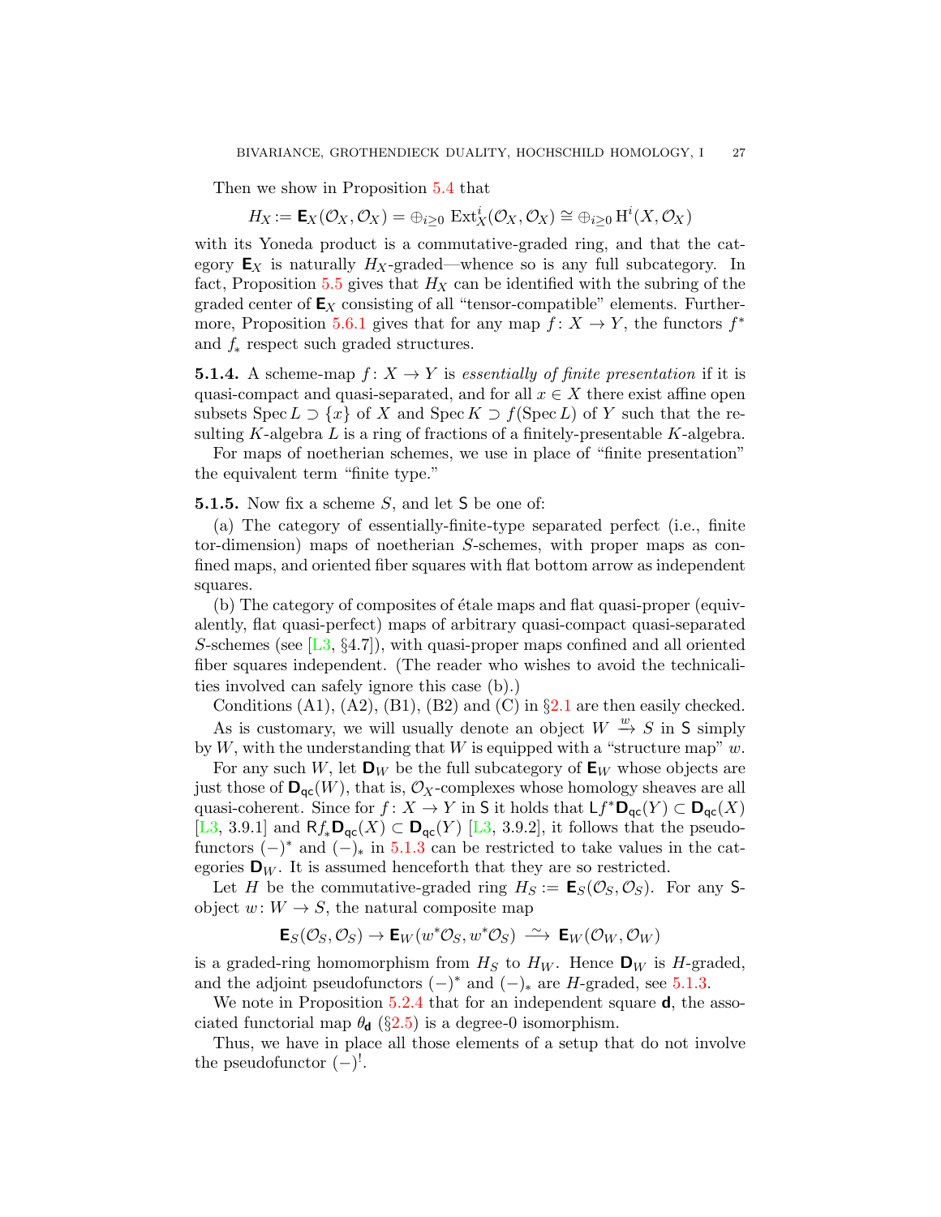Then we show in Proposition 5.4 that

$$H_X := \mathbf{E}_X(\mathcal{O}_X, \mathcal{O}_X) = \oplus_{i\ge 0} \operatorname{Ext}^i_X(\mathcal{O}_X, \mathcal{O}_X) \cong \oplus_{i\ge 0} \mathrm{H}^i(X, \mathcal{O}_X)$$

with its Yoneda product is a commutative-graded ring, and that the category $\mathbf{E}_X$ is naturally $H_X$-graded—whence so is any full subcategory. In fact, Proposition 5.5 gives that $H_X$ can be identified with the subring of the graded center of $\mathbf{E}_X$ consisting of all "tensor-compatible" elements. Furthermore, Proposition 5.6.1 gives that for any map $f\colon X \to Y$, the functors $f^*$ and $f_*$ respect such graded structures.

**5.1.4.** A scheme-map $f\colon X \to Y$ is *essentially of finite presentation* if it is quasi-compact and quasi-separated, and for all $x \in X$ there exist affine open subsets $\operatorname{Spec} L \supset \{x\}$ of $X$ and $\operatorname{Spec} K \supset f(\operatorname{Spec} L)$ of $Y$ such that the resulting $K$-algebra $L$ is a ring of fractions of a finitely-presentable $K$-algebra.

For maps of noetherian schemes, we use in place of "finite presentation" the equivalent term "finite type."

**5.1.5.** Now fix a scheme $S$, and let $\mathsf{S}$ be one of:

(a) The category of essentially-finite-type separated perfect (i.e., finite tor-dimension) maps of noetherian $S$-schemes, with proper maps as confined maps, and oriented fiber squares with flat bottom arrow as independent squares.

(b) The category of composites of étale maps and flat quasi-proper (equivalently, flat quasi-perfect) maps of arbitrary quasi-compact quasi-separated $S$-schemes (see [L3, §4.7]), with quasi-proper maps confined and all oriented fiber squares independent. (The reader who wishes to avoid the technicalities involved can safely ignore this case (b).)

Conditions (A1), (A2), (B1), (B2) and (C) in §2.1 are then easily checked.

As is customary, we will usually denote an object $W \xrightarrow{w} S$ in $\mathsf{S}$ simply by $W$, with the understanding that $W$ is equipped with a "structure map" $w$.

For any such $W$, let $\mathbf{D}_W$ be the full subcategory of $\mathbf{E}_W$ whose objects are just those of $\mathbf{D}_{\mathsf{qc}}(W)$, that is, $\mathcal{O}_X$-complexes whose homology sheaves are all quasi-coherent. Since for $f\colon X \to Y$ in $\mathsf{S}$ it holds that $\mathsf{L}f^*\mathbf{D}_{\mathsf{qc}}(Y) \subset \mathbf{D}_{\mathsf{qc}}(X)$ [L3, 3.9.1] and $\mathsf{R}f_*\mathbf{D}_{\mathsf{qc}}(X) \subset \mathbf{D}_{\mathsf{qc}}(Y)$ [L3, 3.9.2], it follows that the pseudofunctors $(-)^*$ and $(-)_*$ in 5.1.3 can be restricted to take values in the categories $\mathbf{D}_W$. It is assumed henceforth that they are so restricted.

Let $H$ be the commutative-graded ring $H_S := \mathbf{E}_S(\mathcal{O}_S, \mathcal{O}_S)$. For any $\mathsf{S}$-object $w\colon W \to S$, the natural composite map

$$\mathbf{E}_S(\mathcal{O}_S, \mathcal{O}_S) \to \mathbf{E}_W(w^*\mathcal{O}_S, w^*\mathcal{O}_S) \xrightarrow{\ \sim\ } \mathbf{E}_W(\mathcal{O}_W, \mathcal{O}_W)$$

is a graded-ring homomorphism from $H_S$ to $H_W$. Hence $\mathbf{D}_W$ is $H$-graded, and the adjoint pseudofunctors $(-)^*$ and $(-)_*$ are $H$-graded, see 5.1.3.

We note in Proposition 5.2.4 that for an independent square $\mathbf{d}$, the associated functorial map $\theta_{\mathbf{d}}$ (§2.5) is a degree-0 isomorphism.

Thus, we have in place all those elements of a setup that do not involve the pseudofunctor $(-)^!$.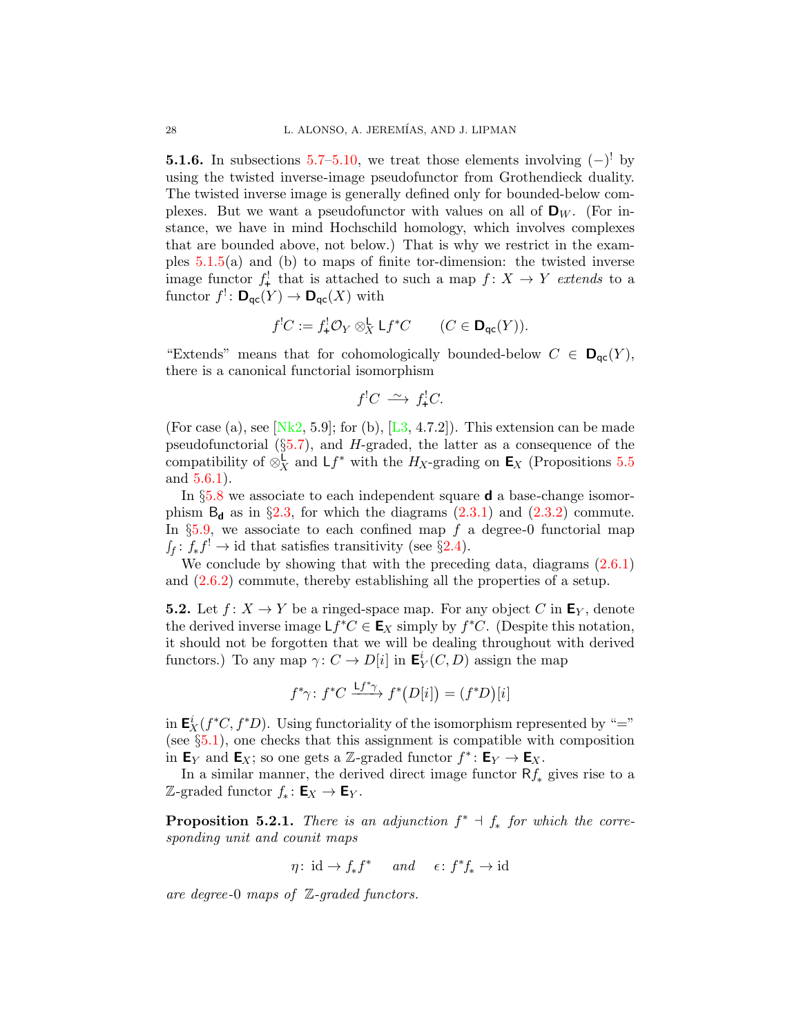**5.1.6.** In subsections 5.7–5.10, we treat those elements involving $(-)^!$ by using the twisted inverse-image pseudofunctor from Grothendieck duality. The twisted inverse image is generally defined only for bounded-below complexes. But we want a pseudofunctor with values on all of $\mathbf{D}_W$. (For instance, we have in mind Hochschild homology, which involves complexes that are bounded above, not below.) That is why we restrict in the examples 5.1.5(a) and (b) to maps of finite tor-dimension: the twisted inverse image functor $f_+^!$ that is attached to such a map $f\colon X \to Y$ *extends* to a functor $f^!\colon \mathbf{D}_{\mathsf{qc}}(Y) \to \mathbf{D}_{\mathsf{qc}}(X)$ with

$$f^!C := f_+^!\mathcal{O}_Y \otimes^{\mathsf{L}}_X \mathsf{L}f^*C \qquad (C \in \mathbf{D}_{\mathsf{qc}}(Y)).$$

"Extends" means that for cohomologically bounded-below $C \in \mathbf{D}_{\mathsf{qc}}(Y)$, there is a canonical functorial isomorphism

$$f^!C \xrightarrow{\sim} f_+^!C.$$

(For case (a), see [Nk2, 5.9]; for (b), [L3, 4.7.2]). This extension can be made pseudofunctorial (§5.7), and $H$-graded, the latter as a consequence of the compatibility of $\otimes^{\mathsf{L}}_X$ and $\mathsf{L}f^*$ with the $H_X$-grading on $\mathbf{E}_X$ (Propositions 5.5 and 5.6.1).

In §5.8 we associate to each independent square $\mathbf{d}$ a base-change isomorphism $\mathsf{B}_{\mathbf{d}}$ as in §2.3, for which the diagrams (2.3.1) and (2.3.2) commute. In §5.9, we associate to each confined map $f$ a degree-0 functorial map $\int_f\colon f_*f^! \to \mathrm{id}$ that satisfies transitivity (see §2.4).

We conclude by showing that with the preceding data, diagrams (2.6.1) and (2.6.2) commute, thereby establishing all the properties of a setup.

**5.2.** Let $f\colon X \to Y$ be a ringed-space map. For any object $C$ in $\mathbf{E}_Y$, denote the derived inverse image $\mathsf{L}f^*C \in \mathbf{E}_X$ simply by $f^*C$. (Despite this notation, it should not be forgotten that we will be dealing throughout with derived functors.) To any map $\gamma\colon C \to D[i]$ in $\mathbf{E}^i_Y(C, D)$ assign the map

$$f^*\gamma\colon f^*C \xrightarrow{\mathsf{L}f^*\gamma} f^*\big(D[i]\big) = \big(f^*D\big)[i]$$

in $\mathbf{E}^i_X(f^*C, f^*D)$. Using functoriality of the isomorphism represented by "$=$" (see §5.1), one checks that this assignment is compatible with composition in $\mathbf{E}_Y$ and $\mathbf{E}_X$; so one gets a $\mathbb{Z}$-graded functor $f^*\colon \mathbf{E}_Y \to \mathbf{E}_X$.

In a similar manner, the derived direct image functor $\mathsf{R}f_*$ gives rise to a $\mathbb{Z}$-graded functor $f_*\colon \mathbf{E}_X \to \mathbf{E}_Y$.

**Proposition 5.2.1.** *There is an adjunction $f^* \dashv f_*$ for which the corresponding unit and counit maps*

$$\eta\colon \mathrm{id} \to f_*f^* \quad \text{ and } \quad \epsilon\colon f^*f_* \to \mathrm{id}$$

*are degree-0 maps of $\mathbb{Z}$-graded functors.*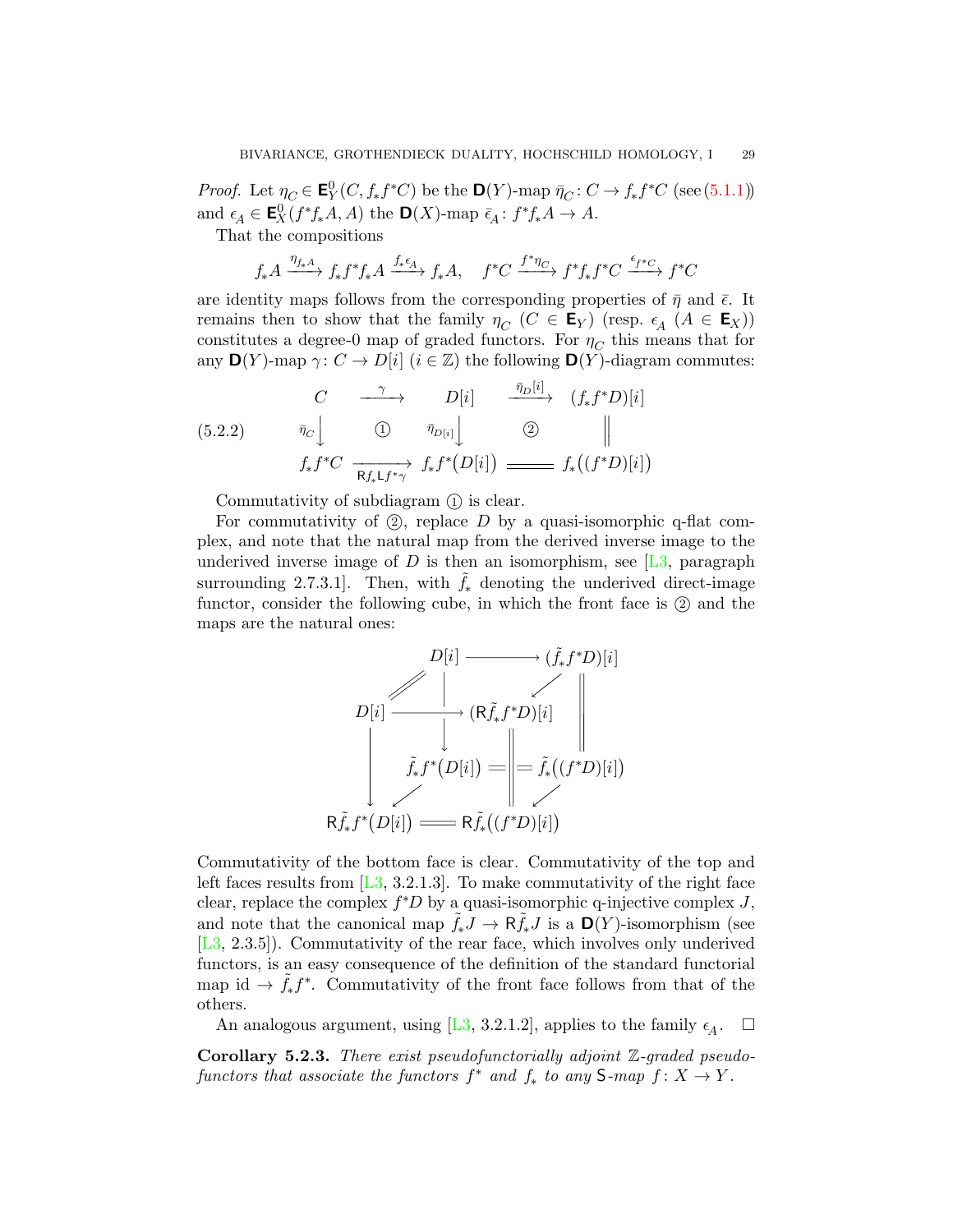*Proof.* Let $\eta_C \in \mathbf{E}^0_Y(C, f_*f^*C)$ be the $\mathbf{D}(Y)$-map $\bar\eta_C \colon C \to f_*f^*C$ (see (5.1.1)) and $\epsilon_A \in \mathbf{E}^0_X(f^*f_*A, A)$ the $\mathbf{D}(X)$-map $\bar\epsilon_A \colon f^*f_*A \to A$.

That the compositions

$$f_*A \xrightarrow{\eta_{f_*A}} f_*f^*f_*A \xrightarrow{f_*\epsilon_A} f_*A, \quad f^*C \xrightarrow{f^*\eta_C} f^*f_*f^*C \xrightarrow{\epsilon_{f^*C}} f^*C$$

are identity maps follows from the corresponding properties of $\bar\eta$ and $\bar\epsilon$. It remains then to show that the family $\eta_C$ ($C \in \mathbf{E}_Y$) (resp. $\epsilon_A$ ($A \in \mathbf{E}_X$)) constitutes a degree-0 map of graded functors. For $\eta_C$ this means that for any $\mathbf{D}(Y)$-map $\gamma\colon C \to D[i]$ ($i \in \mathbb{Z}$) the following $\mathbf{D}(Y)$-diagram commutes:

$$\begin{array}{ccccc} C & \xrightarrow{\ \gamma\ } & D[i] & \xrightarrow{\bar\eta_D[i]} & (f_*f^*D)[i] \\ {\scriptstyle\bar\eta_C}\downarrow & ① & {\scriptstyle\bar\eta_{D[i]}}\downarrow & ② & \Vert \\ f_*f^*C & \xrightarrow[\mathsf{R}f_*\mathsf{L}f^*\gamma]{} & f_*f^*\big(D[i]\big) & = & f_*\big((f^*D)[i]\big) \end{array} \tag{5.2.2}$$

Commutativity of subdiagram ① is clear.

For commutativity of ②, replace $D$ by a quasi-isomorphic q-flat complex, and note that the natural map from the derived inverse image to the underived inverse image of $D$ is then an isomorphism, see [L3, paragraph surrounding 2.7.3.1]. Then, with $\tilde f_*$ denoting the underived direct-image functor, consider the following cube, in which the front face is ② and the maps are the natural ones:

$$\begin{array}{ccc} D[i] & \longrightarrow & (\tilde f_* f^*D)[i] \\ D[i] & \longrightarrow & (\mathsf{R}\tilde f_* f^*D)[i] \\ \tilde f_* f^*\big(D[i]\big) & = & \tilde f_*\big((f^*D)[i]\big) \\ \mathsf{R}\tilde f_* f^*\big(D[i]\big) & = & \mathsf{R}\tilde f_*\big((f^*D)[i]\big) \end{array}$$

Commutativity of the bottom face is clear. Commutativity of the top and left faces results from [L3, 3.2.1.3]. To make commutativity of the right face clear, replace the complex $f^*D$ by a quasi-isomorphic q-injective complex $J$, and note that the canonical map $\tilde f_*J \to \mathsf{R}\tilde f_*J$ is a $\mathbf{D}(Y)$-isomorphism (see [L3, 2.3.5]). Commutativity of the rear face, which involves only underived functors, is an easy consequence of the definition of the standard functorial map $\mathrm{id} \to \tilde f_* f^*$. Commutativity of the front face follows from that of the others.

An analogous argument, using [L3, 3.2.1.2], applies to the family $\epsilon_A$. $\square$

**Corollary 5.2.3.** *There exist pseudofunctorially adjoint $\mathbb{Z}$-graded pseudofunctors that associate the functors $f^*$ and $f_*$ to any $\mathsf{S}$-map $f\colon X \to Y$.*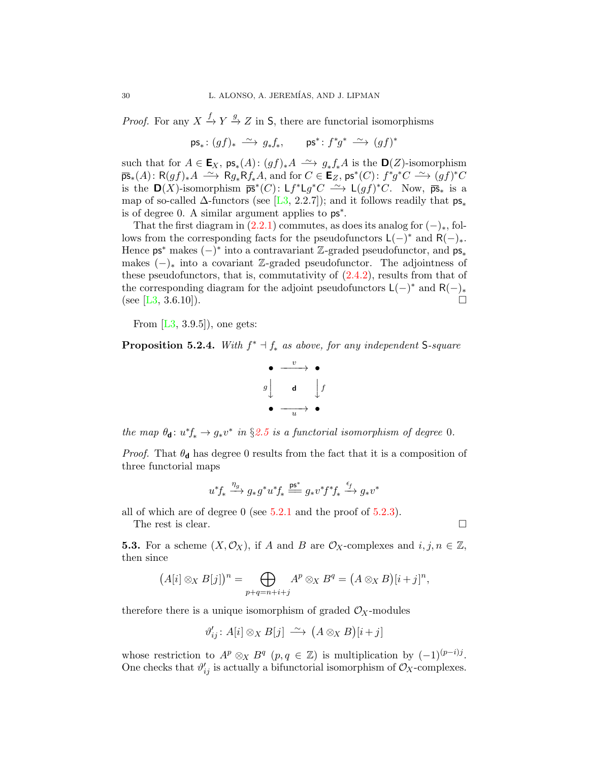*Proof.* For any $X \xrightarrow{f} Y \xrightarrow{g} Z$ in $\mathsf{S}$, there are functorial isomorphisms

$$\mathsf{ps}_*\colon (gf)_* \xrightarrow{\;\sim\;} g_*f_*, \qquad \mathsf{ps}^*\colon f^*g^* \xrightarrow{\;\sim\;} (gf)^*$$

such that for $A \in \mathbf{E}_X$, $\mathsf{ps}_*(A)\colon (gf)_*A \xrightarrow{\;\sim\;} g_*f_*A$ is the $\mathbf{D}(Z)$-isomorphism $\overline{\mathsf{ps}}_*(A)\colon \mathsf{R}(gf)_*A \xrightarrow{\;\sim\;} \mathsf{R}g_*\mathsf{R}f_*A$, and for $C \in \mathbf{E}_Z$, $\mathsf{ps}^*(C)\colon f^*g^*C \xrightarrow{\;\sim\;} (gf)^*C$ is the $\mathbf{D}(X)$-isomorphism $\overline{\mathsf{ps}}^*(C)\colon \mathsf{L}f^*\mathsf{L}g^*C \xrightarrow{\;\sim\;} \mathsf{L}(gf)^*C$. Now, $\overline{\mathsf{ps}}_*$ is a map of so-called $\Delta$-functors (see [L3, 2.2.7]); and it follows readily that $\mathsf{ps}_*$ is of degree 0. A similar argument applies to $\mathsf{ps}^*$.

That the first diagram in (2.2.1) commutes, as does its analog for $(-)_*$, follows from the corresponding facts for the pseudofunctors $\mathsf{L}(-)^*$ and $\mathsf{R}(-)_*$. Hence $\mathsf{ps}^*$ makes $(-)^*$ into a contravariant $\mathbb{Z}$-graded pseudofunctor, and $\mathsf{ps}_*$ makes $(-)_*$ into a covariant $\mathbb{Z}$-graded pseudofunctor. The adjointness of these pseudofunctors, that is, commutativity of (2.4.2), results from that of the corresponding diagram for the adjoint pseudofunctors $\mathsf{L}(-)^*$ and $\mathsf{R}(-)_*$ (see [L3, 3.6.10]). □

From [L3, 3.9.5]), one gets:

**Proposition 5.2.4.** *With $f^* \dashv f_*$ as above, for any independent $\mathsf{S}$-square*

$$\begin{array}{ccc} \bullet & \xrightarrow{\;v\;} & \bullet \\ {\scriptstyle g}\big\downarrow & \mathsf{d} & \big\downarrow{\scriptstyle f} \\ \bullet & \xrightarrow[\;u\;]{} & \bullet \end{array}$$

*the map $\theta_{\mathsf{d}}\colon u^*f_* \to g_*v^*$ in §2.5 is a functorial isomorphism of degree 0.*

*Proof.* That $\theta_{\mathsf{d}}$ has degree 0 results from the fact that it is a composition of three functorial maps

$$u^*f_* \xrightarrow{\eta_g} g_*g^*u^*f_* \overset{\mathsf{ps}^*}{=\!=} g_*v^*f^*f_* \xrightarrow{\epsilon_f} g_*v^*$$

all of which are of degree 0 (see 5.2.1 and the proof of 5.2.3).

The rest is clear. □

**5.3.** For a scheme $(X, \mathcal{O}_X)$, if $A$ and $B$ are $\mathcal{O}_X$-complexes and $i, j, n \in \mathbb{Z}$, then since

$$\big(A[i] \otimes_X B[j]\big)^n = \bigoplus_{p+q=n+i+j} A^p \otimes_X B^q = \big(A \otimes_X B\big)[i+j]^n,$$

therefore there is a unique isomorphism of graded $\mathcal{O}_X$-modules

$$\vartheta'_{ij}\colon A[i] \otimes_X B[j] \xrightarrow{\;\sim\;} \big(A \otimes_X B\big)[i+j]$$

whose restriction to $A^p \otimes_X B^q$ $(p, q \in \mathbb{Z})$ is multiplication by $(-1)^{(p-i)j}$. One checks that $\vartheta'_{ij}$ is actually a bifunctorial isomorphism of $\mathcal{O}_X$-complexes.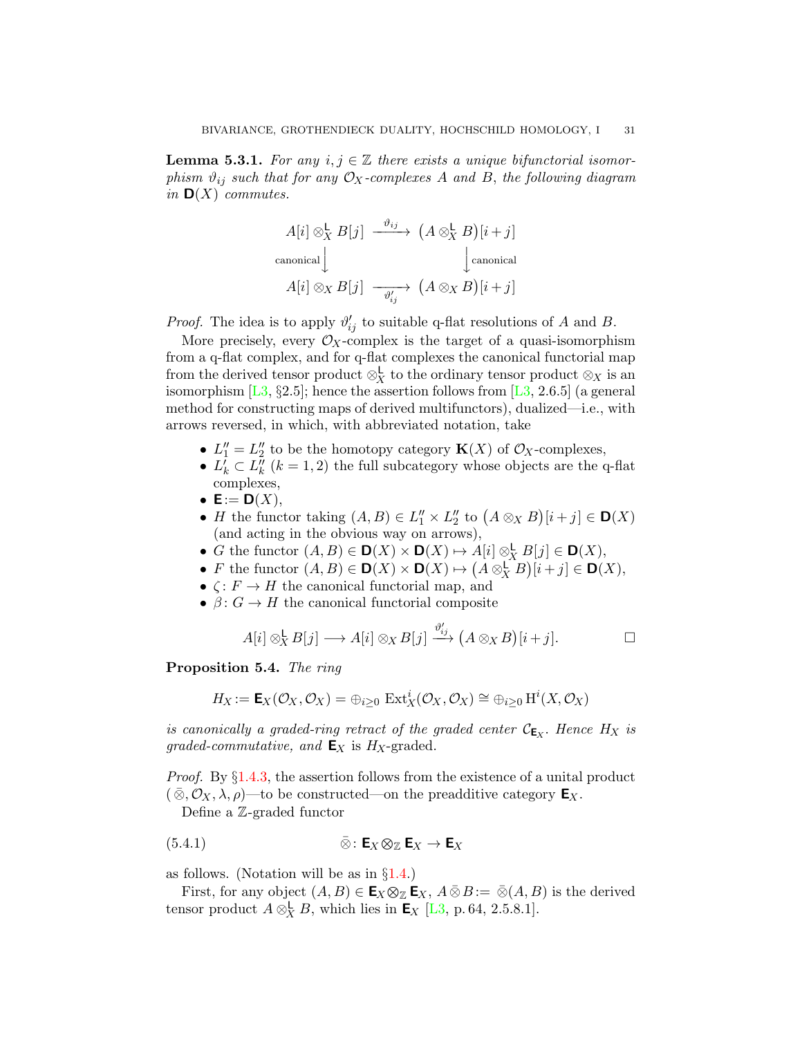**Lemma 5.3.1.** *For any $i, j \in \mathbb{Z}$ there exists a unique bifunctorial isomorphism $\vartheta_{ij}$ such that for any $\mathcal{O}_X$-complexes $A$ and $B$, the following diagram in $\mathbf{D}(X)$ commutes.*

$$\begin{array}{ccc} A[i] \otimes^{\mathsf{L}}_X B[j] & \xrightarrow{\vartheta_{ij}} & \big(A \otimes^{\mathsf{L}}_X B\big)[i+j] \\ {\scriptstyle\text{canonical}}\big\downarrow & & \big\downarrow{\scriptstyle\text{canonical}} \\ A[i] \otimes_X B[j] & \xrightarrow[\vartheta'_{ij}]{} & \big(A \otimes_X B\big)[i+j] \end{array}$$

*Proof.* The idea is to apply $\vartheta'_{ij}$ to suitable q-flat resolutions of $A$ and $B$.

More precisely, every $\mathcal{O}_X$-complex is the target of a quasi-isomorphism from a q-flat complex, and for q-flat complexes the canonical functorial map from the derived tensor product $\otimes^{\mathsf{L}}_X$ to the ordinary tensor product $\otimes_X$ is an isomorphism [L3, §2.5]; hence the assertion follows from [L3, 2.6.5] (a general method for constructing maps of derived multifunctors), dualized—i.e., with arrows reversed, in which, with abbreviated notation, take

- $L''_1 = L''_2$ to be the homotopy category $\mathbf{K}(X)$ of $\mathcal{O}_X$-complexes,
- $L'_k \subset L''_k$ ($k = 1, 2$) the full subcategory whose objects are the q-flat complexes,
- $\mathbf{E} := \mathbf{D}(X)$,
- $H$ the functor taking $(A, B) \in L''_1 \times L''_2$ to $\big(A \otimes_X B\big)[i+j] \in \mathbf{D}(X)$ (and acting in the obvious way on arrows),
- $G$ the functor $(A, B) \in \mathbf{D}(X) \times \mathbf{D}(X) \mapsto A[i] \otimes^{\mathsf{L}}_X B[j] \in \mathbf{D}(X)$,
- $F$ the functor $(A, B) \in \mathbf{D}(X) \times \mathbf{D}(X) \mapsto \big(A \otimes^{\mathsf{L}}_X B\big)[i+j] \in \mathbf{D}(X)$,
- $\zeta\colon F \to H$ the canonical functorial map, and
- $\beta\colon G \to H$ the canonical functorial composite

$$A[i] \otimes^{\mathsf{L}}_X B[j] \longrightarrow A[i] \otimes_X B[j] \xrightarrow{\vartheta'_{ij}} \big(A \otimes_X B\big)[i+j]. \qquad \square$$

**Proposition 5.4.** *The ring*

$$H_X := \mathbf{E}_X(\mathcal{O}_X, \mathcal{O}_X) = \oplus_{i \ge 0} \operatorname{Ext}^i_X(\mathcal{O}_X, \mathcal{O}_X) \cong \oplus_{i \ge 0} \mathrm{H}^i(X, \mathcal{O}_X)$$

*is canonically a graded-ring retract of the graded center $\mathcal{C}_{\mathbf{E}_X}$. Hence $H_X$ is graded-commutative, and $\mathbf{E}_X$* is $H_X$-graded.

*Proof.* By §1.4.3, the assertion follows from the existence of a unital product $(\bar{\otimes}, \mathcal{O}_X, \lambda, \rho)$—to be constructed—on the preadditive category $\mathbf{E}_X$.

Define a $\mathbb{Z}$-graded functor

$$\bar{\otimes}\colon \mathbf{E}_X \otimes_{\mathbb{Z}} \mathbf{E}_X \to \mathbf{E}_X \tag{5.4.1}$$

as follows. (Notation will be as in §1.4.)

First, for any object $(A, B) \in \mathbf{E}_X \otimes_{\mathbb{Z}} \mathbf{E}_X$, $A \mathbin{\bar{\otimes}} B := \bar{\otimes}(A, B)$ is the derived tensor product $A \otimes^{\mathsf{L}}_X B$, which lies in $\mathbf{E}_X$ [L3, p. 64, 2.5.8.1].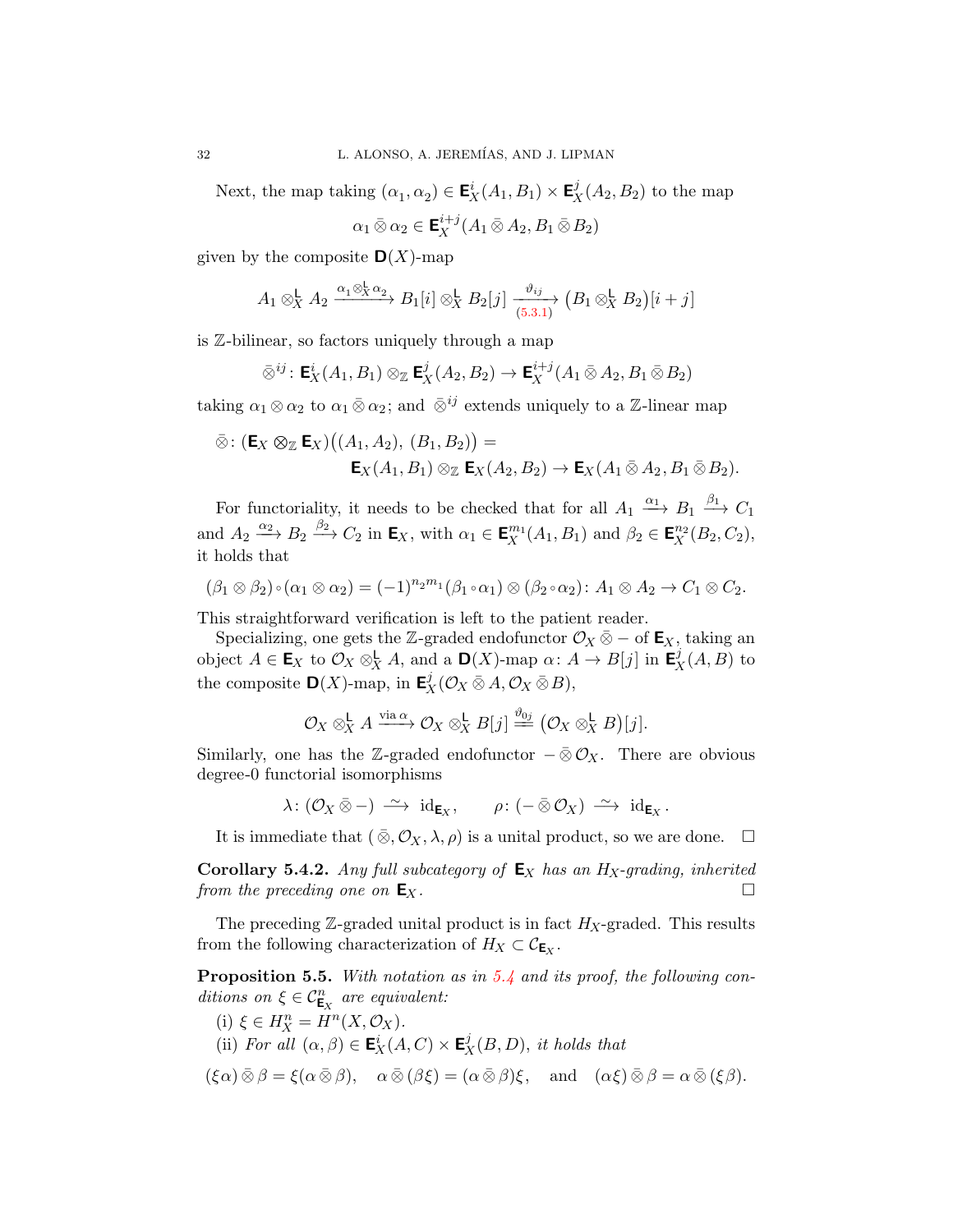Next, the map taking $(\alpha_1, \alpha_2) \in \mathbf{E}_X^i(A_1, B_1) \times \mathbf{E}_X^j(A_2, B_2)$ to the map

$$\alpha_1 \,\bar{\otimes}\, \alpha_2 \in \mathbf{E}_X^{i+j}(A_1 \,\bar{\otimes}\, A_2, B_1 \,\bar{\otimes}\, B_2)$$

given by the composite $\mathbf{D}(X)$-map

$$A_1 \otimes_X^{\mathsf{L}} A_2 \xrightarrow{\alpha_1 \otimes_X^{\mathsf{L}} \alpha_2} B_1[i] \otimes_X^{\mathsf{L}} B_2[j] \xrightarrow[(5.3.1)]{\vartheta_{ij}} \big(B_1 \otimes_X^{\mathsf{L}} B_2\big)[i+j]$$

is $\mathbb{Z}$-bilinear, so factors uniquely through a map

$$\bar{\otimes}^{ij} \colon \mathbf{E}_X^i(A_1, B_1) \otimes_{\mathbb{Z}} \mathbf{E}_X^j(A_2, B_2) \to \mathbf{E}_X^{i+j}(A_1 \,\bar{\otimes}\, A_2, B_1 \,\bar{\otimes}\, B_2)$$

taking $\alpha_1 \otimes \alpha_2$ to $\alpha_1 \,\bar{\otimes}\, \alpha_2$; and $\bar{\otimes}^{ij}$ extends uniquely to a $\mathbb{Z}$-linear map

$$\begin{aligned}\bar{\otimes} \colon (\mathbf{E}_X \otimes_{\mathbb{Z}} \mathbf{E}_X)\big((A_1, A_2),\, (B_1, B_2)\big) = \\ \mathbf{E}_X(A_1, B_1) \otimes_{\mathbb{Z}} \mathbf{E}_X(A_2, B_2) \to \mathbf{E}_X(A_1 \,\bar{\otimes}\, A_2, B_1 \,\bar{\otimes}\, B_2).\end{aligned}$$

For functoriality, it needs to be checked that for all $A_1 \xrightarrow{\alpha_1} B_1 \xrightarrow{\beta_1} C_1$ and $A_2 \xrightarrow{\alpha_2} B_2 \xrightarrow{\beta_2} C_2$ in $\mathbf{E}_X$, with $\alpha_1 \in \mathbf{E}_X^{m_1}(A_1, B_1)$ and $\beta_2 \in \mathbf{E}_X^{n_2}(B_2, C_2)$, it holds that

$$(\beta_1 \otimes \beta_2) \circ (\alpha_1 \otimes \alpha_2) = (-1)^{n_2 m_1} (\beta_1 \circ \alpha_1) \otimes (\beta_2 \circ \alpha_2) \colon A_1 \otimes A_2 \to C_1 \otimes C_2.$$

This straightforward verification is left to the patient reader.

Specializing, one gets the $\mathbb{Z}$-graded endofunctor $\mathcal{O}_X \,\bar{\otimes}\, -$ of $\mathbf{E}_X$, taking an object $A \in \mathbf{E}_X$ to $\mathcal{O}_X \otimes_X^{\mathsf{L}} A$, and a $\mathbf{D}(X)$-map $\alpha \colon A \to B[j]$ in $\mathbf{E}_X^j(A, B)$ to the composite $\mathbf{D}(X)$-map, in $\mathbf{E}_X^j(\mathcal{O}_X \,\bar{\otimes}\, A, \mathcal{O}_X \,\bar{\otimes}\, B)$,

$$\mathcal{O}_X \otimes_X^{\mathsf{L}} A \xrightarrow{\text{via } \alpha} \mathcal{O}_X \otimes_X^{\mathsf{L}} B[j] \overset{\vartheta_{0j}}{=\!=} \big(\mathcal{O}_X \otimes_X^{\mathsf{L}} B\big)[j].$$

Similarly, one has the $\mathbb{Z}$-graded endofunctor $- \,\bar{\otimes}\, \mathcal{O}_X$. There are obvious degree-0 functorial isomorphisms

$$\lambda \colon (\mathcal{O}_X \,\bar{\otimes}\, -) \xrightarrow{\ \sim\ } \mathrm{id}_{\mathbf{E}_X}, \qquad \rho \colon (- \,\bar{\otimes}\, \mathcal{O}_X) \xrightarrow{\ \sim\ } \mathrm{id}_{\mathbf{E}_X}.$$

It is immediate that $(\,\bar{\otimes}, \mathcal{O}_X, \lambda, \rho)$ is a unital product, so we are done. $\square$

**Corollary 5.4.2.** *Any full subcategory of $\mathbf{E}_X$ has an $H_X$-grading, inherited from the preceding one on $\mathbf{E}_X$.* $\square$

The preceding $\mathbb{Z}$-graded unital product is in fact $H_X$-graded. This results from the following characterization of $H_X \subset \mathcal{C}_{\mathbf{E}_X}$.

**Proposition 5.5.** *With notation as in 5.4 and its proof, the following conditions on $\xi \in \mathcal{C}^n_{\mathbf{E}_X}$ are equivalent:*

(i) $\xi \in H_X^n = H^n(X, \mathcal{O}_X)$.

(ii) *For all $(\alpha, \beta) \in \mathbf{E}_X^i(A, C) \times \mathbf{E}_X^j(B, D)$, it holds that*

$$(\xi\alpha) \,\bar{\otimes}\, \beta = \xi(\alpha \,\bar{\otimes}\, \beta), \quad \alpha \,\bar{\otimes}\, (\beta\xi) = (\alpha \,\bar{\otimes}\, \beta)\xi, \quad \text{and} \quad (\alpha\xi) \,\bar{\otimes}\, \beta = \alpha \,\bar{\otimes}\, (\xi\beta).$$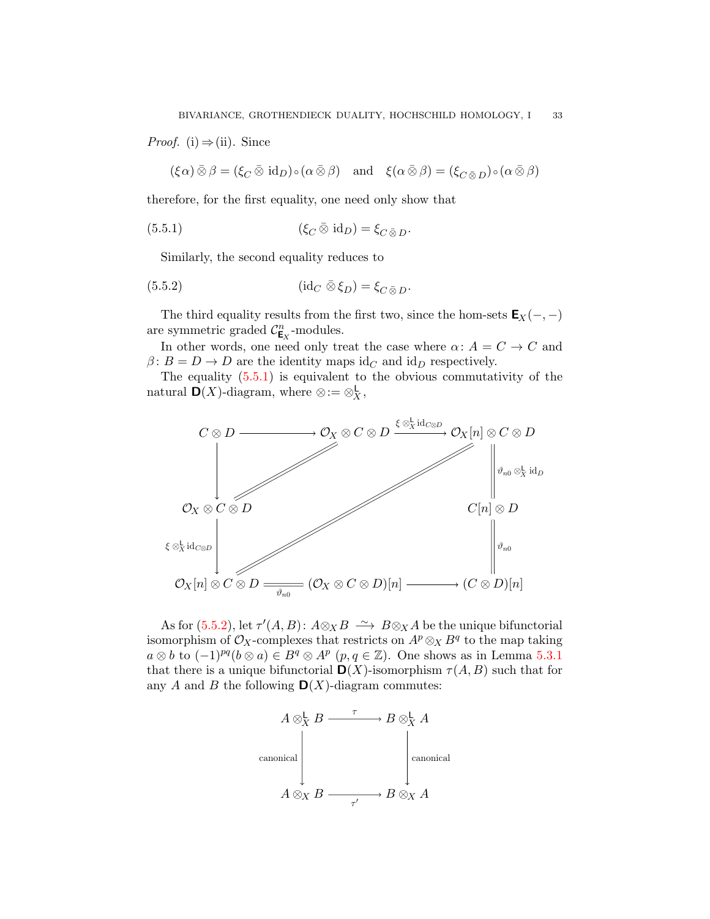*Proof.* (i) ⇒ (ii). Since

$$(\xi\alpha)\,\bar{\bar{\otimes}}\,\beta = (\xi_C \,\bar{\bar{\otimes}}\, \mathrm{id}_D)\circ(\alpha\,\bar{\bar{\otimes}}\,\beta) \quad \text{and} \quad \xi(\alpha\,\bar{\bar{\otimes}}\,\beta) = (\xi_{C\,\bar{\bar{\otimes}}\,D})\circ(\alpha\,\bar{\bar{\otimes}}\,\beta)$$

therefore, for the first equality, one need only show that

$$(\xi_C \,\bar{\bar{\otimes}}\, \mathrm{id}_D) = \xi_{C\,\bar{\bar{\otimes}}\,D}. \tag{5.5.1}$$

Similarly, the second equality reduces to

$$(\mathrm{id}_C \,\bar{\bar{\otimes}}\, \xi_D) = \xi_{C\,\bar{\bar{\otimes}}\,D}. \tag{5.5.2}$$

The third equality results from the first two, since the hom-sets $\mathbf{E}_X(-,-)$ are symmetric graded $\mathcal{C}^n_{\mathbf{E}_X}$-modules.

In other words, one need only treat the case where $\alpha\colon A = C \to C$ and $\beta\colon B = D \to D$ are the identity maps $\mathrm{id}_C$ and $\mathrm{id}_D$ respectively.

The equality (5.5.1) is equivalent to the obvious commutativity of the natural $\mathbf{D}(X)$-diagram, where $\otimes := \otimes^{\mathsf{L}}_X$,

$$\begin{array}{ccccc}
C\otimes D & \longrightarrow & \mathcal{O}_X\otimes C\otimes D & \xrightarrow{\ \xi\,\otimes^{\mathsf{L}}_X \mathrm{id}_{C\otimes D}\ } & \mathcal{O}_X[n]\otimes C\otimes D \\
\big\downarrow & & & & \big\| \ \vartheta_{n0}\otimes^{\mathsf{L}}_X \mathrm{id}_D \\
\mathcal{O}_X\otimes C\otimes D & & & & C[n]\otimes D \\
\big\downarrow\ \xi\,\otimes^{\mathsf{L}}_X \mathrm{id}_{C\otimes D} & & & & \big\|\ \vartheta_{n0} \\
\mathcal{O}_X[n]\otimes C\otimes D & \underset{\vartheta_{n0}}{=\!=\!=} & (\mathcal{O}_X\otimes C\otimes D)[n] & \longrightarrow & (C\otimes D)[n]
\end{array}$$

(with diagonal equalities $\mathcal{O}_X\otimes C\otimes D = \mathcal{O}_X\otimes C\otimes D$ and $\mathcal{O}_X[n]\otimes C\otimes D = \mathcal{O}_X[n]\otimes C\otimes D$).

As for (5.5.2), let $\tau'(A,B)\colon A\otimes_X B \xrightarrow{\ \sim\ } B\otimes_X A$ be the unique bifunctorial isomorphism of $\mathcal{O}_X$-complexes that restricts on $A^p\otimes_X B^q$ to the map taking $a\otimes b$ to $(-1)^{pq}(b\otimes a)\in B^q\otimes A^p$ $(p,q\in\mathbb{Z})$. One shows as in Lemma 5.3.1 that there is a unique bifunctorial $\mathbf{D}(X)$-isomorphism $\tau(A,B)$ such that for any $A$ and $B$ the following $\mathbf{D}(X)$-diagram commutes:

$$\begin{array}{ccc}
A\otimes^{\mathsf{L}}_X B & \xrightarrow{\ \tau\ } & B\otimes^{\mathsf{L}}_X A \\
\big\downarrow\ \text{canonical} & & \big\downarrow\ \text{canonical} \\
A\otimes_X B & \xrightarrow[\ \tau'\ ]{} & B\otimes_X A
\end{array}$$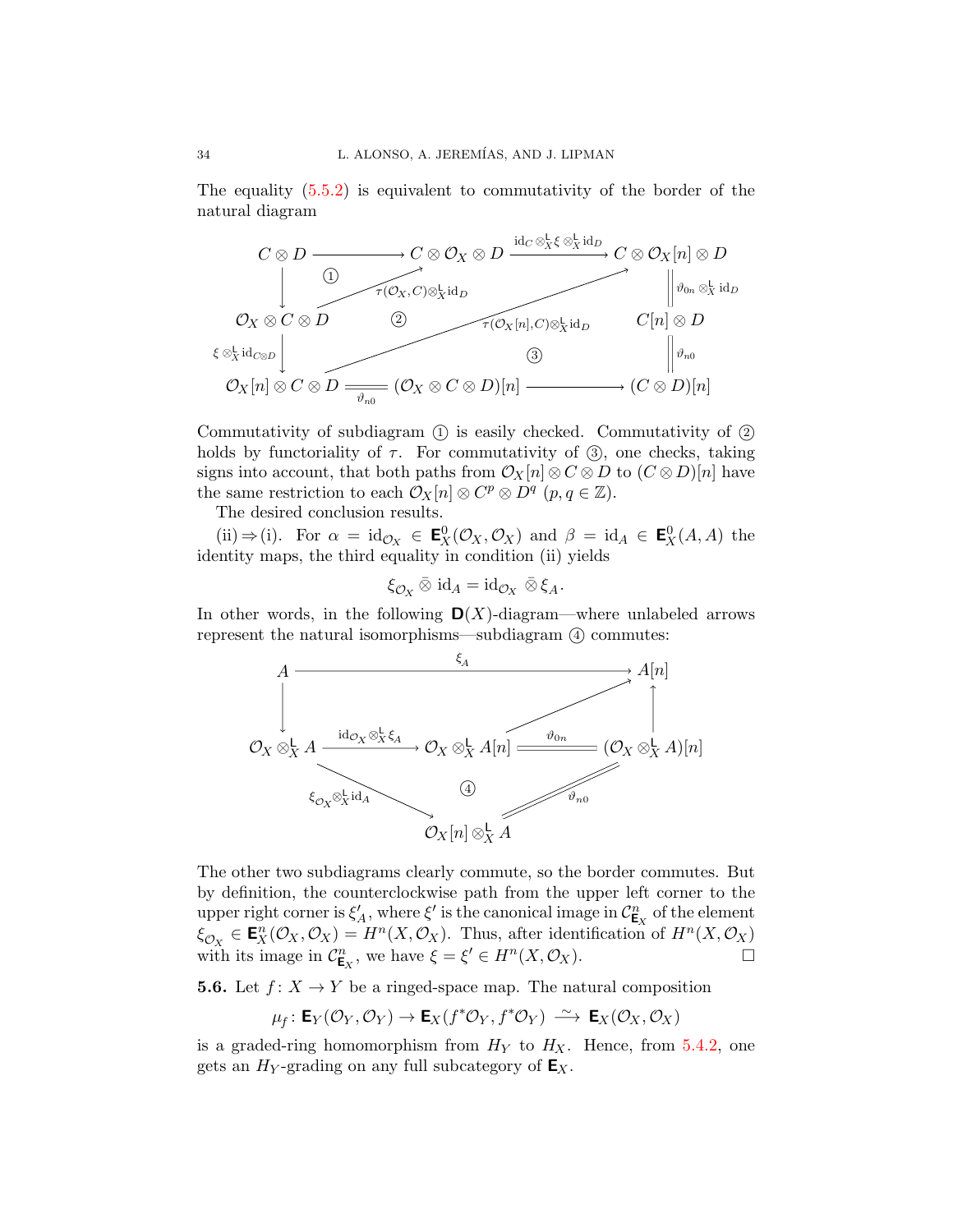The equality (5.5.2) is equivalent to commutativity of the border of the natural diagram

$$
\begin{array}{ccccc}
C\otimes D & \longrightarrow & C\otimes \mathcal{O}_X\otimes D & \xrightarrow{\;\mathrm{id}_C\otimes^{\mathsf L}_X\xi\otimes^{\mathsf L}_X\mathrm{id}_D\;} & C\otimes\mathcal{O}_X[n]\otimes D\\
\big\downarrow & ① & \nearrow{\scriptstyle \tau(\mathcal{O}_X,C)\otimes^{\mathsf L}_X\mathrm{id}_D} & & \big\| {\scriptstyle \vartheta_{0n}\otimes^{\mathsf L}_X\mathrm{id}_D}\\
\mathcal{O}_X\otimes C\otimes D & & ② \quad {\scriptstyle \tau(\mathcal{O}_X[n],C)\otimes^{\mathsf L}_X\mathrm{id}_D} & & C[n]\otimes D\\
\big\downarrow{\scriptstyle \xi\otimes^{\mathsf L}_X\mathrm{id}_{C\otimes D}} & & ③ & & \big\|{\scriptstyle \vartheta_{n0}}\\
\mathcal{O}_X[n]\otimes C\otimes D & \underset{\vartheta_{n0}}{=\!=\!=} & (\mathcal{O}_X\otimes C\otimes D)[n] & \longrightarrow & (C\otimes D)[n]
\end{array}
$$

Commutativity of subdiagram ① is easily checked. Commutativity of ② holds by functoriality of $\tau$. For commutativity of ③, one checks, taking signs into account, that both paths from $\mathcal{O}_X[n]\otimes C\otimes D$ to $(C\otimes D)[n]$ have the same restriction to each $\mathcal{O}_X[n]\otimes C^p\otimes D^q$ $(p,q\in\mathbb{Z})$.

The desired conclusion results.

(ii) ⇒ (i). For $\alpha=\mathrm{id}_{\mathcal{O}_X}\in\mathbf{E}^0_X(\mathcal{O}_X,\mathcal{O}_X)$ and $\beta=\mathrm{id}_A\in\mathbf{E}^0_X(A,A)$ the identity maps, the third equality in condition (ii) yields

$$\xi_{\mathcal{O}_X}\,\bar{\otimes}\,\mathrm{id}_A=\mathrm{id}_{\mathcal{O}_X}\,\bar{\otimes}\,\xi_A.$$

In other words, in the following $\mathbf{D}(X)$-diagram—where unlabeled arrows represent the natural isomorphisms—subdiagram ④ commutes:

$$
\begin{array}{ccccc}
A & & \xrightarrow{\qquad\qquad\xi_A\qquad\qquad} & & A[n]\\
\big\downarrow & & & \nearrow & \big\uparrow\\
\mathcal{O}_X\otimes^{\mathsf L}_X A & \xrightarrow{\mathrm{id}_{\mathcal{O}_X}\otimes^{\mathsf L}_X\xi_A} & \mathcal{O}_X\otimes^{\mathsf L}_X A[n] & \underset{}{\overset{\vartheta_{0n}}{=\!=\!=}} & (\mathcal{O}_X\otimes^{\mathsf L}_X A)[n]\\
& \searrow{\scriptstyle \xi_{\mathcal{O}_X}\otimes^{\mathsf L}_X\mathrm{id}_A} & ④ & {\scriptstyle \vartheta_{n0}}\ /\!/ & \\
& & \mathcal{O}_X[n]\otimes^{\mathsf L}_X A & &
\end{array}
$$

The other two subdiagrams clearly commute, so the border commutes. But by definition, the counterclockwise path from the upper left corner to the upper right corner is $\xi'_A$, where $\xi'$ is the canonical image in $\mathcal{C}^n_{\mathbf{E}_X}$ of the element $\xi_{\mathcal{O}_X}\in\mathbf{E}^n_X(\mathcal{O}_X,\mathcal{O}_X)=H^n(X,\mathcal{O}_X)$. Thus, after identification of $H^n(X,\mathcal{O}_X)$ with its image in $\mathcal{C}^n_{\mathbf{E}_X}$, we have $\xi=\xi'\in H^n(X,\mathcal{O}_X)$. ◻

**5.6.** Let $f\colon X\to Y$ be a ringed-space map. The natural composition

$$\mu_f\colon \mathbf{E}_Y(\mathcal{O}_Y,\mathcal{O}_Y)\to\mathbf{E}_X(f^*\mathcal{O}_Y,f^*\mathcal{O}_Y)\xrightarrow{\;\sim\;}\mathbf{E}_X(\mathcal{O}_X,\mathcal{O}_X)$$

is a graded-ring homomorphism from $H_Y$ to $H_X$. Hence, from 5.4.2, one gets an $H_Y$-grading on any full subcategory of $\mathbf{E}_X$.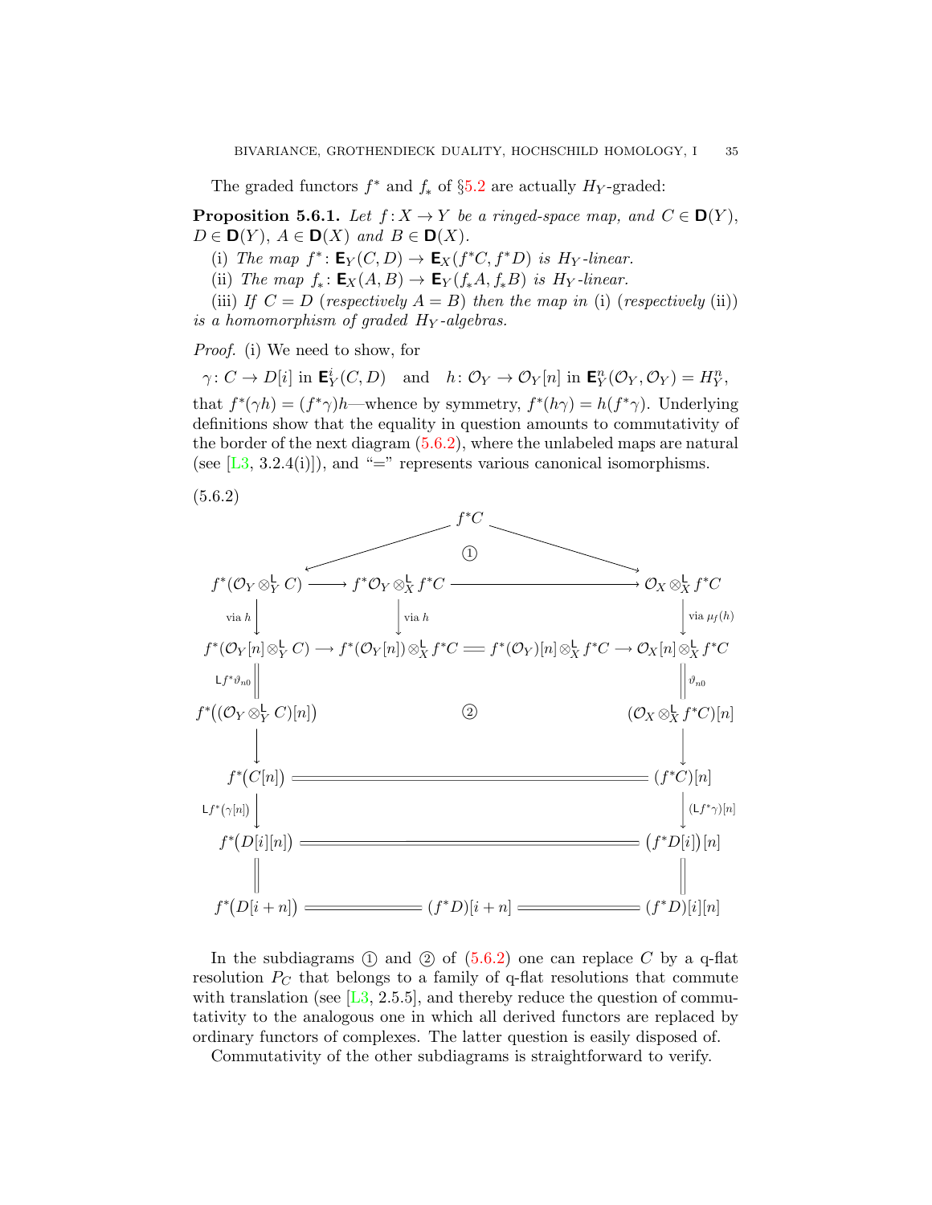The graded functors $f^*$ and $f_*$ of §5.2 are actually $H_Y$-graded:

**Proposition 5.6.1.** *Let $f: X \to Y$ be a ringed-space map, and $C \in \mathbf{D}(Y)$, $D \in \mathbf{D}(Y)$, $A \in \mathbf{D}(X)$ and $B \in \mathbf{D}(X)$.*

(i) *The map $f^*: \mathbf{E}_Y(C, D) \to \mathbf{E}_X(f^*C, f^*D)$ is $H_Y$-linear.*

(ii) *The map $f_*: \mathbf{E}_X(A, B) \to \mathbf{E}_Y(f_*A, f_*B)$ is $H_Y$-linear.*

(iii) *If $C = D$ (respectively $A = B$) then the map in* (i) *(respectively* (ii)*) is a homomorphism of graded $H_Y$-algebras.*

*Proof.* (i) We need to show, for

$$\gamma: C \to D[i] \text{ in } \mathbf{E}^i_Y(C, D) \quad \text{and} \quad h: \mathcal{O}_Y \to \mathcal{O}_Y[n] \text{ in } \mathbf{E}^n_Y(\mathcal{O}_Y, \mathcal{O}_Y) = H^n_Y,$$

that $f^*(\gamma h) = (f^*\gamma)h$—whence by symmetry, $f^*(h\gamma) = h(f^*\gamma)$. Underlying definitions show that the equality in question amounts to commutativity of the border of the next diagram (5.6.2), where the unlabeled maps are natural (see [L3, 3.2.4(i)]), and "=" represents various canonical isomorphisms.

(5.6.2)

$$
\begin{array}{ccccccc}
 & & & f^*C & & & \\
 & \swarrow & & \textcircled{1} & & \searrow & \\
f^*(\mathcal{O}_Y \otimes^{\mathsf{L}}_Y C) & \longrightarrow & f^*\mathcal{O}_Y \otimes^{\mathsf{L}}_X f^*C & \longrightarrow & & & \mathcal{O}_X \otimes^{\mathsf{L}}_X f^*C \\
\downarrow{\scriptstyle \text{via } h} & & \downarrow{\scriptstyle \text{via } h} & & & & \downarrow{\scriptstyle \text{via } \mu_f(h)} \\
f^*(\mathcal{O}_Y[n] \otimes^{\mathsf{L}}_Y C) & \longrightarrow & f^*(\mathcal{O}_Y[n]) \otimes^{\mathsf{L}}_X f^*C & = & f^*(\mathcal{O}_Y)[n] \otimes^{\mathsf{L}}_X f^*C & \longrightarrow & \mathcal{O}_X[n] \otimes^{\mathsf{L}}_X f^*C \\
\Big\| {\scriptstyle \mathsf{L}f^*\vartheta_{n0}} & & & & & & \Big\| {\scriptstyle \vartheta_{n0}} \\
f^*\big((\mathcal{O}_Y \otimes^{\mathsf{L}}_Y C)[n]\big) & & & \textcircled{2} & & & (\mathcal{O}_X \otimes^{\mathsf{L}}_X f^*C)[n] \\
\downarrow & & & & & & \downarrow \\
f^*\big(C[n]\big) & & & = & & & (f^*C)[n] \\
\downarrow{\scriptstyle \mathsf{L}f^*(\gamma[n])} & & & & & & \downarrow{\scriptstyle (\mathsf{L}f^*\gamma)[n]} \\
f^*\big(D[i][n]\big) & & & = & & & \big(f^*D[i]\big)[n] \\
\Big\| & & & & & & \Big\| \\
f^*\big(D[i+n]\big) & & = & (f^*D)[i+n] & = & & (f^*D)[i][n]
\end{array}
$$

In the subdiagrams ① and ② of (5.6.2) one can replace $C$ by a q-flat resolution $P_C$ that belongs to a family of q-flat resolutions that commute with translation (see [L3, 2.5.5], and thereby reduce the question of commutativity to the analogous one in which all derived functors are replaced by ordinary functors of complexes. The latter question is easily disposed of.

Commutativity of the other subdiagrams is straightforward to verify.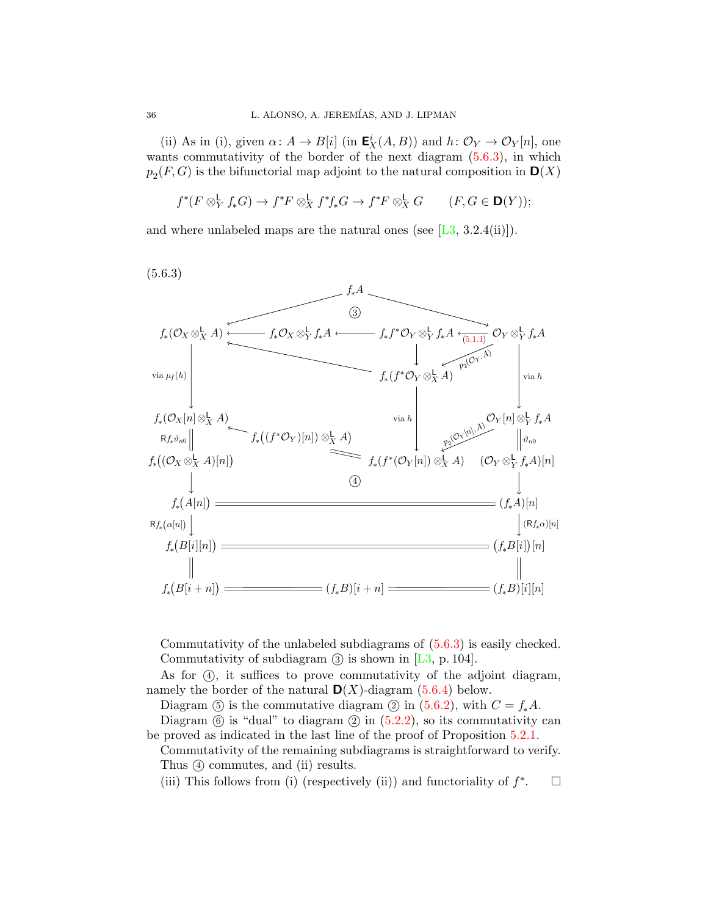(ii) As in (i), given $\alpha\colon A \to B[i]$ (in $\mathbf{E}^i_X(A,B)$) and $h\colon \mathcal{O}_Y \to \mathcal{O}_Y[n]$, one wants commutativity of the border of the next diagram (5.6.3), in which $p_2(F,G)$ is the bifunctorial map adjoint to the natural composition in $\mathbf{D}(X)$

$$f^*(F \otimes^{\mathsf{L}}_Y f_*G) \to f^*F \otimes^{\mathsf{L}}_X f^*f_*G \to f^*F \otimes^{\mathsf{L}}_X G \qquad (F, G \in \mathbf{D}(Y));$$

and where unlabeled maps are the natural ones (see [L3, 3.2.4(ii)]).

(5.6.3)

$$
\begin{array}{ccccccc}
 & & & f_*A & & & \\
 & \swarrow & & ③ & & \searrow & \\
f_*(\mathcal{O}_X \otimes^{\mathsf{L}}_X A) & \longleftarrow & f_*\mathcal{O}_X \otimes^{\mathsf{L}}_Y f_*A & \longleftarrow & f_*f^*\mathcal{O}_Y \otimes^{\mathsf{L}}_Y f_*A & \xleftarrow{(5.1.1)} & \mathcal{O}_Y \otimes^{\mathsf{L}}_Y f_*A \\
 & \nwarrow & & & \downarrow & \swarrow{\scriptstyle p_2(\mathcal{O}_Y, A)} & \\
\Big\downarrow{\scriptstyle \text{via } \mu_f(h)} & & & & f_*(f^*\mathcal{O}_Y \otimes^{\mathsf{L}}_X A) & & \Big\downarrow{\scriptstyle \text{via } h} \\
 & & & & \Big\downarrow{\scriptstyle \text{via } h} & & \\
f_*(\mathcal{O}_X[n] \otimes^{\mathsf{L}}_X A) & \longleftarrow & f_*\big((f^*\mathcal{O}_Y)[n]) \otimes^{\mathsf{L}}_X A\big) & & & \swarrow{\scriptstyle p_2(\mathcal{O}_Y[n], A)} & \mathcal{O}_Y[n] \otimes^{\mathsf{L}}_Y f_*A \\
\Big\Vert{\scriptstyle \mathsf{R}f_*\vartheta_{n0}} & & \Vert & & & & \Big\Vert{\scriptstyle \vartheta_{n0}} \\
f_*\big((\mathcal{O}_X \otimes^{\mathsf{L}}_X A)[n]\big) & & & & f_*(f^*(\mathcal{O}_Y[n]) \otimes^{\mathsf{L}}_X A) & & (\mathcal{O}_Y \otimes^{\mathsf{L}}_Y f_*A)[n] \\
\Big\downarrow & & & ④ & & & \Big\downarrow \\
f_*\big(A[n]\big) & = & = & = & = & = & (f_*A)[n] \\
\Big\downarrow{\scriptstyle \mathsf{R}f_*(\alpha[n])} & & & & & & \Big\downarrow{\scriptstyle (\mathsf{R}f_*\alpha)[n]} \\
f_*\big(B[i][n]\big) & = & = & = & = & = & \big(f_*B[i]\big)[n] \\
\Big\Vert & & & & & & \Big\Vert \\
f_*\big(B[i+n]\big) & = & = & (f_*B)[i+n] & = & = & (f_*B)[i][n]
\end{array}
$$

Commutativity of the unlabeled subdiagrams of (5.6.3) is easily checked.

Commutativity of subdiagram ③ is shown in [L3, p. 104].

As for ④, it suffices to prove commutativity of the adjoint diagram, namely the border of the natural $\mathbf{D}(X)$-diagram (5.6.4) below.

Diagram ⑤ is the commutative diagram ② in (5.6.2), with $C = f_*A$.

Diagram ⑥ is "dual" to diagram ② in (5.2.2), so its commutativity can be proved as indicated in the last line of the proof of Proposition 5.2.1.

Commutativity of the remaining subdiagrams is straightforward to verify.

Thus ④ commutes, and (ii) results.

(iii) This follows from (i) (respectively (ii)) and functoriality of $f^*$. $\square$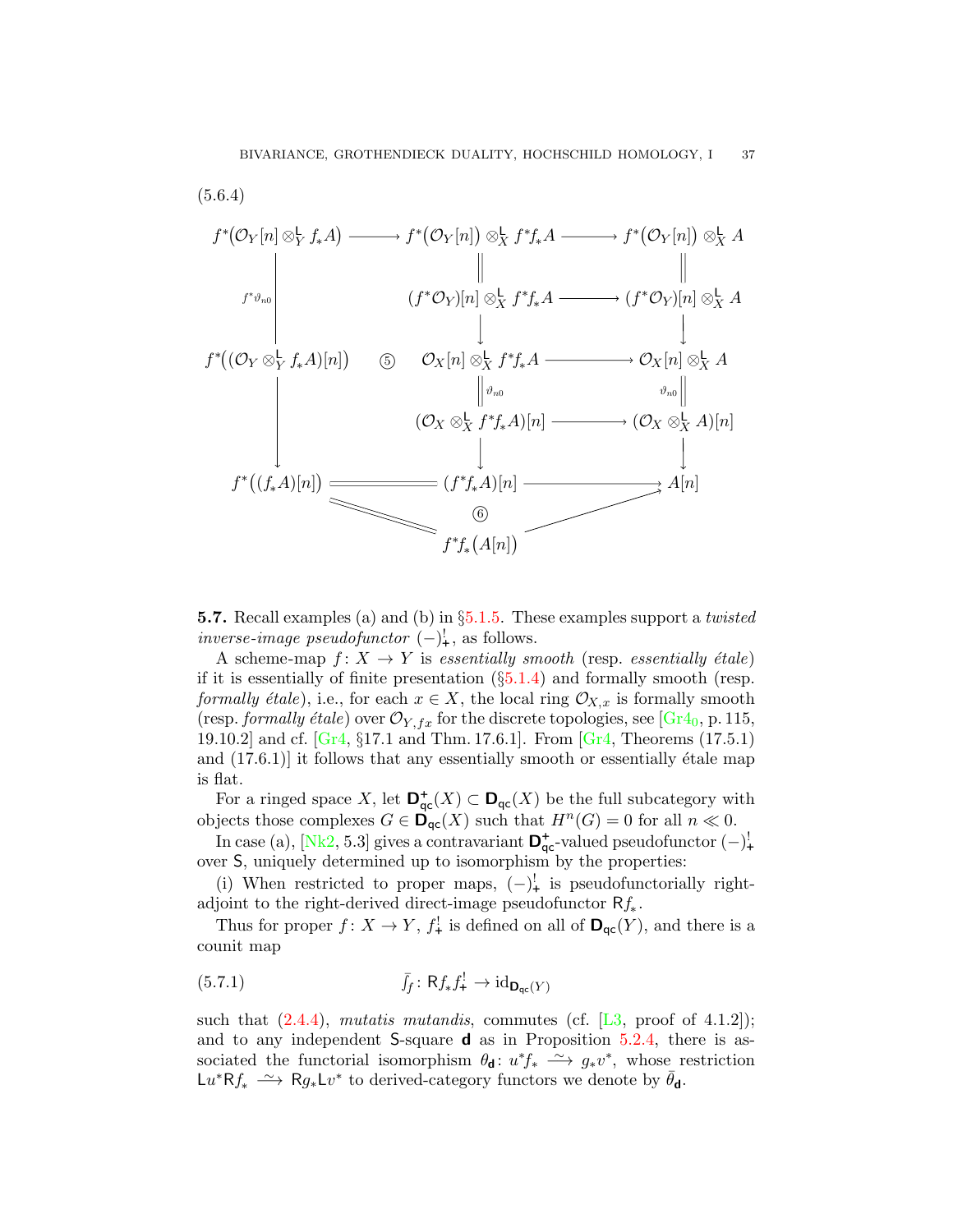(5.6.4)

$$
\begin{array}{ccccc}
f^*\big(\mathcal{O}_Y[n]\otimes^{\mathsf L}_Y f_*A\big) & \longrightarrow & f^*\big(\mathcal{O}_Y[n]\big)\otimes^{\mathsf L}_X f^*f_*A & \longrightarrow & f^*\big(\mathcal{O}_Y[n]\big)\otimes^{\mathsf L}_X A\\
\Big\downarrow{\scriptstyle f^*\vartheta_{n0}} & & \Vert & & \Vert\\
 & & (f^*\mathcal{O}_Y)[n]\otimes^{\mathsf L}_X f^*f_*A & \longrightarrow & (f^*\mathcal{O}_Y)[n]\otimes^{\mathsf L}_X A\\
 & & \big\downarrow & & \big\downarrow\\
f^*\big((\mathcal{O}_Y\otimes^{\mathsf L}_Y f_*A)[n]\big) & \text{⑤} & \mathcal{O}_X[n]\otimes^{\mathsf L}_X f^*f_*A & \longrightarrow & \mathcal{O}_X[n]\otimes^{\mathsf L}_X A\\
 & & \Vert{\scriptstyle \vartheta_{n0}} & & {\scriptstyle \vartheta_{n0}}\Vert\\
 & & (\mathcal{O}_X\otimes^{\mathsf L}_X f^*f_*A)[n] & \longrightarrow & (\mathcal{O}_X\otimes^{\mathsf L}_X A)[n]\\
\big\downarrow & & \big\downarrow & & \big\downarrow\\
f^*\big((f_*A)[n]\big) & = & (f^*f_*A)[n] & \longrightarrow & A[n]\\
 & & \text{⑥} & & \\
 & & f^*f_*\big(A[n]\big) & &
\end{array}
$$

(with $f^*\big((f_*A)[n]\big) = f^*f_*\big(A[n]\big) \longrightarrow A[n]$.)

**5.7.** Recall examples (a) and (b) in §5.1.5. These examples support a *twisted inverse-image pseudofunctor* $(-)^!_+$, as follows.

A scheme-map $f\colon X \to Y$ is *essentially smooth* (resp. *essentially étale*) if it is essentially of finite presentation (§5.1.4) and formally smooth (resp. *formally étale*), i.e., for each $x \in X$, the local ring $\mathcal{O}_{X,x}$ is formally smooth (resp. *formally étale*) over $\mathcal{O}_{Y,fx}$ for the discrete topologies, see [Gr4$_0$, p. 115, 19.10.2] and cf. [Gr4, §17.1 and Thm. 17.6.1]. From [Gr4, Theorems (17.5.1) and (17.6.1)] it follows that any essentially smooth or essentially étale map is flat.

For a ringed space $X$, let $\mathbf{D}^+_{\mathsf{qc}}(X) \subset \mathbf{D}_{\mathsf{qc}}(X)$ be the full subcategory with objects those complexes $G \in \mathbf{D}_{\mathsf{qc}}(X)$ such that $H^n(G) = 0$ for all $n \ll 0$.

In case (a), [Nk2, 5.3] gives a contravariant $\mathbf{D}^+_{\mathsf{qc}}$-valued pseudofunctor $(-)^!_+$ over $\mathsf{S}$, uniquely determined up to isomorphism by the properties:

(i) When restricted to proper maps, $(-)^!_+$ is pseudofunctorially right-adjoint to the right-derived direct-image pseudofunctor $\mathsf{R}f_*$.

Thus for proper $f\colon X \to Y$, $f^!_+$ is defined on all of $\mathbf{D}_{\mathsf{qc}}(Y)$, and there is a counit map

$$\bar{\int}_f\colon \mathsf{R}f_*f^!_+ \to \mathrm{id}_{\mathbf{D}_{\mathsf{qc}}(Y)} \tag{5.7.1}$$

such that (2.4.4), *mutatis mutandis*, commutes (cf. [L3, proof of 4.1.2]); and to any independent $\mathsf{S}$-square $\mathbf{d}$ as in Proposition 5.2.4, there is associated the functorial isomorphism $\theta_{\mathbf{d}}\colon u^*f_* \xrightarrow{\sim} g_*v^*$, whose restriction $\mathsf{L}u^*\mathsf{R}f_* \xrightarrow{\sim} \mathsf{R}g_*\mathsf{L}v^*$ to derived-category functors we denote by $\bar\theta_{\mathbf{d}}$.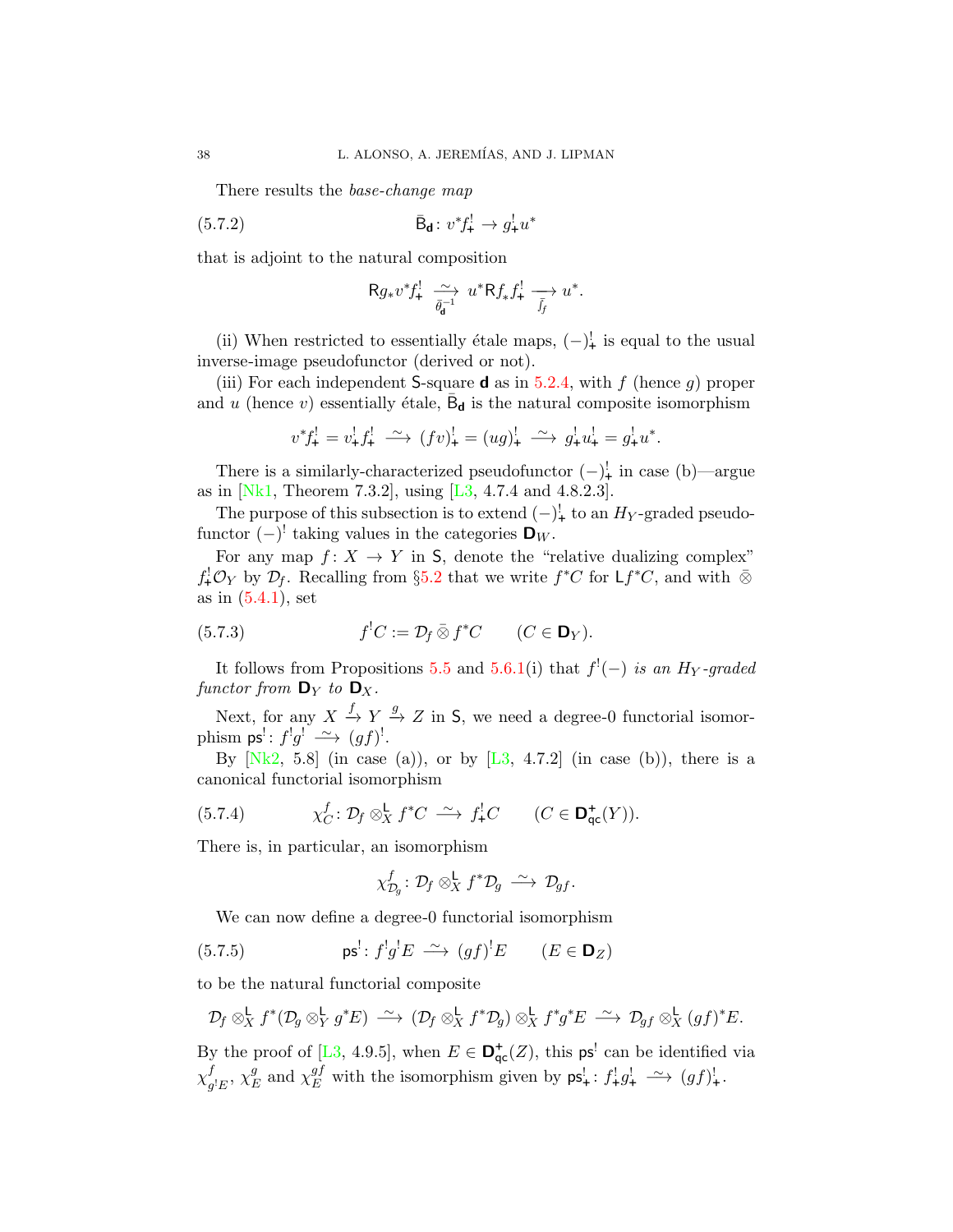There results the *base-change map*

$$\bar{\mathsf{B}}_{\mathbf{d}}\colon v^*f_+^! \to g_+^! u^* \tag{5.7.2}$$

that is adjoint to the natural composition

$$\mathsf{R}g_*v^*f_+^! \xrightarrow[\bar{\theta}_{\mathbf{d}}^{-1}]{\sim} u^*\mathsf{R}f_*f_+^! \xrightarrow[\bar{\int}_f]{} u^*.$$

(ii) When restricted to essentially étale maps, $(-)_+^!$ is equal to the usual inverse-image pseudofunctor (derived or not).

(iii) For each independent $\mathsf{S}$-square $\mathbf{d}$ as in 5.2.4, with $f$ (hence $g$) proper and $u$ (hence $v$) essentially étale, $\bar{\mathsf{B}}_{\mathbf{d}}$ is the natural composite isomorphism

$$v^*f_+^! = v_+^! f_+^! \xrightarrow{\ \sim\ } (fv)_+^! = (ug)_+^! \xrightarrow{\ \sim\ } g_+^! u_+^! = g_+^! u^*.$$

There is a similarly-characterized pseudofunctor $(-)_+^!$ in case (b)—argue as in [Nk1, Theorem 7.3.2], using [L3, 4.7.4 and 4.8.2.3].

The purpose of this subsection is to extend $(-)_+^!$ to an $H_Y$-graded pseudofunctor $(-)^!$ taking values in the categories $\mathbf{D}_W$.

For any map $f\colon X \to Y$ in $\mathsf{S}$, denote the "relative dualizing complex" $f_+^!\mathcal{O}_Y$ by $\mathcal{D}_f$. Recalling from §5.2 that we write $f^*C$ for $\mathsf{L}f^*C$, and with $\bar{\otimes}$ as in (5.4.1), set

$$f^!C := \mathcal{D}_f \,\bar{\otimes}\, f^*C \qquad (C \in \mathbf{D}_Y). \tag{5.7.3}$$

It follows from Propositions 5.5 and 5.6.1(i) that *$f^!(-)$ is an $H_Y$-graded functor from $\mathbf{D}_Y$ to $\mathbf{D}_X$.*

Next, for any $X \xrightarrow{f} Y \xrightarrow{g} Z$ in $\mathsf{S}$, we need a degree-0 functorial isomorphism $\mathsf{ps}^!\colon f^!g^! \xrightarrow{\ \sim\ } (gf)^!$.

By [Nk2, 5.8] (in case (a)), or by [L3, 4.7.2] (in case (b)), there is a canonical functorial isomorphism

$$\chi_C^f\colon \mathcal{D}_f \otimes_X^{\mathsf{L}} f^*C \xrightarrow{\ \sim\ } f_+^!C \qquad (C \in \mathbf{D}_{\mathsf{qc}}^+(Y)). \tag{5.7.4}$$

There is, in particular, an isomorphism

$$\chi_{\mathcal{D}_g}^f\colon \mathcal{D}_f \otimes_X^{\mathsf{L}} f^*\mathcal{D}_g \xrightarrow{\ \sim\ } \mathcal{D}_{gf}.$$

We can now define a degree-0 functorial isomorphism

$$\mathsf{ps}^!\colon f^!g^!E \xrightarrow{\ \sim\ } (gf)^!E \qquad (E \in \mathbf{D}_Z) \tag{5.7.5}$$

to be the natural functorial composite

$$\mathcal{D}_f \otimes_X^{\mathsf{L}} f^*(\mathcal{D}_g \otimes_Y^{\mathsf{L}} g^*E) \xrightarrow{\ \sim\ } (\mathcal{D}_f \otimes_X^{\mathsf{L}} f^*\mathcal{D}_g) \otimes_X^{\mathsf{L}} f^*g^*E \xrightarrow{\ \sim\ } \mathcal{D}_{gf} \otimes_X^{\mathsf{L}} (gf)^*E.$$

By the proof of [L3, 4.9.5], when $E \in \mathbf{D}_{\mathsf{qc}}^+(Z)$, this $\mathsf{ps}^!$ can be identified via $\chi_{g^!E}^f$, $\chi_E^g$ and $\chi_E^{gf}$ with the isomorphism given by $\mathsf{ps}_+^!\colon f_+^!g_+^! \xrightarrow{\ \sim\ } (gf)_+^!$.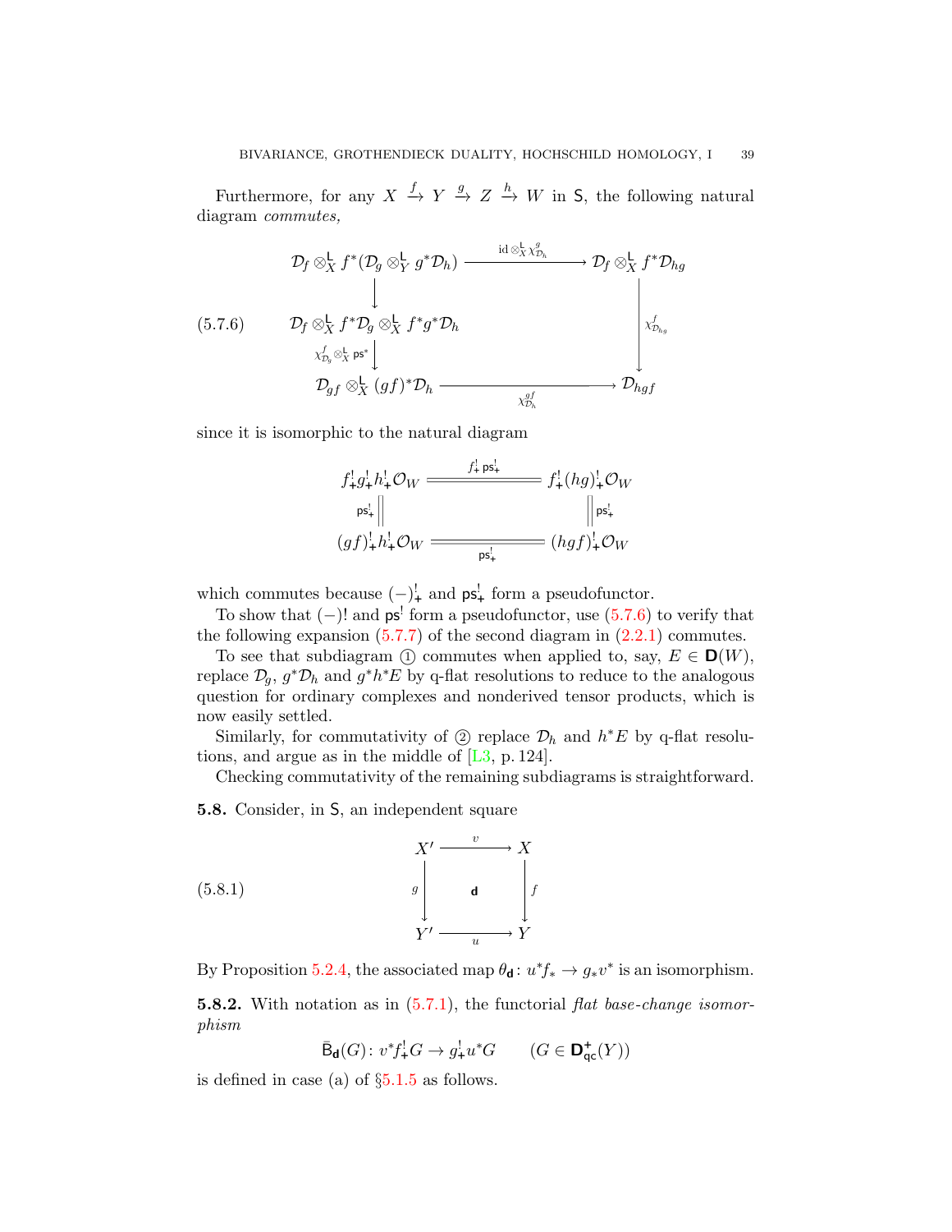Furthermore, for any $X \xrightarrow{f} Y \xrightarrow{g} Z \xrightarrow{h} W$ in $\mathsf{S}$, the following natural diagram *commutes,*

$$
\begin{array}{ccc}
\mathcal{D}_f \otimes^{\mathsf{L}}_X f^*(\mathcal{D}_g \otimes^{\mathsf{L}}_Y g^*\mathcal{D}_h) & \xrightarrow{\ \mathrm{id}\otimes^{\mathsf{L}}_X \chi^g_{\mathcal{D}_h}\ } & \mathcal{D}_f \otimes^{\mathsf{L}}_X f^*\mathcal{D}_{hg} \\
\big\downarrow & & \\
\mathcal{D}_f \otimes^{\mathsf{L}}_X f^*\mathcal{D}_g \otimes^{\mathsf{L}}_X f^*g^*\mathcal{D}_h & & \big\downarrow {\scriptstyle \chi^f_{\mathcal{D}_{hg}}} \\
{\scriptstyle \chi^f_{\mathcal{D}_g}\otimes^{\mathsf{L}}_X \mathsf{ps}^*}\big\downarrow & & \\
\mathcal{D}_{gf} \otimes^{\mathsf{L}}_X (gf)^*\mathcal{D}_h & \xrightarrow[\ \chi^{gf}_{\mathcal{D}_h}\ ]{} & \mathcal{D}_{hgf}
\end{array}
\tag{5.7.6}
$$

since it is isomorphic to the natural diagram

$$
\begin{array}{ccc}
f^!_+ g^!_+ h^!_+ \mathcal{O}_W & \xlongequal{\ f^!_+ \mathsf{ps}^!_+\ } & f^!_+ (hg)^!_+ \mathcal{O}_W \\
{\scriptstyle \mathsf{ps}^!_+}\big\| & & \big\| {\scriptstyle \mathsf{ps}^!_+} \\
(gf)^!_+ h^!_+ \mathcal{O}_W & \xlongequal[\ \mathsf{ps}^!_+\ ]{} & (hgf)^!_+ \mathcal{O}_W
\end{array}
$$

which commutes because $(-)^!_+$ and $\mathsf{ps}^!_+$ form a pseudofunctor.

To show that $(-)!$ and $\mathsf{ps}^!$ form a pseudofunctor, use (5.7.6) to verify that the following expansion (5.7.7) of the second diagram in (2.2.1) commutes.

To see that subdiagram ① commutes when applied to, say, $E \in \mathbf{D}(W)$, replace $\mathcal{D}_g$, $g^*\mathcal{D}_h$ and $g^*h^*E$ by q-flat resolutions to reduce to the analogous question for ordinary complexes and nonderived tensor products, which is now easily settled.

Similarly, for commutativity of ② replace $\mathcal{D}_h$ and $h^*E$ by q-flat resolutions, and argue as in the middle of [L3, p. 124].

Checking commutativity of the remaining subdiagrams is straightforward.

**5.8.** Consider, in $\mathsf{S}$, an independent square

$$
\begin{array}{ccc}
X' & \xrightarrow{\ v\ } & X \\
{\scriptstyle g}\big\downarrow & \mathsf{d} & \big\downarrow{\scriptstyle f} \\
Y' & \xrightarrow[\ u\ ]{} & Y
\end{array}
\tag{5.8.1}
$$

By Proposition 5.2.4, the associated map $\theta_{\mathsf{d}}\colon u^*f_* \to g_*v^*$ is an isomorphism.

**5.8.2.** With notation as in (5.7.1), the functorial *flat base-change isomorphism*

$$\bar{\mathsf{B}}_{\mathsf{d}}(G)\colon v^*f^!_+G \to g^!_+u^*G \qquad (G \in \mathbf{D}^+_{\mathsf{qc}}(Y))$$

is defined in case (a) of §5.1.5 as follows.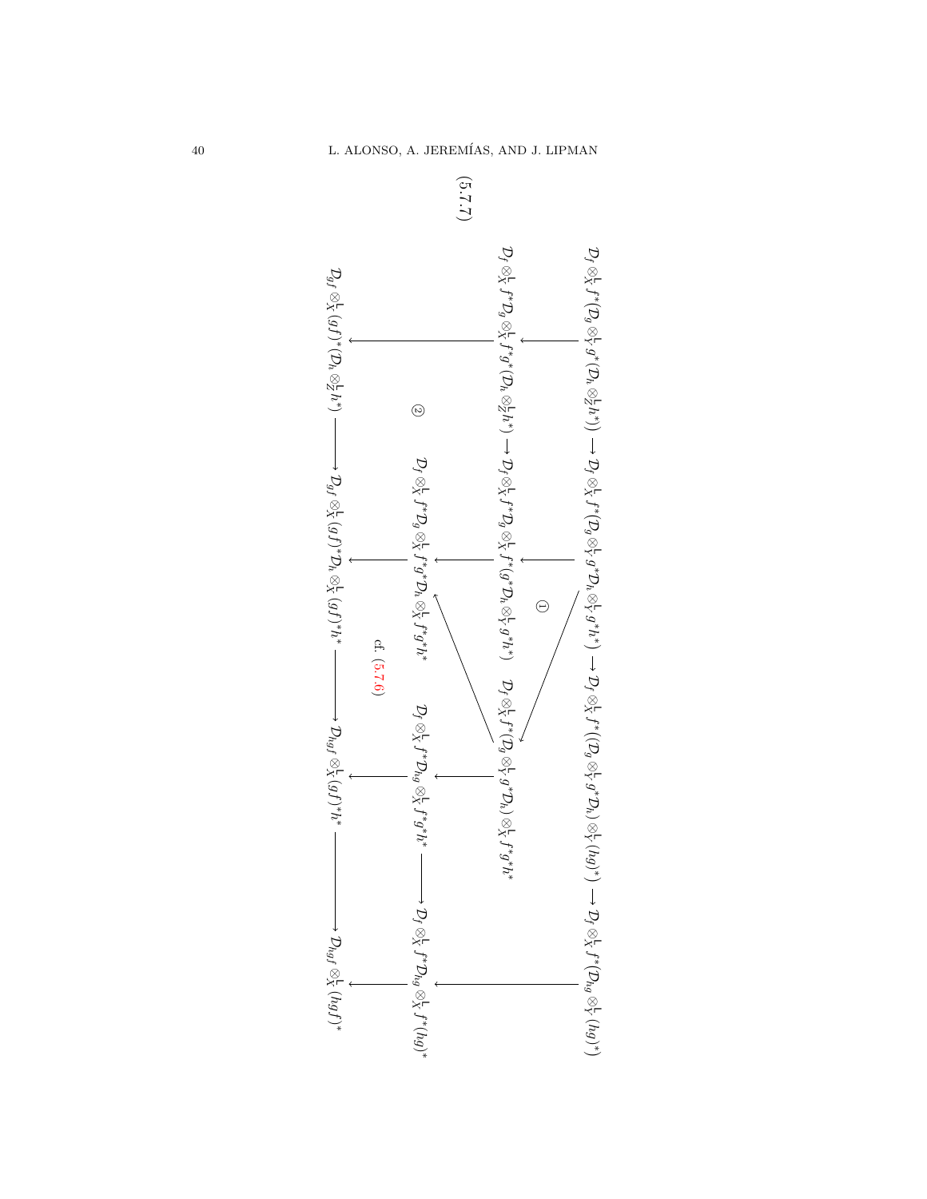(5.7.7)

$$
\begin{array}{ccccccc}
\mathcal{D}_f\otimes^{\mathsf{L}}_X f^*(\mathcal{D}_g\otimes^{\mathsf{L}}_Y g^*(\mathcal{D}_h\otimes^{\mathsf{L}}_Z h^*)) & \longrightarrow & \mathcal{D}_f\otimes^{\mathsf{L}}_X f^*(\mathcal{D}_g\otimes^{\mathsf{L}}_Y g^*\mathcal{D}_h\otimes^{\mathsf{L}}_Y g^*h^*) & \longrightarrow & \mathcal{D}_f\otimes^{\mathsf{L}}_X f^*((\mathcal{D}_g\otimes^{\mathsf{L}}_Y g^*\mathcal{D}_h)\otimes^{\mathsf{L}}_Y (hg)^*) & \longrightarrow & \mathcal{D}_f\otimes^{\mathsf{L}}_X f^*(\mathcal{D}_{hg}\otimes^{\mathsf{L}}_Y (hg)^*) \\
\downarrow & & \downarrow & \searrow\ \text{①} & & & \downarrow \\
\mathcal{D}_f\otimes^{\mathsf{L}}_X f^*\mathcal{D}_g\otimes^{\mathsf{L}}_X f^*g^*(\mathcal{D}_h\otimes^{\mathsf{L}}_Z h^*) & \longrightarrow & \mathcal{D}_f\otimes^{\mathsf{L}}_X f^*\mathcal{D}_g\otimes^{\mathsf{L}}_X f^*(g^*\mathcal{D}_h\otimes^{\mathsf{L}}_Y g^*h^*) & & \mathcal{D}_f\otimes^{\mathsf{L}}_X f^*(\mathcal{D}_g\otimes^{\mathsf{L}}_Y g^*\mathcal{D}_h)\otimes^{\mathsf{L}}_X f^*g^*h^* & & \\
\downarrow & \text{②} & \downarrow & \swarrow & \downarrow & & \\
 & & \mathcal{D}_f\otimes^{\mathsf{L}}_X f^*\mathcal{D}_g\otimes^{\mathsf{L}}_X f^*g^*\mathcal{D}_h\otimes^{\mathsf{L}}_X f^*g^*h^* & & \mathcal{D}_f\otimes^{\mathsf{L}}_X f^*\mathcal{D}_{hg}\otimes^{\mathsf{L}}_X f^*g^*h^* & \longrightarrow & \mathcal{D}_f\otimes^{\mathsf{L}}_X f^*\mathcal{D}_{hg}\otimes^{\mathsf{L}}_X f^*(hg)^* \\
\downarrow & & \downarrow & \text{cf. (5.7.6)} & \downarrow & & \downarrow \\
\mathcal{D}_{gf}\otimes^{\mathsf{L}}_X (gf)^*(\mathcal{D}_h\otimes^{\mathsf{L}}_Z h^*) & \longrightarrow & \mathcal{D}_{gf}\otimes^{\mathsf{L}}_X (gf)^*\mathcal{D}_h\otimes^{\mathsf{L}}_X (gf)^*h^* & \longrightarrow & \mathcal{D}_{hgf}\otimes^{\mathsf{L}}_X (gf)^*h^* & \longrightarrow & \mathcal{D}_{hgf}\otimes^{\mathsf{L}}_X (hgf)^*
\end{array}
$$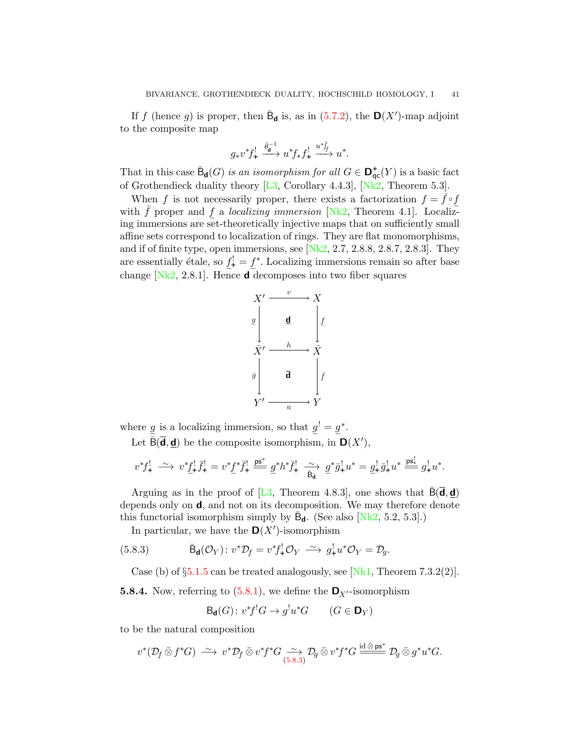If $f$ (hence $g$) is proper, then $\bar{\mathsf{B}}_{\mathbf{d}}$ is, as in (5.7.2), the $\mathbf{D}(X')$-map adjoint to the composite map

$$g_*v^*f^!_+ \xrightarrow{\bar{\theta}_{\mathbf{d}}^{-1}} u^*f_*f^!_+ \xrightarrow{u^*\bar{\int}_f} u^*.$$

That in this case $\bar{\mathsf{B}}_{\mathbf{d}}(G)$ *is an isomorphism for all* $G \in \mathbf{D}^+_{\mathsf{qc}}(Y)$ is a basic fact of Grothendieck duality theory [L3, Corollary 4.4.3], [Nk2, Theorem 5.3].

When $f$ is not necessarily proper, there exists a factorization $f = \bar{f} \circ \underline{f}$ with $\bar{f}$ proper and $\underline{f}$ a *localizing immersion* [Nk2, Theorem 4.1]. Localizing immersions are set-theoretically injective maps that on sufficiently small affine sets correspond to localization of rings. They are flat monomorphisms, and if of finite type, open immersions, see [Nk2, 2.7, 2.8.8, 2.8.7, 2.8.3]. They are essentially étale, so $\underline{f}^!_+ = \underline{f}^*$. Localizing immersions remain so after base change [Nk2, 2.8.1]. Hence $\mathbf{d}$ decomposes into two fiber squares

$$\begin{array}{ccc}
X' & \xrightarrow{\ v\ } & X \\
{\scriptstyle \underline{g}}\downarrow & \underline{\mathbf{d}} & \downarrow{\scriptstyle \underline{f}} \\
\bar{X}' & \xrightarrow{\ h\ } & \bar{X} \\
{\scriptstyle \bar{g}}\downarrow & \bar{\mathbf{d}} & \downarrow{\scriptstyle \bar{f}} \\
Y' & \xrightarrow[\ u\ ]{} & Y
\end{array}$$

where $\underline{g}$ is a localizing immersion, so that $\underline{g}^! = \underline{g}^*$.

Let $\bar{\mathsf{B}}(\bar{\mathbf{d}}, \underline{\mathbf{d}})$ be the composite isomorphism, in $\mathbf{D}(X')$,

$$v^*f^!_+ \xrightarrow{\ \sim\ } v^*\underline{f}^!_+\bar{f}^!_+ = v^*\underline{f}^*\bar{f}^!_+ \overset{\mathsf{ps}^*}{=\!=} \underline{g}^*h^*\bar{f}^!_+ \underset{\bar{\mathsf{B}}_{\bar{\mathbf{d}}}}{\xrightarrow{\ \sim\ }} \underline{g}^*\bar{g}^!_+u^* = \underline{g}^!_+\bar{g}^!_+u^* \overset{\mathsf{ps}^!_+}{=\!=} g^!_+u^*.$$

Arguing as in the proof of [L3, Theorem 4.8.3], one shows that $\bar{\mathsf{B}}(\bar{\mathbf{d}}, \underline{\mathbf{d}})$ depends only on $\mathbf{d}$, and not on its decomposition. We may therefore denote this functorial isomorphism simply by $\bar{\mathsf{B}}_{\mathbf{d}}$. (See also [Nk2, 5.2, 5.3].)

In particular, we have the $\mathbf{D}(X')$-isomorphism

$$\bar{\mathsf{B}}_{\mathbf{d}}(\mathcal{O}_Y)\colon v^*\mathcal{D}_f = v^*f^!_+\mathcal{O}_Y \xrightarrow{\ \sim\ } g^!_+u^*\mathcal{O}_Y = \mathcal{D}_g. \tag{5.8.3}$$

Case (b) of §5.1.5 can be treated analogously, see [Nk1, Theorem 7.3.2(2)].

**5.8.4.** Now, referring to (5.8.1), we define the $\mathbf{D}_{X'}$-isomorphism

$$\mathsf{B}_{\mathbf{d}}(G)\colon v^*f^!G \to g^!u^*G \qquad (G \in \mathbf{D}_Y)$$

to be the natural composition

$$v^*(\mathcal{D}_f \mathbin{\bar{\otimes}} f^*G) \xrightarrow{\ \sim\ } v^*\mathcal{D}_f \mathbin{\bar{\otimes}} v^*f^*G \underset{(5.8.3)}{\xrightarrow{\ \sim\ }} \mathcal{D}_g \mathbin{\bar{\otimes}} v^*f^*G \overset{\mathrm{id}\,\bar{\otimes}\,\mathsf{ps}^*}{=\!=\!=} \mathcal{D}_g \mathbin{\bar{\otimes}} g^*u^*G.$$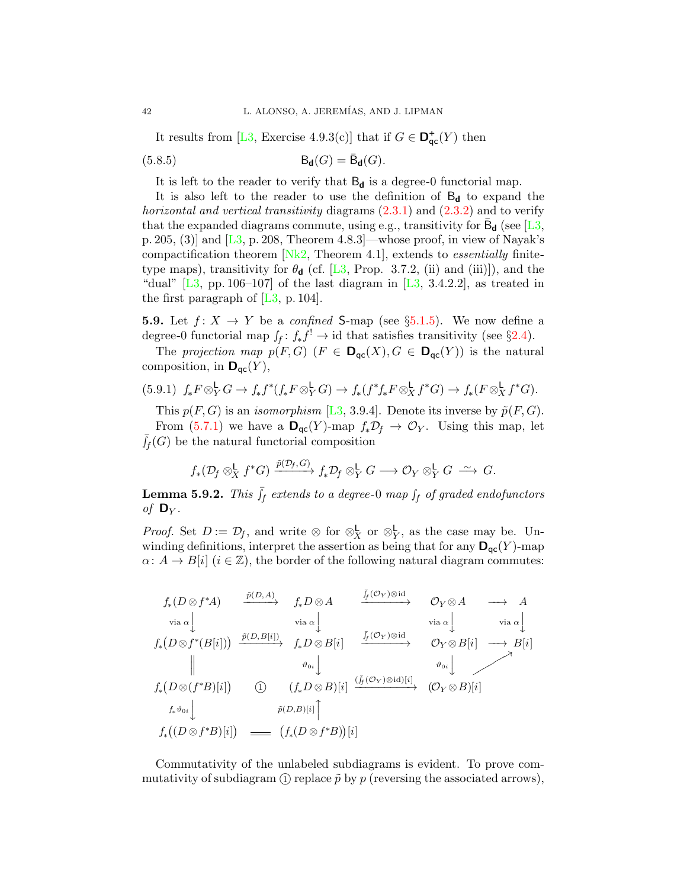It results from [L3, Exercise 4.9.3(c)] that if $G \in \mathbf{D}^+_{\mathsf{qc}}(Y)$ then

$$\mathsf{B}_{\mathbf{d}}(G) = \bar{\mathsf{B}}_{\mathbf{d}}(G). \tag{5.8.5}$$

It is left to the reader to verify that $\mathsf{B}_{\mathbf{d}}$ is a degree-0 functorial map.

It is also left to the reader to use the definition of $\mathsf{B}_{\mathbf{d}}$ to expand the *horizontal and vertical transitivity* diagrams (2.3.1) and (2.3.2) and to verify that the expanded diagrams commute, using e.g., transitivity for $\bar{\mathsf{B}}_{\mathbf{d}}$ (see [L3, p. 205, (3)] and [L3, p. 208, Theorem 4.8.3]—whose proof, in view of Nayak's compactification theorem [Nk2, Theorem 4.1], extends to *essentially* finite-type maps), transitivity for $\theta_{\mathbf{d}}$ (cf. [L3, Prop. 3.7.2, (ii) and (iii)]), and the "dual" [L3, pp. 106–107] of the last diagram in [L3, 3.4.2.2], as treated in the first paragraph of [L3, p. 104].

**5.9.** Let $f\colon X \to Y$ be a *confined* $\mathsf{S}$-map (see §5.1.5). We now define a degree-0 functorial map $\int_f\colon f_*f^! \to \mathrm{id}$ that satisfies transitivity (see §2.4).

The *projection map* $p(F,G)$ $(F \in \mathbf{D}_{\mathsf{qc}}(X), G \in \mathbf{D}_{\mathsf{qc}}(Y))$ is the natural composition, in $\mathbf{D}_{\mathsf{qc}}(Y)$,

$$f_*F \otimes^{\mathsf{L}}_Y G \to f_*f^*(f_*F \otimes^{\mathsf{L}}_Y G) \to f_*(f^*f_*F \otimes^{\mathsf{L}}_X f^*G) \to f_*(F \otimes^{\mathsf{L}}_X f^*G). \tag{5.9.1}$$

This $p(F,G)$ is an *isomorphism* [L3, 3.9.4]. Denote its inverse by $\tilde p(F,G)$.

From (5.7.1) we have a $\mathbf{D}_{\mathsf{qc}}(Y)$-map $f_*\mathcal{D}_f \to \mathcal{O}_Y$. Using this map, let $\bar{\int}_f(G)$ be the natural functorial composition

$$f_*(\mathcal{D}_f \otimes^{\mathsf{L}}_X f^*G) \xrightarrow{\tilde p(\mathcal{D}_f, G)} f_*\mathcal{D}_f \otimes^{\mathsf{L}}_Y G \longrightarrow \mathcal{O}_Y \otimes^{\mathsf{L}}_Y G \xrightarrow{\ \sim\ } G.$$

**Lemma 5.9.2.** *This $\bar{\int}_f$ extends to a degree-0 map $\int_f$ of graded endofunctors of $\mathbf{D}_Y$.*

*Proof.* Set $D := \mathcal{D}_f$, and write $\otimes$ for $\otimes^{\mathsf{L}}_X$ or $\otimes^{\mathsf{L}}_Y$, as the case may be. Unwinding definitions, interpret the assertion as being that for any $\mathbf{D}_{\mathsf{qc}}(Y)$-map $\alpha\colon A \to B[i]$ $(i \in \mathbb{Z})$, the border of the following natural diagram commutes:

$$
\begin{array}{ccccccc}
f_*(D\otimes f^*A) & \xrightarrow{\tilde p(D,A)} & f_*D\otimes A & \xrightarrow{\bar{\int}_f(\mathcal{O}_Y)\otimes \mathrm{id}} & \mathcal{O}_Y\otimes A & \longrightarrow & A \\
\big\downarrow{\scriptstyle \text{via }\alpha} & & \big\downarrow{\scriptstyle \text{via }\alpha} & & \big\downarrow{\scriptstyle \text{via }\alpha} & & \big\downarrow{\scriptstyle \text{via }\alpha} \\
f_*\big(D\otimes f^*(B[i])\big) & \xrightarrow{\tilde p(D,B[i])} & f_*D\otimes B[i] & \xrightarrow{\bar{\int}_f(\mathcal{O}_Y)\otimes \mathrm{id}} & \mathcal{O}_Y\otimes B[i] & \longrightarrow & B[i] \\
\big\| & & \big\downarrow{\scriptstyle \vartheta_{0i}} & & \big\downarrow{\scriptstyle \vartheta_{0i}} & \nearrow & \\
f_*\big(D\otimes (f^*B)[i]\big) & ① & (f_*D\otimes B)[i] & \xrightarrow{(\bar{\int}_f(\mathcal{O}_Y)\otimes \mathrm{id})[i]} & (\mathcal{O}_Y\otimes B)[i] & & \\
\big\downarrow{\scriptstyle f_*\vartheta_{0i}} & & \big\uparrow{\scriptstyle \tilde p(D,B)[i]} & & & & \\
f_*\big((D\otimes f^*B)[i]\big) & = & \big(f_*(D\otimes f^*B)\big)[i] & & & &
\end{array}
$$

Commutativity of the unlabeled subdiagrams is evident. To prove commutativity of subdiagram ① replace $\tilde p$ by $p$ (reversing the associated arrows),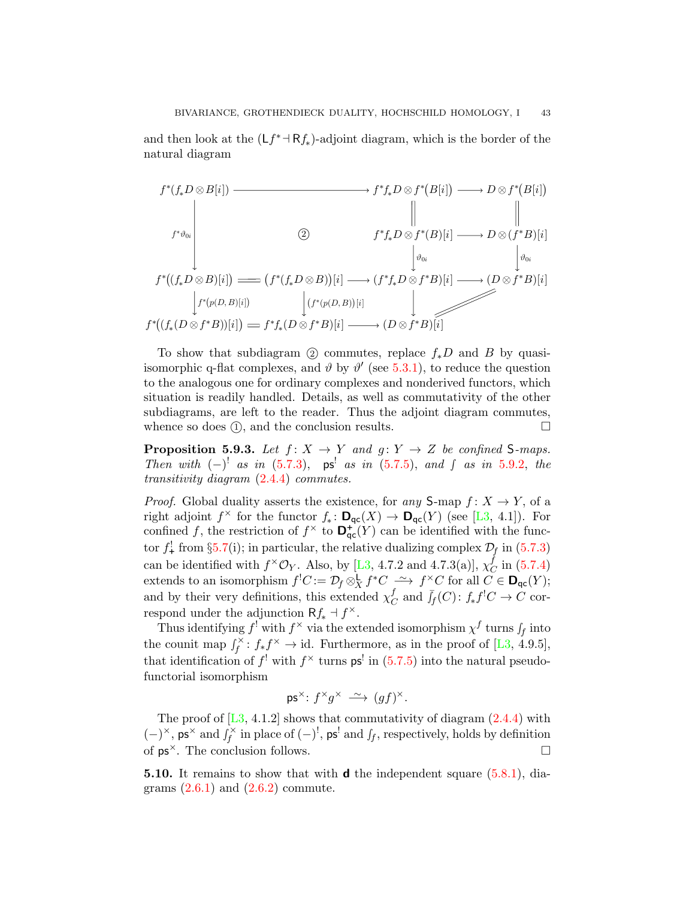and then look at the $(\mathsf{L}f^* \dashv \mathsf{R}f_*)$-adjoint diagram, which is the border of the natural diagram

$$
\begin{array}{ccccccc}
f^*(f_*D \otimes B[i]) & \longrightarrow & & & f^*f_*D \otimes f^*\big(B[i]\big) & \longrightarrow & D \otimes f^*\big(B[i]\big) \\
 & & & & \| & & \| \\
\Big\downarrow{\scriptstyle f^*\vartheta_{0i}} & & ② & & f^*f_*D \otimes f^*(B)[i] & \longrightarrow & D \otimes (f^*B)[i] \\
 & & & & \Big\downarrow{\scriptstyle \vartheta_{0i}} & & \Big\downarrow{\scriptstyle \vartheta_{0i}} \\
f^*\big((f_*D \otimes B)[i]\big) & = & \big(f^*(f_*D \otimes B)\big)[i] & \longrightarrow & (f^*f_*D \otimes f^*B)[i] & \longrightarrow & (D \otimes f^*B)[i] \\
\Big\downarrow{\scriptstyle f^*(p(D,B)[i])} & & \Big\downarrow{\scriptstyle (f^*(p(D,B))[i]} & & \Big\downarrow & & \| \\
f^*\big((f_*(D \otimes f^*B))[i]\big) & = & f^*f_*(D \otimes f^*B)[i] & \longrightarrow & (D \otimes f^*B)[i] & = & 
\end{array}
$$

To show that subdiagram ② commutes, replace $f_*D$ and $B$ by quasi-isomorphic q-flat complexes, and $\vartheta$ by $\vartheta'$ (see 5.3.1), to reduce the question to the analogous one for ordinary complexes and nonderived functors, which situation is readily handled. Details, as well as commutativity of the other subdiagrams, are left to the reader. Thus the adjoint diagram commutes, whence so does ①, and the conclusion results. □

**Proposition 5.9.3.** *Let $f\colon X \to Y$ and $g\colon Y \to Z$ be confined $\mathsf{S}$-maps. Then with $(-)^!$ as in (5.7.3), $\mathsf{ps}^!$ as in (5.7.5), and $\int$ as in 5.9.2, the transitivity diagram (2.4.4) commutes.*

*Proof.* Global duality asserts the existence, for *any* $\mathsf{S}$-map $f\colon X \to Y$, of a right adjoint $f^\times$ for the functor $f_*\colon \mathbf{D}_{\mathsf{qc}}(X) \to \mathbf{D}_{\mathsf{qc}}(Y)$ (see [L3, 4.1]). For confined $f$, the restriction of $f^\times$ to $\mathbf{D}^+_{\mathsf{qc}}(Y)$ can be identified with the functor $f^!_+$ from §5.7(i); in particular, the relative dualizing complex $\mathcal{D}_f$ in (5.7.3) can be identified with $f^\times\mathcal{O}_Y$. Also, by [L3, 4.7.2 and 4.7.3(a)], $\chi^f_C$ in (5.7.4) extends to an isomorphism $f^!C := \mathcal{D}_f \otimes^{\mathsf{L}}_X f^*C \xrightarrow{\sim} f^\times C$ for all $C \in \mathbf{D}_{\mathsf{qc}}(Y)$; and by their very definitions, this extended $\chi^f_C$ and $\bar{\int}_f(C)\colon f_*f^!C \to C$ correspond under the adjunction $\mathsf{R}f_* \dashv f^\times$.

Thus identifying $f^!$ with $f^\times$ via the extended isomorphism $\chi^f$ turns $\int_f$ into the counit map $\int^\times_f\colon f_*f^\times \to \mathrm{id}$. Furthermore, as in the proof of [L3, 4.9.5], that identification of $f^!$ with $f^\times$ turns $\mathsf{ps}^!$ in (5.7.5) into the natural pseudofunctorial isomorphism

$$\mathsf{ps}^\times\colon f^\times g^\times \xrightarrow{\sim} (gf)^\times.$$

The proof of [L3, 4.1.2] shows that commutativity of diagram (2.4.4) with $(-)^\times$, $\mathsf{ps}^\times$ and $\int^\times_f$ in place of $(-)^!$, $\mathsf{ps}^!$ and $\int_f$, respectively, holds by definition of $\mathsf{ps}^\times$. The conclusion follows. □

**5.10.** It remains to show that with $\mathbf{d}$ the independent square (5.8.1), diagrams (2.6.1) and (2.6.2) commute.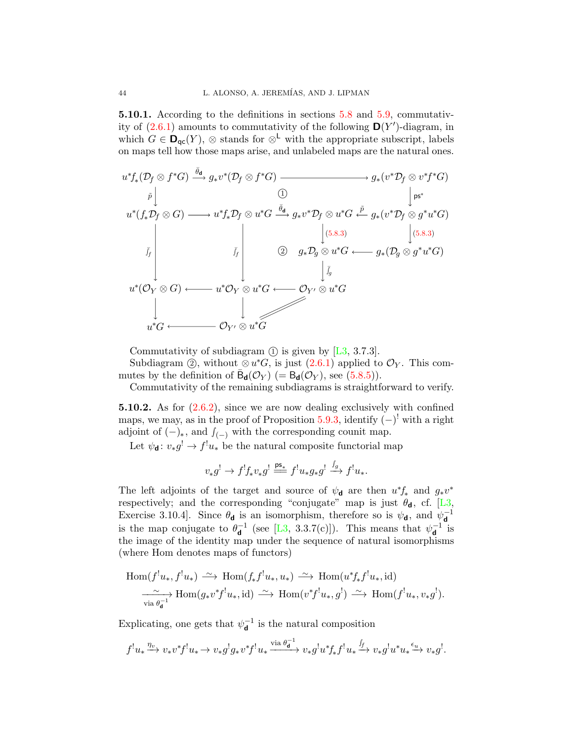**5.10.1.** According to the definitions in sections 5.8 and 5.9, commutativity of (2.6.1) amounts to commutativity of the following $\mathbf{D}(Y')$-diagram, in which $G \in \mathbf{D}_{\mathsf{qc}}(Y)$, $\otimes$ stands for $\otimes^{\mathsf{L}}$ with the appropriate subscript, labels on maps tell how those maps arise, and unlabeled maps are the natural ones.

$$
\begin{array}{ccccccc}
u^*f_*(\mathcal{D}_f \otimes f^*G) & \xrightarrow{\bar\theta_{\mathbf{d}}} & g_*v^*(\mathcal{D}_f \otimes f^*G) & \longrightarrow & & & g_*(v^*\mathcal{D}_f \otimes v^*f^*G) \\
\downarrow{\scriptstyle \tilde p} & & & ① & & & \downarrow{\scriptstyle \mathsf{ps}^*} \\
u^*(f_*\mathcal{D}_f \otimes G) & \longrightarrow & u^*f_*\mathcal{D}_f \otimes u^*G & \xrightarrow{\bar\theta_{\mathbf{d}}} & g_*v^*\mathcal{D}_f \otimes u^*G & \xleftarrow{\tilde p} & g_*(v^*\mathcal{D}_f \otimes g^*u^*G) \\
 & & & & \downarrow{\scriptstyle (5.8.3)} & & \downarrow{\scriptstyle (5.8.3)} \\
\downarrow{\scriptstyle \bar{\textstyle\int}_f} & & \downarrow{\scriptstyle \bar{\textstyle\int}_f} & ② & g_*\mathcal{D}_g \otimes u^*G & \longleftarrow & g_*(\mathcal{D}_g \otimes g^*u^*G) \\
 & & & & \downarrow{\scriptstyle \bar{\textstyle\int}_g} & & \\
u^*(\mathcal{O}_Y \otimes G) & \longleftarrow & u^*\mathcal{O}_Y \otimes u^*G & \longleftarrow & \mathcal{O}_{Y'} \otimes u^*G & & \\
\downarrow & & \downarrow & \diagup\!\!\diagup & & & \\
u^*G & \longleftarrow & \mathcal{O}_{Y'} \otimes u^*G & & & &
\end{array}
$$

Commutativity of subdiagram ① is given by [L3, 3.7.3].

Subdiagram ②, without $\otimes\, u^*G$, is just (2.6.1) applied to $\mathcal{O}_Y$. This commutes by the definition of $\bar{\mathsf{B}}_{\mathbf{d}}(\mathcal{O}_Y)$ $(= \mathsf{B}_{\mathbf{d}}(\mathcal{O}_Y)$, see (5.8.5)).

Commutativity of the remaining subdiagrams is straightforward to verify.

**5.10.2.** As for (2.6.2), since we are now dealing exclusively with confined maps, we may, as in the proof of Proposition 5.9.3, identify $(-)^!$ with a right adjoint of $(-)_*$, and $\int_{(-)}$ with the corresponding counit map.

Let $\psi_{\mathbf{d}}\colon v_*g^! \to f^!u_*$ be the natural composite functorial map

$$v_*g^! \to f^!f_*v_*g^! \overset{\mathsf{ps}_*}{=\!=} f^!u_*g_*g^! \xrightarrow{\int_g} f^!u_*.$$

The left adjoints of the target and source of $\psi_{\mathbf{d}}$ are then $u^*f_*$ and $g_*v^*$ respectively; and the corresponding "conjugate" map is just $\theta_{\mathbf{d}}$, cf. [L3, Exercise 3.10.4]. Since $\theta_{\mathbf{d}}$ is an isomorphism, therefore so is $\psi_{\mathbf{d}}$, and $\psi_{\mathbf{d}}^{-1}$ is the map conjugate to $\theta_{\mathbf{d}}^{-1}$ (see [L3, 3.3.7(c)]). This means that $\psi_{\mathbf{d}}^{-1}$ is the image of the identity map under the sequence of natural isomorphisms (where Hom denotes maps of functors)

$$
\begin{aligned}
\mathrm{Hom}(f^!u_*, f^!u_*) &\xrightarrow{\sim} \mathrm{Hom}(f_*f^!u_*, u_*) \xrightarrow{\sim} \mathrm{Hom}(u^*f_*f^!u_*, \mathrm{id}) \\
&\xrightarrow[\text{via } \theta_{\mathbf{d}}^{-1}]{\sim} \mathrm{Hom}(g_*v^*f^!u_*, \mathrm{id}) \xrightarrow{\sim} \mathrm{Hom}(v^*f^!u_*, g^!) \xrightarrow{\sim} \mathrm{Hom}(f^!u_*, v_*g^!).
\end{aligned}
$$

Explicating, one gets that $\psi_{\mathbf{d}}^{-1}$ is the natural composition

$$f^!u_* \xrightarrow{\eta_v} v_*v^*f^!u_* \to v_*g^!g_*v^*f^!u_* \xrightarrow{\text{via } \theta_{\mathbf{d}}^{-1}} v_*g^!u^*f_*f^!u_* \xrightarrow{\int_f} v_*g^!u^*u_* \xrightarrow{\epsilon_u} v_*g^!.$$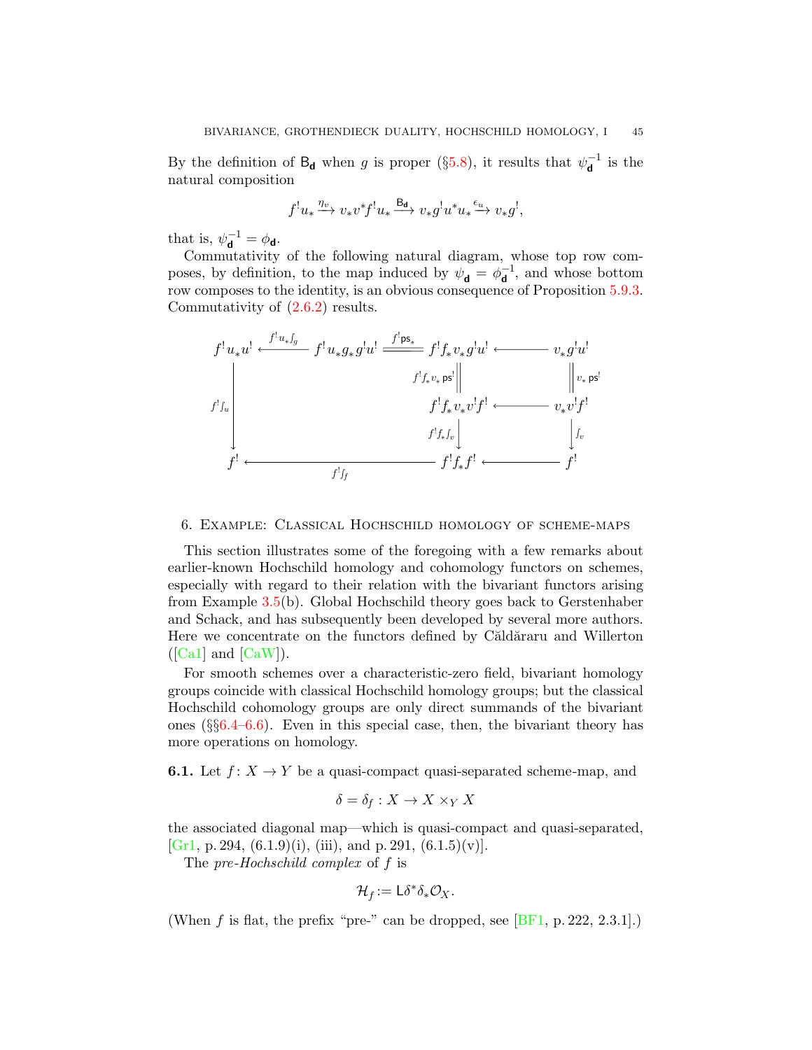By the definition of $\mathsf{B_d}$ when $g$ is proper (§5.8), it results that $\psi_{\mathbf{d}}^{-1}$ is the natural composition

$$f^! u_* \xrightarrow{\eta_v} v_* v^* f^! u_* \xrightarrow{\mathsf{B_d}} v_* g^! u^* u_* \xrightarrow{\epsilon_u} v_* g^!,$$

that is, $\psi_{\mathbf{d}}^{-1} = \phi_{\mathbf{d}}$.

Commutativity of the following natural diagram, whose top row composes, by definition, to the map induced by $\psi_{\mathbf{d}} = \phi_{\mathbf{d}}^{-1}$, and whose bottom row composes to the identity, is an obvious consequence of Proposition 5.9.3. Commutativity of (2.6.2) results.

$$\begin{array}{ccccccc}
f^! u_* u^! & \xleftarrow{f^! u_* \textstyle\int_g} & f^! u_* g_* g^! u^! & \overset{f^! \mathsf{ps}_*}{=\!=\!=} & f^! f_* v_* g^! u^! & \longleftarrow & v_* g^! u^! \\
\Big\downarrow{\scriptstyle f^! \int_u} & & & & \Big\| {\scriptstyle f^! f_* v_* \mathsf{ps}^!} & & \Big\| {\scriptstyle v_* \mathsf{ps}^!} \\
 & & & & f^! f_* v_* v^! f^! & \longleftarrow & v_* v^! f^! \\
 & & & & \Big\downarrow{\scriptstyle f^! f_* \int_v} & & \Big\downarrow{\scriptstyle \int_v} \\
f^! & & \xleftarrow[\quad f^! \int_f \quad]{} & & f^! f_* f^! & \longleftarrow & f^!
\end{array}$$

## 6. Example: Classical Hochschild homology of scheme-maps

This section illustrates some of the foregoing with a few remarks about earlier-known Hochschild homology and cohomology functors on schemes, especially with regard to their relation with the bivariant functors arising from Example 3.5(b). Global Hochschild theory goes back to Gerstenhaber and Schack, and has subsequently been developed by several more authors. Here we concentrate on the functors defined by Căldăraru and Willerton ([Ca1] and [CaW]).

For smooth schemes over a characteristic-zero field, bivariant homology groups coincide with classical Hochschild homology groups; but the classical Hochschild cohomology groups are only direct summands of the bivariant ones (§§6.4–6.6). Even in this special case, then, the bivariant theory has more operations on homology.

**6.1.** Let $f\colon X \to Y$ be a quasi-compact quasi-separated scheme-map, and

$$\delta = \delta_f : X \to X \times_Y X$$

the associated diagonal map—which is quasi-compact and quasi-separated, [Gr1, p. 294, (6.1.9)(i), (iii), and p. 291, (6.1.5)(v)].

The *pre-Hochschild complex* of $f$ is

$$\mathcal{H}_f := \mathsf{L}\delta^* \delta_* \mathcal{O}_X.$$

(When $f$ is flat, the prefix "pre-" can be dropped, see [BF1, p. 222, 2.3.1].)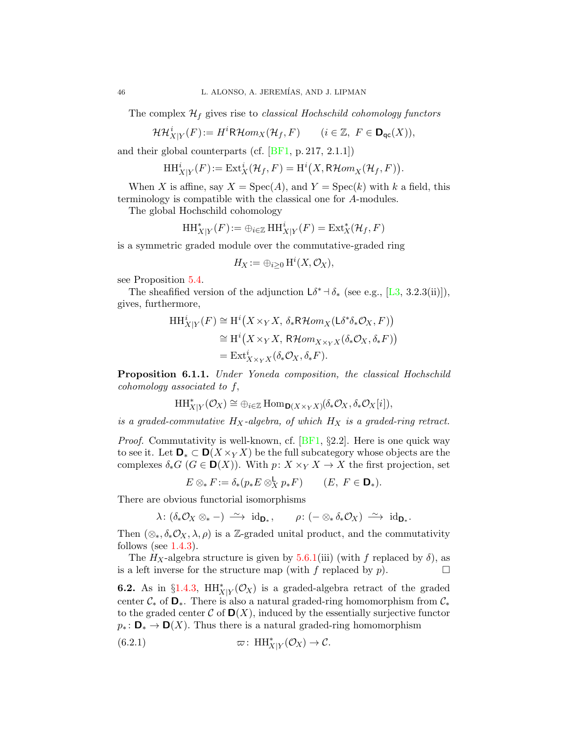The complex $\mathcal{H}_f$ gives rise to *classical Hochschild cohomology functors*

$$\mathcal{HH}^i_{X|Y}(F) := H^i\mathsf{R}\mathcal{H}om_X(\mathcal{H}_f, F) \qquad (i \in \mathbb{Z},\ F \in \mathbf{D}_{\mathsf{qc}}(X)),$$

and their global counterparts (cf. [BF1, p. 217, 2.1.1])

$$\mathrm{HH}^i_{X|Y}(F) := \mathrm{Ext}^i_X(\mathcal{H}_f, F) = \mathrm{H}^i\big(X, \mathsf{R}\mathcal{H}om_X(\mathcal{H}_f, F)\big).$$

When $X$ is affine, say $X = \mathrm{Spec}(A)$, and $Y = \mathrm{Spec}(k)$ with $k$ a field, this terminology is compatible with the classical one for $A$-modules.

The global Hochschild cohomology

$$\mathrm{HH}^*_{X|Y}(F) := \oplus_{i\in\mathbb{Z}}\, \mathrm{HH}^i_{X|Y}(F) = \mathrm{Ext}^*_X(\mathcal{H}_f, F)$$

is a symmetric graded module over the commutative-graded ring

$$H_X := \oplus_{i\ge 0}\, \mathrm{H}^i(X, \mathcal{O}_X),$$

see Proposition 5.4.

The sheafified version of the adjunction $\mathsf{L}\delta^* \dashv \delta_*$ (see e.g., [L3, 3.2.3(ii)]), gives, furthermore,

$$\begin{aligned}
\mathrm{HH}^i_{X|Y}(F) &\cong \mathrm{H}^i\big(X\times_Y X,\ \delta_*\mathsf{R}\mathcal{H}om_X(\mathsf{L}\delta^*\delta_*\mathcal{O}_X, F)\big)\\
&\cong \mathrm{H}^i\big(X\times_Y X,\ \mathsf{R}\mathcal{H}om_{X\times_Y X}(\delta_*\mathcal{O}_X, \delta_*F)\big)\\
&= \mathrm{Ext}^i_{X\times_Y X}(\delta_*\mathcal{O}_X, \delta_*F).
\end{aligned}$$

**Proposition 6.1.1.** *Under Yoneda composition, the classical Hochschild cohomology associated to $f$,*

$$\mathrm{HH}^*_{X|Y}(\mathcal{O}_X) \cong \oplus_{i\in\mathbb{Z}}\,\mathrm{Hom}_{\mathbf{D}(X\times_Y X)}(\delta_*\mathcal{O}_X, \delta_*\mathcal{O}_X[i]),$$

*is a graded-commutative $H_X$-algebra, of which $H_X$ is a graded-ring retract.*

*Proof.* Commutativity is well-known, cf. [BF1, §2.2]. Here is one quick way to see it. Let $\mathbf{D}_* \subset \mathbf{D}(X\times_Y X)$ be the full subcategory whose objects are the complexes $\delta_*G$ ($G \in \mathbf{D}(X)$). With $p\colon X\times_Y X \to X$ the first projection, set

$$E \otimes_* F := \delta_*(p_*E \otimes^{\mathsf{L}}_X p_*F) \qquad (E,\ F \in \mathbf{D}_*).$$

There are obvious functorial isomorphisms

$$\lambda\colon (\delta_*\mathcal{O}_X \otimes_* -) \xrightarrow{\ \sim\ } \mathrm{id}_{\mathbf{D}_*}, \qquad \rho\colon (- \otimes_* \delta_*\mathcal{O}_X) \xrightarrow{\ \sim\ } \mathrm{id}_{\mathbf{D}_*}.$$

Then $(\otimes_*, \delta_*\mathcal{O}_X, \lambda, \rho)$ is a $\mathbb{Z}$-graded unital product, and the commutativity follows (see 1.4.3).

The $H_X$-algebra structure is given by 5.6.1(iii) (with $f$ replaced by $\delta$), as is a left inverse for the structure map (with $f$ replaced by $p$). $\square$

**6.2.** As in §1.4.3, $\mathrm{HH}^*_{X|Y}(\mathcal{O}_X)$ is a graded-algebra retract of the graded center $\mathcal{C}_*$ of $\mathbf{D}_*$. There is also a natural graded-ring homomorphism from $\mathcal{C}_*$ to the graded center $\mathcal{C}$ of $\mathbf{D}(X)$, induced by the essentially surjective functor $p_*\colon \mathbf{D}_* \to \mathbf{D}(X)$. Thus there is a natural graded-ring homomorphism

$$\varpi\colon\ \mathrm{HH}^*_{X|Y}(\mathcal{O}_X) \to \mathcal{C}. \tag{6.2.1}$$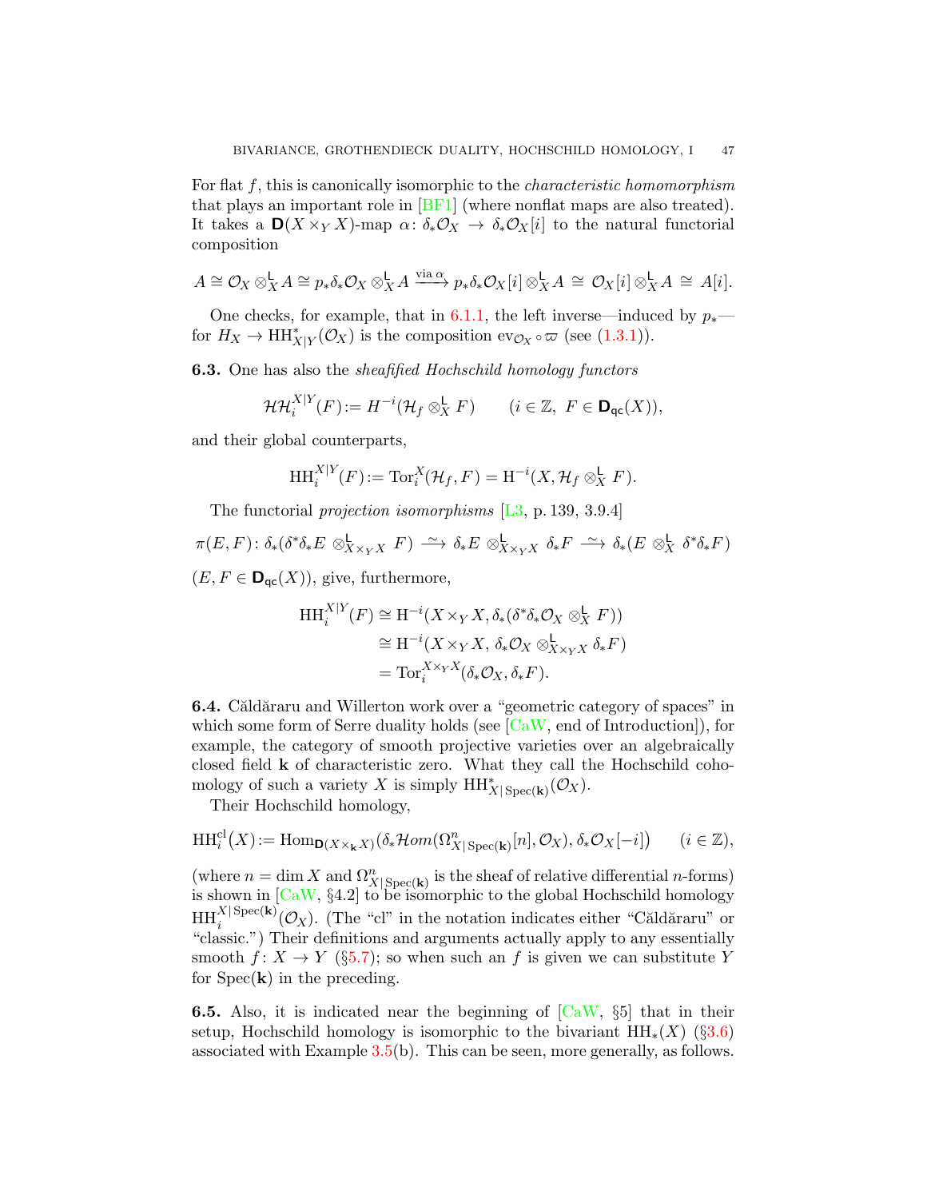For flat $f$, this is canonically isomorphic to the *characteristic homomorphism* that plays an important role in [BF1] (where nonflat maps are also treated). It takes a $\mathbf{D}(X\times_Y X)$-map $\alpha\colon \delta_*\mathcal{O}_X \to \delta_*\mathcal{O}_X[i]$ to the natural functorial composition

$$A \cong \mathcal{O}_X \otimes^{\mathsf{L}}_X A \cong p_*\delta_*\mathcal{O}_X \otimes^{\mathsf{L}}_X A \xrightarrow{\text{via }\alpha} p_*\delta_*\mathcal{O}_X[i] \otimes^{\mathsf{L}}_X A \;\cong\; \mathcal{O}_X[i] \otimes^{\mathsf{L}}_X A \;\cong\; A[i].$$

One checks, for example, that in 6.1.1, the left inverse—induced by $p_*$—for $H_X \to \mathrm{HH}^*_{X|Y}(\mathcal{O}_X)$ is the composition $\mathrm{ev}_{\mathcal{O}_X}\circ\varpi$ (see (1.3.1)).

**6.3.** One has also the *sheafified Hochschild homology functors*

$$\mathcal{HH}^{X|Y}_i(F) := H^{-i}(\mathcal{H}_f \otimes^{\mathsf{L}}_X F) \qquad (i\in\mathbb{Z},\ F\in\mathbf{D}_{\mathsf{qc}}(X)),$$

and their global counterparts,

$$\mathrm{HH}^{X|Y}_i(F) := \mathrm{Tor}^X_i(\mathcal{H}_f, F) = \mathrm{H}^{-i}(X, \mathcal{H}_f \otimes^{\mathsf{L}}_X F).$$

The functorial *projection isomorphisms* [L3, p. 139, 3.9.4]

$$\pi(E,F)\colon \delta_*(\delta^*\delta_*E \otimes^{\mathsf{L}}_{X\times_Y X} F) \xrightarrow{\ \sim\ } \delta_*E \otimes^{\mathsf{L}}_{X\times_Y X} \delta_*F \xrightarrow{\ \sim\ } \delta_*(E \otimes^{\mathsf{L}}_X \delta^*\delta_*F)$$

$(E,F\in\mathbf{D}_{\mathsf{qc}}(X))$, give, furthermore,

$$\begin{aligned}
\mathrm{HH}^{X|Y}_i(F) &\cong \mathrm{H}^{-i}(X\times_Y X, \delta_*(\delta^*\delta_*\mathcal{O}_X \otimes^{\mathsf{L}}_X F))\\
&\cong \mathrm{H}^{-i}(X\times_Y X,\ \delta_*\mathcal{O}_X \otimes^{\mathsf{L}}_{X\times_Y X} \delta_*F)\\
&= \mathrm{Tor}^{X\times_Y X}_i(\delta_*\mathcal{O}_X, \delta_*F).
\end{aligned}$$

**6.4.** Căldăraru and Willerton work over a "geometric category of spaces" in which some form of Serre duality holds (see [CaW, end of Introduction]), for example, the category of smooth projective varieties over an algebraically closed field $\mathbf{k}$ of characteristic zero. What they call the Hochschild cohomology of such a variety $X$ is simply $\mathrm{HH}^*_{X|\mathrm{Spec}(\mathbf{k})}(\mathcal{O}_X)$.

Their Hochschild homology,

$$\mathrm{HH}^{\mathrm{cl}}_i(X) := \mathrm{Hom}_{\mathbf{D}(X\times_{\mathbf{k}} X)}\big(\delta_*\mathcal{H}om(\Omega^n_{X|\mathrm{Spec}(\mathbf{k})}[n], \mathcal{O}_X), \delta_*\mathcal{O}_X[-i]\big) \qquad (i\in\mathbb{Z}),$$

(where $n=\dim X$ and $\Omega^n_{X|\mathrm{Spec}(\mathbf{k})}$ is the sheaf of relative differential $n$-forms) is shown in [CaW, §4.2] to be isomorphic to the global Hochschild homology $\mathrm{HH}^{X|\mathrm{Spec}(\mathbf{k})}_i(\mathcal{O}_X)$. (The "cl" in the notation indicates either "Căldăraru" or "classic.") Their definitions and arguments actually apply to any essentially smooth $f\colon X\to Y$ (§5.7); so when such an $f$ is given we can substitute $Y$ for $\mathrm{Spec}(\mathbf{k})$ in the preceding.

**6.5.** Also, it is indicated near the beginning of [CaW, §5] that in their setup, Hochschild homology is isomorphic to the bivariant $\mathrm{HH}_*(X)$ (§3.6) associated with Example 3.5(b). This can be seen, more generally, as follows.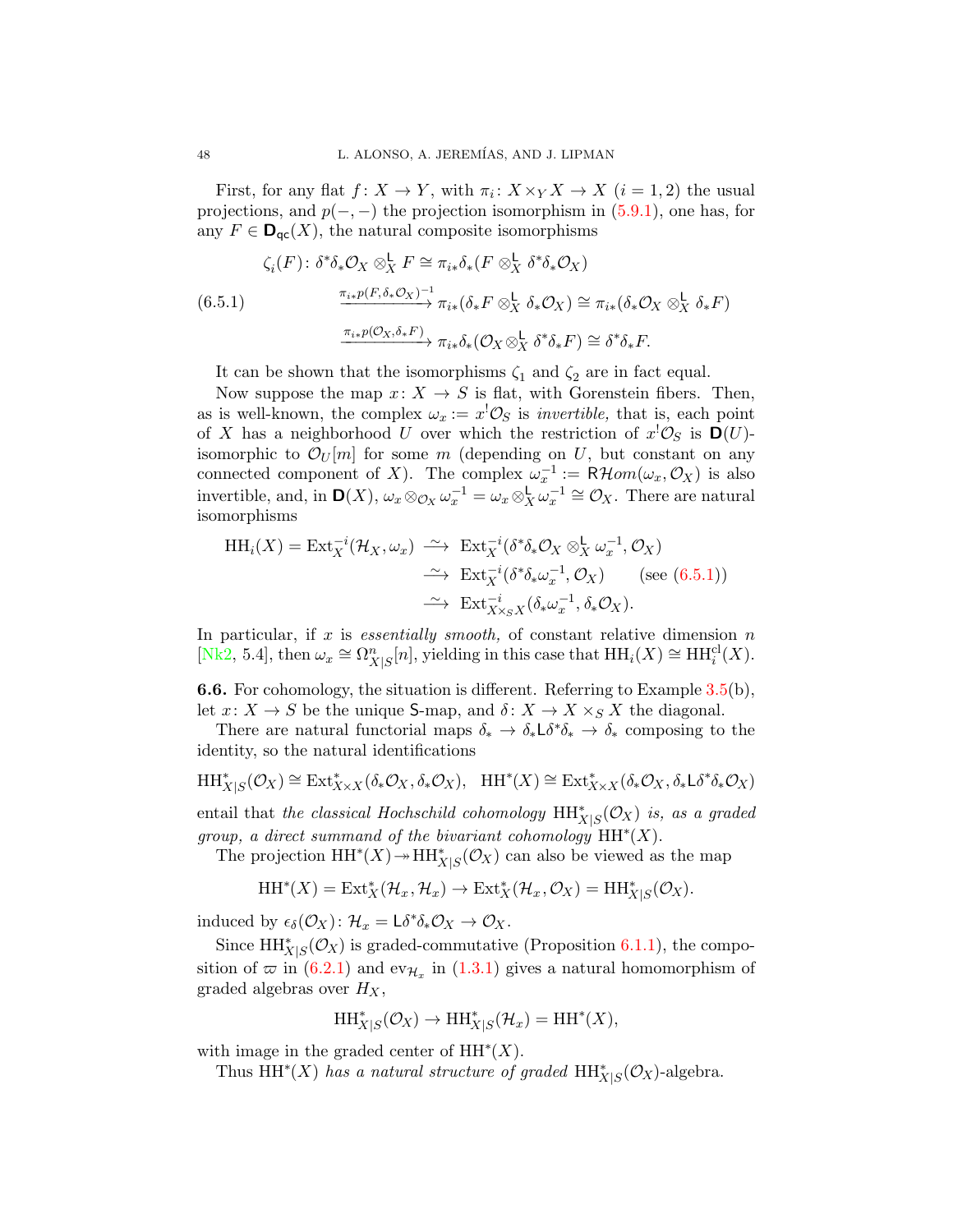First, for any flat $f\colon X\to Y$, with $\pi_i\colon X\times_Y X\to X$ $(i=1,2)$ the usual projections, and $p(-,-)$ the projection isomorphism in (5.9.1), one has, for any $F\in\mathbf{D}_{\mathsf{qc}}(X)$, the natural composite isomorphisms

$$
\begin{aligned}
\zeta_i(F)\colon \delta^*\delta_*\mathcal{O}_X\otimes^{\mathsf{L}}_X F &\cong \pi_{i*}\delta_*(F\otimes^{\mathsf{L}}_X \delta^*\delta_*\mathcal{O}_X)\\
&\xrightarrow{\pi_{i*}p(F,\delta_*\mathcal{O}_X)^{-1}} \pi_{i*}(\delta_*F\otimes^{\mathsf{L}}_X \delta_*\mathcal{O}_X)\cong \pi_{i*}(\delta_*\mathcal{O}_X\otimes^{\mathsf{L}}_X \delta_*F)\\
&\xrightarrow{\pi_{i*}p(\mathcal{O}_X,\delta_*F)} \pi_{i*}\delta_*(\mathcal{O}_X\otimes^{\mathsf{L}}_X \delta^*\delta_*F)\cong \delta^*\delta_*F.
\end{aligned}
\tag{6.5.1}
$$

It can be shown that the isomorphisms $\zeta_1$ and $\zeta_2$ are in fact equal.

Now suppose the map $x\colon X\to S$ is flat, with Gorenstein fibers. Then, as is well-known, the complex $\omega_x := x^!\mathcal{O}_S$ is *invertible,* that is, each point of $X$ has a neighborhood $U$ over which the restriction of $x^!\mathcal{O}_S$ is $\mathbf{D}(U)$-isomorphic to $\mathcal{O}_U[m]$ for some $m$ (depending on $U$, but constant on any connected component of $X$). The complex $\omega_x^{-1} := \mathsf{R}\mathcal{H}om(\omega_x,\mathcal{O}_X)$ is also invertible, and, in $\mathbf{D}(X)$, $\omega_x\otimes_{\mathcal{O}_X}\omega_x^{-1} = \omega_x\otimes^{\mathsf{L}}_X\omega_x^{-1}\cong\mathcal{O}_X$. There are natural isomorphisms

$$
\begin{aligned}
\mathrm{HH}_i(X) = \mathrm{Ext}^{-i}_X(\mathcal{H}_X,\omega_x) &\xrightarrow{\;\sim\;} \mathrm{Ext}^{-i}_X(\delta^*\delta_*\mathcal{O}_X\otimes^{\mathsf{L}}_X\omega_x^{-1},\mathcal{O}_X)\\
&\xrightarrow{\;\sim\;} \mathrm{Ext}^{-i}_X(\delta^*\delta_*\omega_x^{-1},\mathcal{O}_X) \qquad \text{(see (6.5.1))}\\
&\xrightarrow{\;\sim\;} \mathrm{Ext}^{-i}_{X\times_S X}(\delta_*\omega_x^{-1},\delta_*\mathcal{O}_X).
\end{aligned}
$$

In particular, if $x$ is *essentially smooth,* of constant relative dimension $n$ [Nk2, 5.4], then $\omega_x\cong\Omega^n_{X|S}[n]$, yielding in this case that $\mathrm{HH}_i(X)\cong\mathrm{HH}^{\mathrm{cl}}_i(X)$.

**6.6.** For cohomology, the situation is different. Referring to Example 3.5(b), let $x\colon X\to S$ be the unique $\mathsf{S}$-map, and $\delta\colon X\to X\times_S X$ the diagonal.

There are natural functorial maps $\delta_*\to\delta_*\mathsf{L}\delta^*\delta_*\to\delta_*$ composing to the identity, so the natural identifications

$$
\mathrm{HH}^*_{X|S}(\mathcal{O}_X)\cong\mathrm{Ext}^*_{X\times X}(\delta_*\mathcal{O}_X,\delta_*\mathcal{O}_X),\quad \mathrm{HH}^*(X)\cong\mathrm{Ext}^*_{X\times X}(\delta_*\mathcal{O}_X,\delta_*\mathsf{L}\delta^*\delta_*\mathcal{O}_X)
$$

entail that *the classical Hochschild cohomology* $\mathrm{HH}^*_{X|S}(\mathcal{O}_X)$ *is, as a graded group, a direct summand of the bivariant cohomology* $\mathrm{HH}^*(X)$.

The projection $\mathrm{HH}^*(X)\twoheadrightarrow\mathrm{HH}^*_{X|S}(\mathcal{O}_X)$ can also be viewed as the map

$$
\mathrm{HH}^*(X)=\mathrm{Ext}^*_X(\mathcal{H}_x,\mathcal{H}_x)\to\mathrm{Ext}^*_X(\mathcal{H}_x,\mathcal{O}_X)=\mathrm{HH}^*_{X|S}(\mathcal{O}_X).
$$

induced by $\epsilon_\delta(\mathcal{O}_X)\colon\mathcal{H}_x=\mathsf{L}\delta^*\delta_*\mathcal{O}_X\to\mathcal{O}_X$.

Since $\mathrm{HH}^*_{X|S}(\mathcal{O}_X)$ is graded-commutative (Proposition 6.1.1), the composition of $\varpi$ in (6.2.1) and $\mathrm{ev}_{\mathcal{H}_x}$ in (1.3.1) gives a natural homomorphism of graded algebras over $H_X$,

$$
\mathrm{HH}^*_{X|S}(\mathcal{O}_X)\to\mathrm{HH}^*_{X|S}(\mathcal{H}_x)=\mathrm{HH}^*(X),
$$

with image in the graded center of $\mathrm{HH}^*(X)$.

Thus $\mathrm{HH}^*(X)$ *has a natural structure of graded* $\mathrm{HH}^*_{X|S}(\mathcal{O}_X)$-algebra.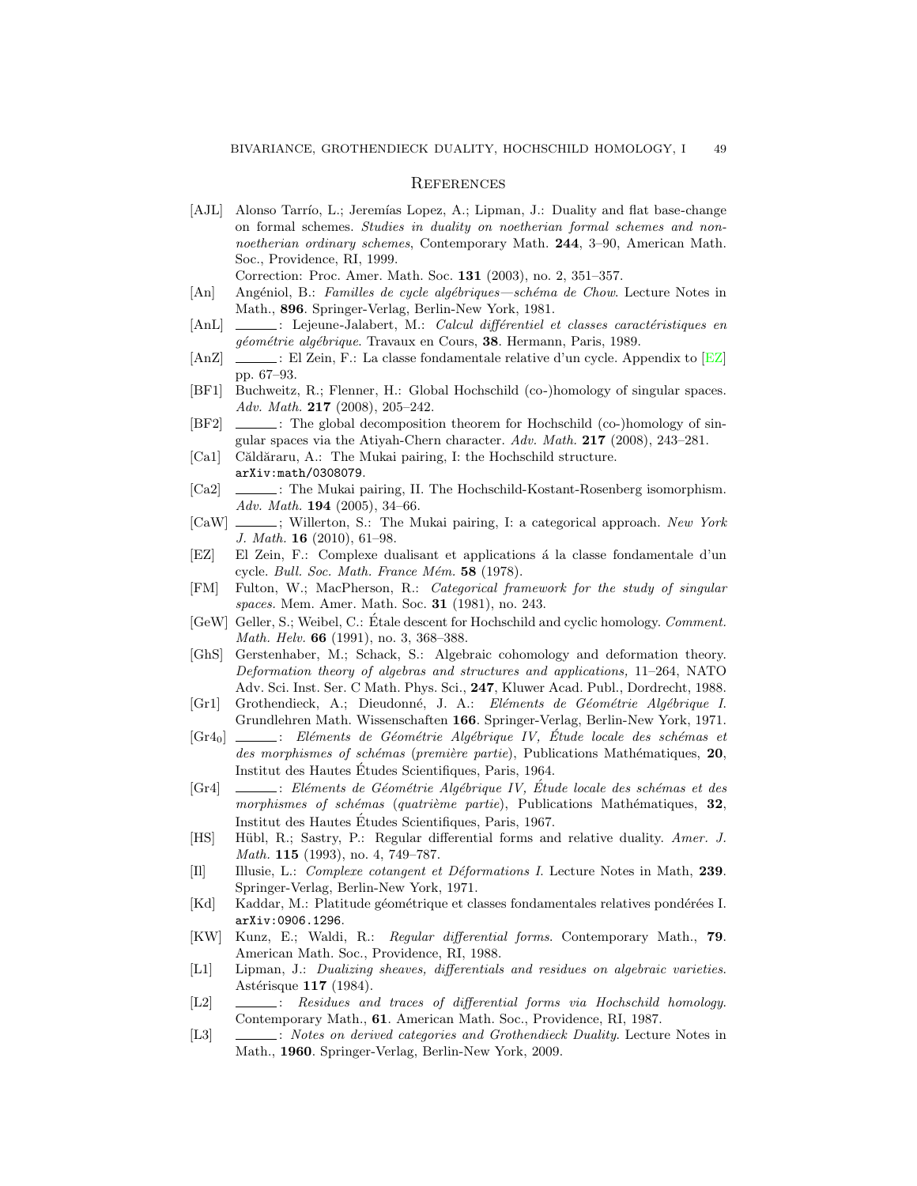# References

[AJL] Alonso Tarrío, L.; Jeremías Lopez, A.; Lipman, J.: Duality and flat base-change on formal schemes. *Studies in duality on noetherian formal schemes and non-noetherian ordinary schemes*, Contemporary Math. **244**, 3–90, American Math. Soc., Providence, RI, 1999.
Correction: Proc. Amer. Math. Soc. **131** (2003), no. 2, 351–357.

[An] Angéniol, B.: *Familles de cycle algébriques—schéma de Chow.* Lecture Notes in Math., **896**. Springer-Verlag, Berlin-New York, 1981.

[AnL] ______: Lejeune-Jalabert, M.: *Calcul différentiel et classes caractéristiques en géométrie algébrique.* Travaux en Cours, **38**. Hermann, Paris, 1989.

[AnZ] ______: El Zein, F.: La classe fondamentale relative d'un cycle. Appendix to [EZ] pp. 67–93.

[BF1] Buchweitz, R.; Flenner, H.: Global Hochschild (co-)homology of singular spaces. *Adv. Math.* **217** (2008), 205–242.

[BF2] ______: The global decomposition theorem for Hochschild (co-)homology of singular spaces via the Atiyah-Chern character. *Adv. Math.* **217** (2008), 243–281.

[Ca1] Căldăraru, A.: The Mukai pairing, I: the Hochschild structure. `arXiv:math/0308079`.

[Ca2] ______: The Mukai pairing, II. The Hochschild-Kostant-Rosenberg isomorphism. *Adv. Math.* **194** (2005), 34–66.

[CaW] ______; Willerton, S.: The Mukai pairing, I: a categorical approach. *New York J. Math.* **16** (2010), 61–98.

[EZ] El Zein, F.: Complexe dualisant et applications á la classe fondamentale d'un cycle. *Bull. Soc. Math. France Mém.* **58** (1978).

[FM] Fulton, W.; MacPherson, R.: *Categorical framework for the study of singular spaces.* Mem. Amer. Math. Soc. **31** (1981), no. 243.

[GeW] Geller, S.; Weibel, C.: Étale descent for Hochschild and cyclic homology. *Comment. Math. Helv.* **66** (1991), no. 3, 368–388.

[GhS] Gerstenhaber, M.; Schack, S.: Algebraic cohomology and deformation theory. *Deformation theory of algebras and structures and applications,* 11–264, NATO Adv. Sci. Inst. Ser. C Math. Phys. Sci., **247**, Kluwer Acad. Publ., Dordrecht, 1988.

[Gr1] Grothendieck, A.; Dieudonné, J. A.: *Eléments de Géométrie Algébrique I.* Grundlehren Math. Wissenschaften **166**. Springer-Verlag, Berlin-New York, 1971.

[$\text{Gr4}_0$] ______: *Eléments de Géométrie Algébrique IV, Étude locale des schémas et des morphismes of schémas (première partie)*, Publications Mathématiques, **20**, Institut des Hautes Études Scientifiques, Paris, 1964.

[Gr4] ______: *Eléments de Géométrie Algébrique IV, Étude locale des schémas et des morphismes of schémas (quatrième partie)*, Publications Mathématiques, **32**, Institut des Hautes Études Scientifiques, Paris, 1967.

[HS] Hübl, R.; Sastry, P.: Regular differential forms and relative duality. *Amer. J. Math.* **115** (1993), no. 4, 749–787.

[Il] Illusie, L.: *Complexe cotangent et Déformations I.* Lecture Notes in Math, **239**. Springer-Verlag, Berlin-New York, 1971.

[Kd] Kaddar, M.: Platitude géométrique et classes fondamentales relatives pondérées I. `arXiv:0906.1296`.

[KW] Kunz, E.; Waldi, R.: *Regular differential forms.* Contemporary Math., **79**. American Math. Soc., Providence, RI, 1988.

[L1] Lipman, J.: *Dualizing sheaves, differentials and residues on algebraic varieties.* Astérisque **117** (1984).

[L2] ______: *Residues and traces of differential forms via Hochschild homology.* Contemporary Math., **61**. American Math. Soc., Providence, RI, 1987.

[L3] ______: *Notes on derived categories and Grothendieck Duality.* Lecture Notes in Math., **1960**. Springer-Verlag, Berlin-New York, 2009.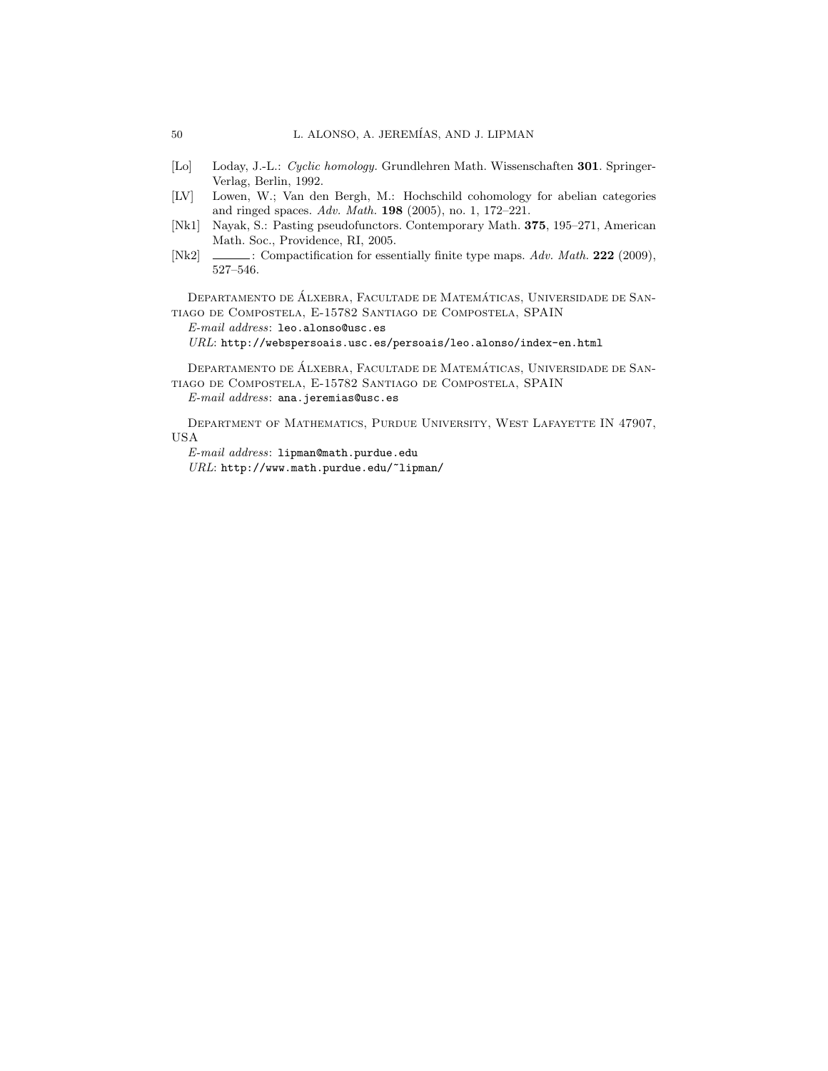[Lo] Loday, J.-L.: *Cyclic homology.* Grundlehren Math. Wissenschaften **301**. Springer-Verlag, Berlin, 1992.

[LV] Lowen, W.; Van den Bergh, M.: Hochschild cohomology for abelian categories and ringed spaces. *Adv. Math.* **198** (2005), no. 1, 172–221.

[Nk1] Nayak, S.: Pasting pseudofunctors. Contemporary Math. **375**, 195–271, American Math. Soc., Providence, RI, 2005.

[Nk2] ______: Compactification for essentially finite type maps. *Adv. Math.* **222** (2009), 527–546.

Departamento de Álxebra, Facultade de Matemáticas, Universidade de Santiago de Compostela, E-15782 Santiago de Compostela, SPAIN

*E-mail address*: leo.alonso@usc.es

*URL*: http://webspersoais.usc.es/persoais/leo.alonso/index-en.html

Departamento de Álxebra, Facultade de Matemáticas, Universidade de Santiago de Compostela, E-15782 Santiago de Compostela, SPAIN

*E-mail address*: ana.jeremias@usc.es

Department of Mathematics, Purdue University, West Lafayette IN 47907, USA

*E-mail address*: lipman@math.purdue.edu

*URL*: http://www.math.purdue.edu/~lipman/